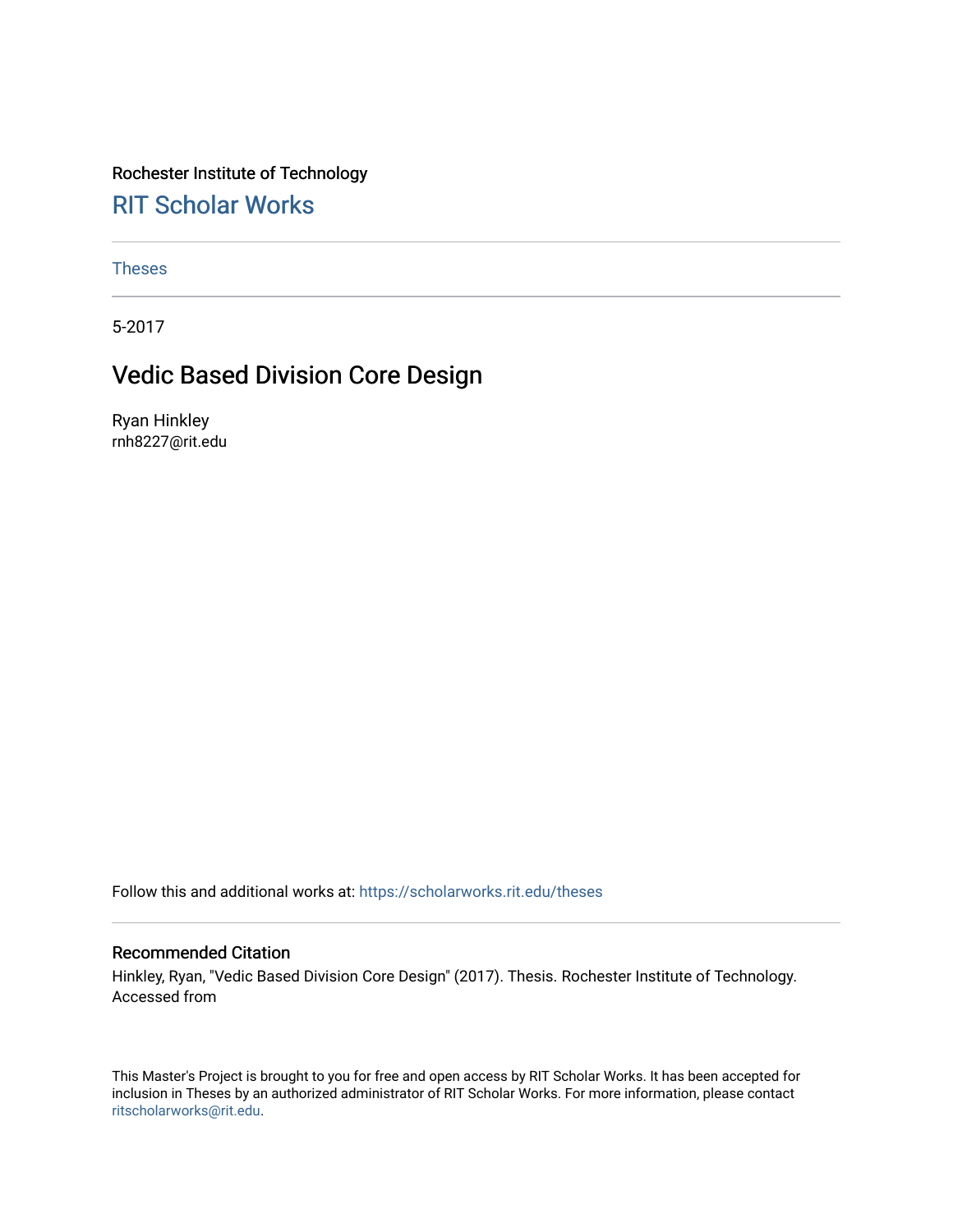Rochester Institute of Technology

## RIT Scholar Works

Theses

5-2017

# Vedic Based Division Core Design

Ryan Hinkley
rnh8227@rit.edu

Follow this and additional works at: https://scholarworks.rit.edu/theses

### Recommended Citation

Hinkley, Ryan, "Vedic Based Division Core Design" (2017). Thesis. Rochester Institute of Technology. Accessed from

This Master's Project is brought to you for free and open access by RIT Scholar Works. It has been accepted for inclusion in Theses by an authorized administrator of RIT Scholar Works. For more information, please contact ritscholarworks@rit.edu.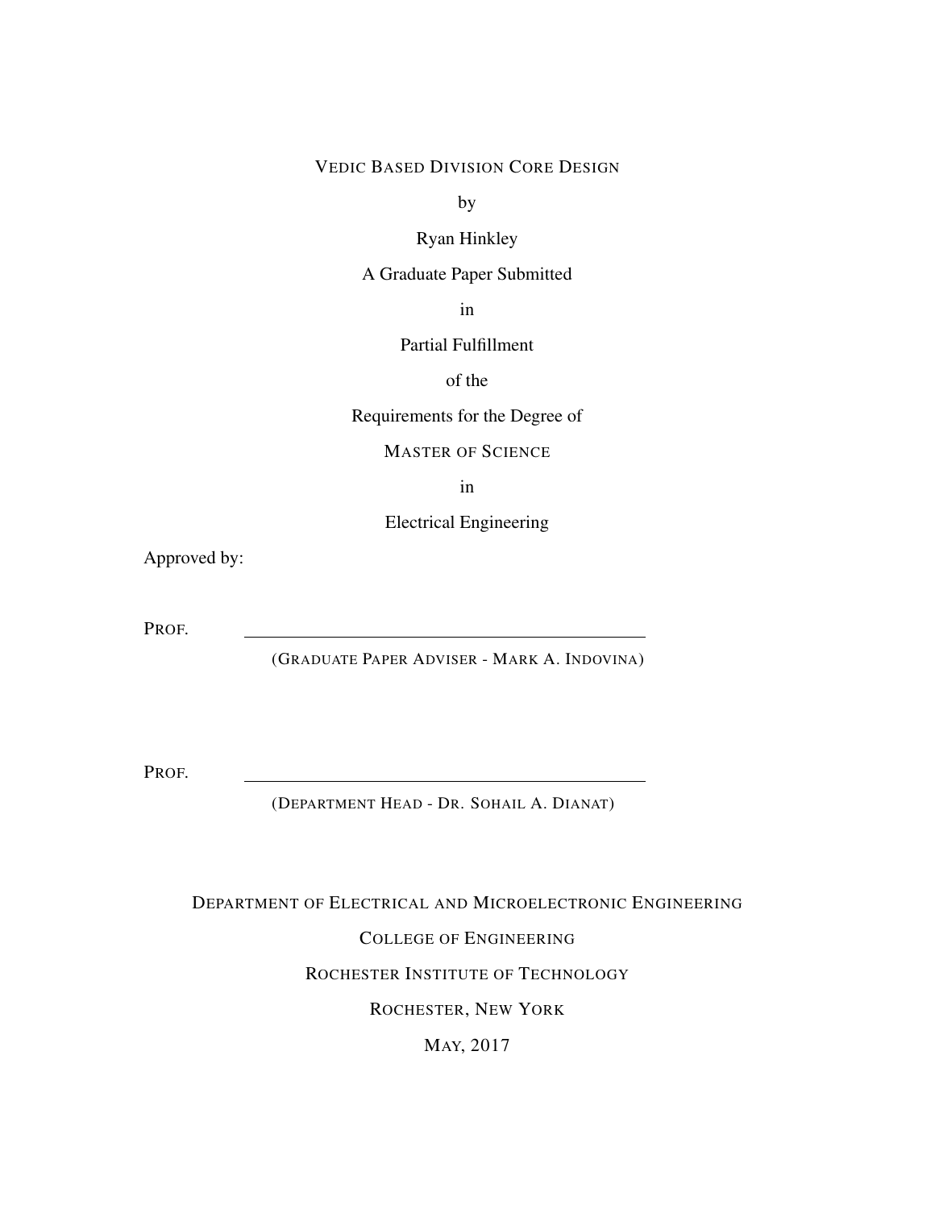VEDIC BASED DIVISION CORE DESIGN

by

Ryan Hinkley

A Graduate Paper Submitted

in

Partial Fulfillment

of the

Requirements for the Degree of

MASTER OF SCIENCE

in

Electrical Engineering

Approved by:

PROF. \_\_\_\_\_\_\_\_\_\_\_\_\_\_\_\_\_\_\_\_\_\_\_\_\_\_\_\_\_\_\_\_\_\_\_\_\_\_\_\_

(GRADUATE PAPER ADVISER - MARK A. INDOVINA)

PROF. \_\_\_\_\_\_\_\_\_\_\_\_\_\_\_\_\_\_\_\_\_\_\_\_\_\_\_\_\_\_\_\_\_\_\_\_\_\_\_\_

(DEPARTMENT HEAD - DR. SOHAIL A. DIANAT)

DEPARTMENT OF ELECTRICAL AND MICROELECTRONIC ENGINEERING

COLLEGE OF ENGINEERING

ROCHESTER INSTITUTE OF TECHNOLOGY

ROCHESTER, NEW YORK

MAY, 2017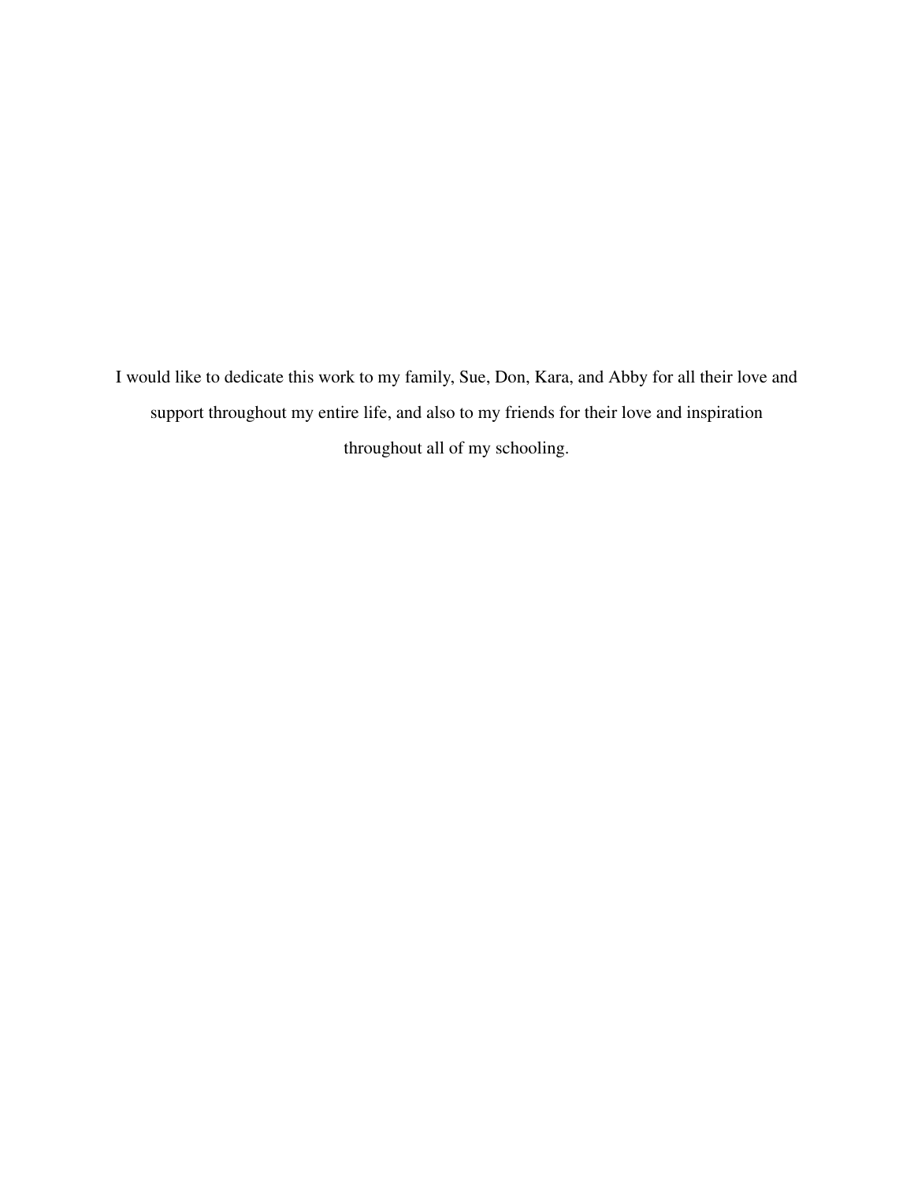I would like to dedicate this work to my family, Sue, Don, Kara, and Abby for all their love and support throughout my entire life, and also to my friends for their love and inspiration throughout all of my schooling.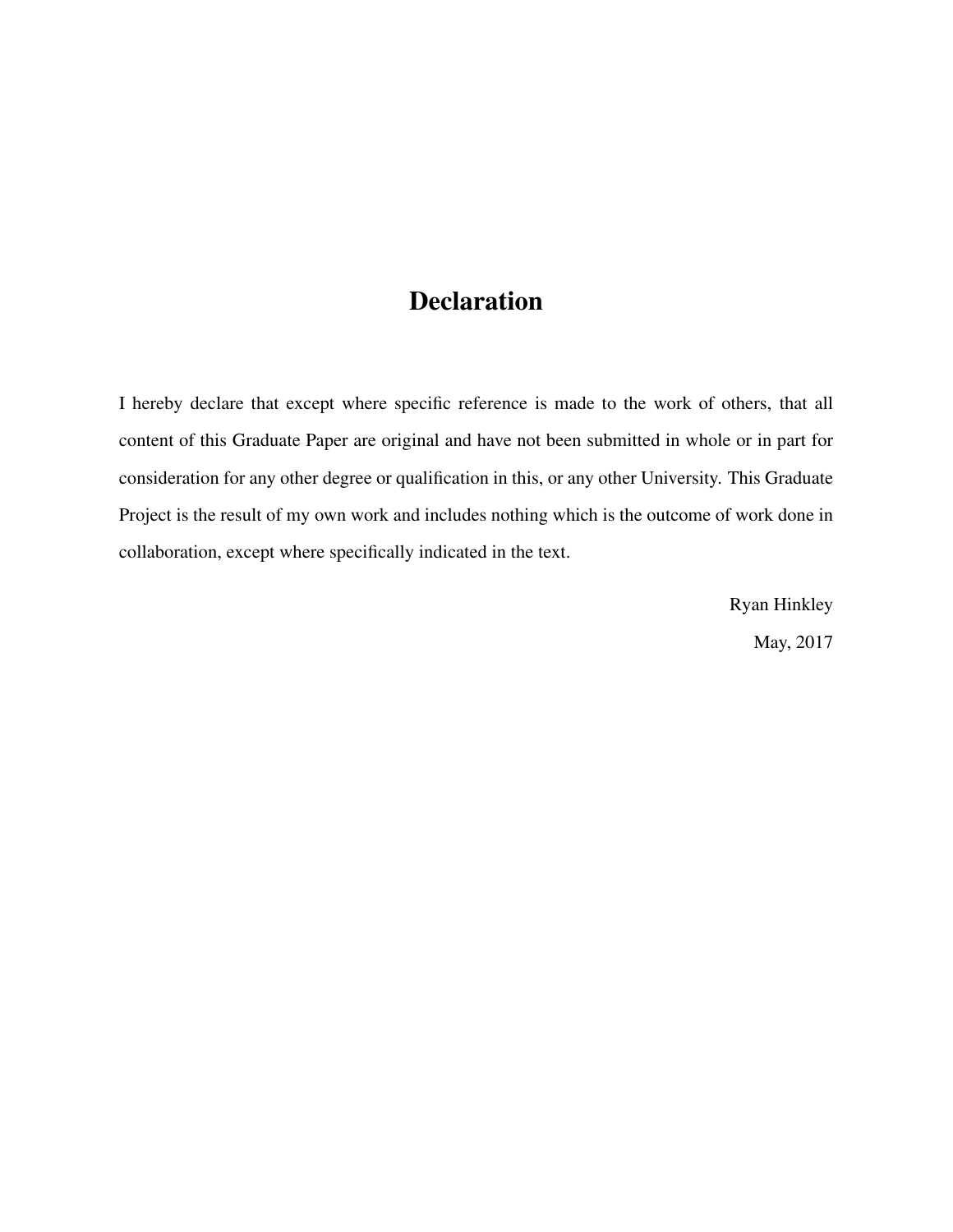# Declaration

I hereby declare that except where specific reference is made to the work of others, that all content of this Graduate Paper are original and have not been submitted in whole or in part for consideration for any other degree or qualification in this, or any other University. This Graduate Project is the result of my own work and includes nothing which is the outcome of work done in collaboration, except where specifically indicated in the text.

Ryan Hinkley

May, 2017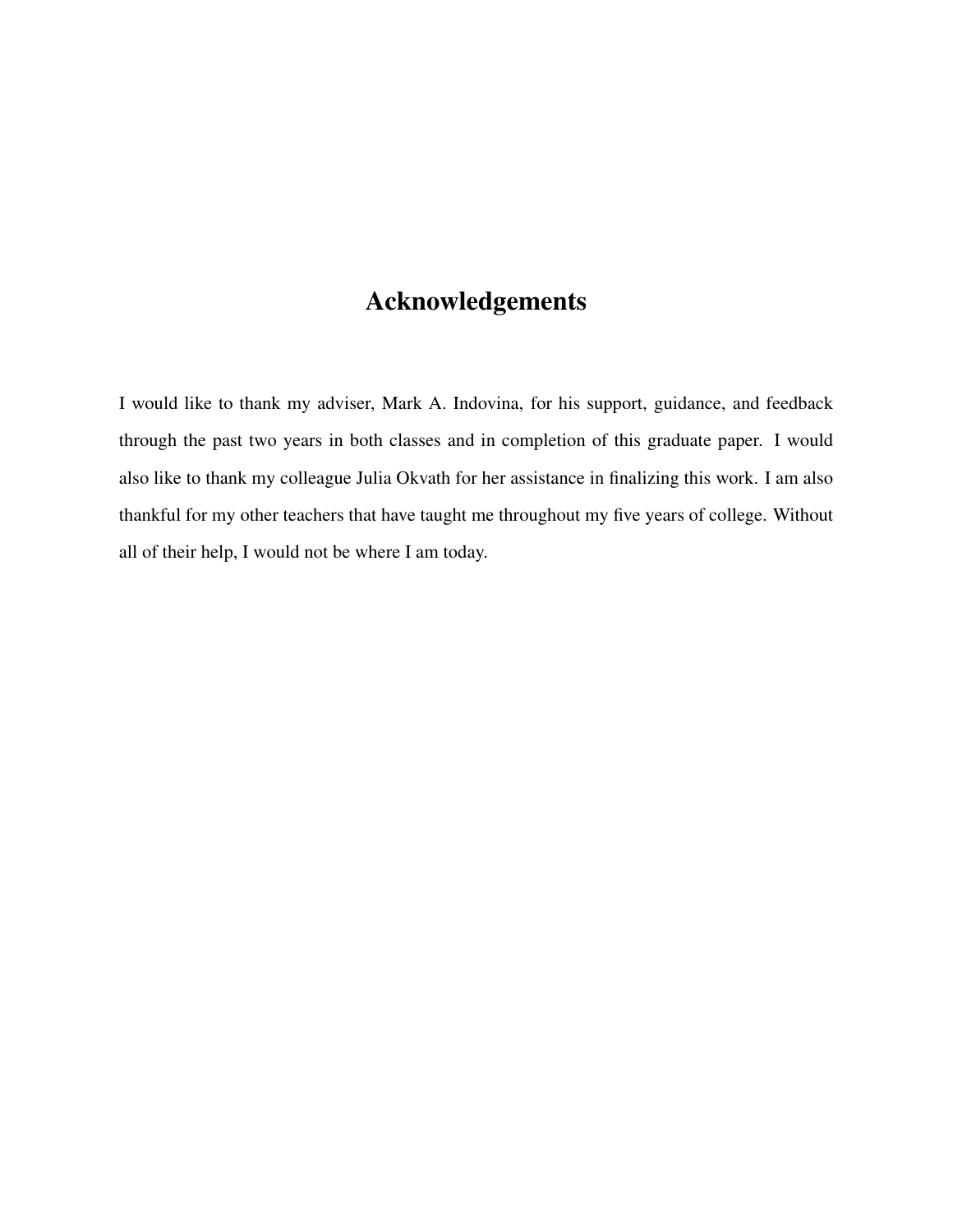# Acknowledgements

I would like to thank my adviser, Mark A. Indovina, for his support, guidance, and feedback through the past two years in both classes and in completion of this graduate paper. I would also like to thank my colleague Julia Okvath for her assistance in finalizing this work. I am also thankful for my other teachers that have taught me throughout my five years of college. Without all of their help, I would not be where I am today.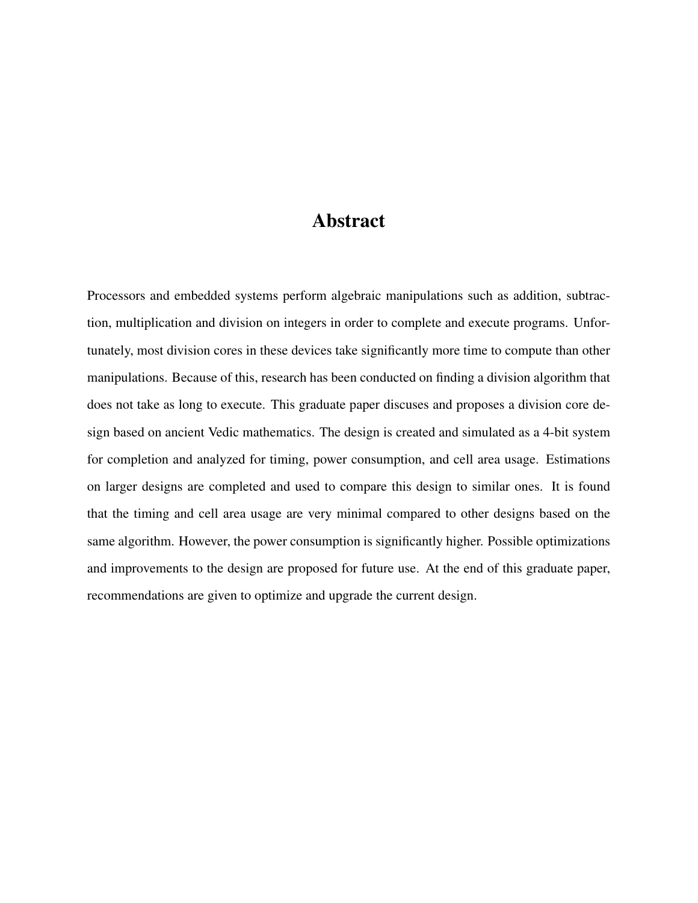# Abstract

Processors and embedded systems perform algebraic manipulations such as addition, subtraction, multiplication and division on integers in order to complete and execute programs. Unfortunately, most division cores in these devices take significantly more time to compute than other manipulations. Because of this, research has been conducted on finding a division algorithm that does not take as long to execute. This graduate paper discuses and proposes a division core design based on ancient Vedic mathematics. The design is created and simulated as a 4-bit system for completion and analyzed for timing, power consumption, and cell area usage. Estimations on larger designs are completed and used to compare this design to similar ones. It is found that the timing and cell area usage are very minimal compared to other designs based on the same algorithm. However, the power consumption is significantly higher. Possible optimizations and improvements to the design are proposed for future use. At the end of this graduate paper, recommendations are given to optimize and upgrade the current design.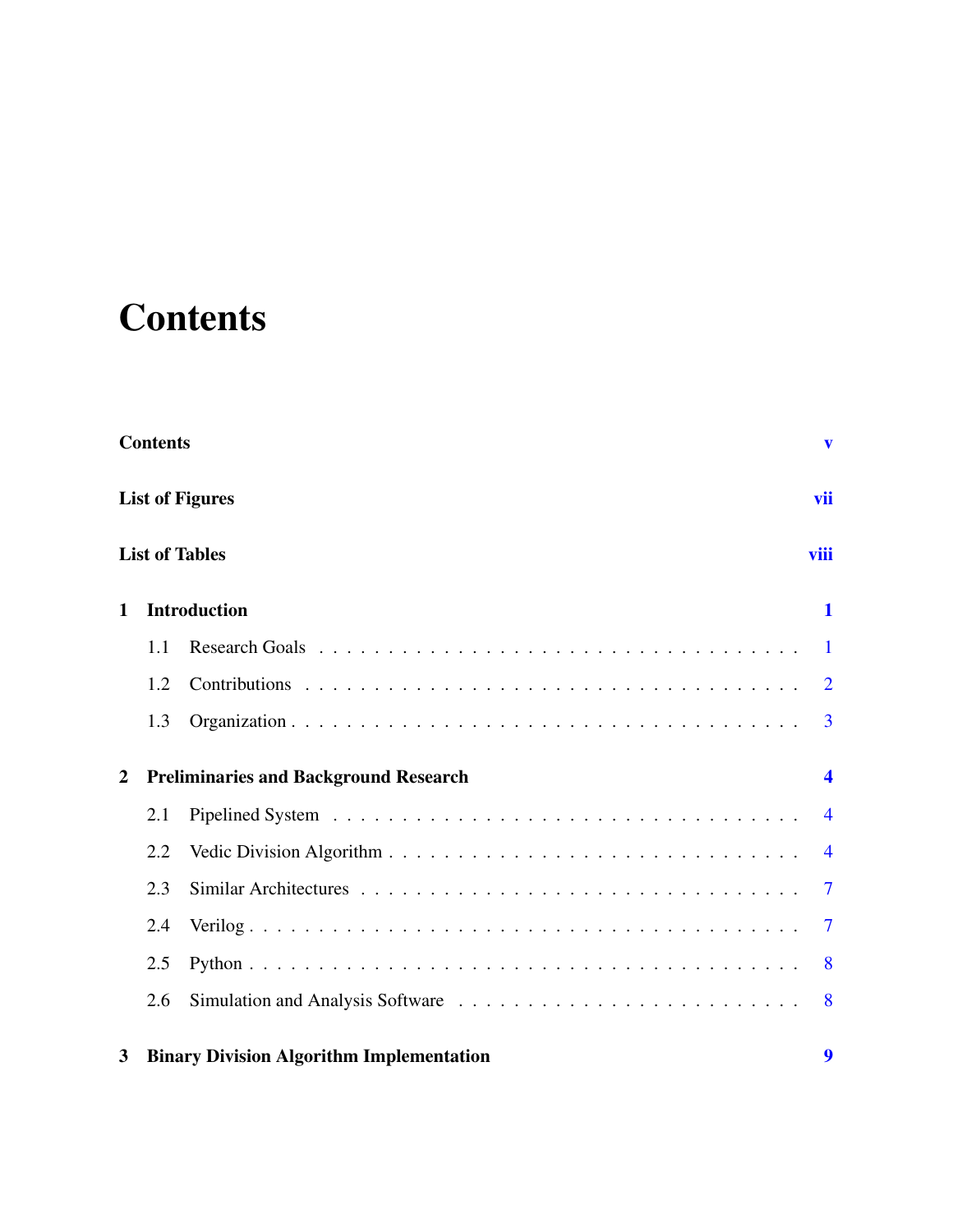# Contents

**Contents** **v**

**List of Figures** **vii**

**List of Tables** **viii**

**1 Introduction** **1**

- 1.1 Research Goals . . . . . . . . . . . . . . . . . . . . . . . . . . . . . . . 1
- 1.2 Contributions . . . . . . . . . . . . . . . . . . . . . . . . . . . . . . . 2
- 1.3 Organization . . . . . . . . . . . . . . . . . . . . . . . . . . . . . . . 3

**2 Preliminaries and Background Research** **4**

- 2.1 Pipelined System . . . . . . . . . . . . . . . . . . . . . . . . . . . . . 4
- 2.2 Vedic Division Algorithm . . . . . . . . . . . . . . . . . . . . . . . . 4
- 2.3 Similar Architectures . . . . . . . . . . . . . . . . . . . . . . . . . . . 7
- 2.4 Verilog . . . . . . . . . . . . . . . . . . . . . . . . . . . . . . . . . . 7
- 2.5 Python . . . . . . . . . . . . . . . . . . . . . . . . . . . . . . . . . . 8
- 2.6 Simulation and Analysis Software . . . . . . . . . . . . . . . . . . . . 8

**3 Binary Division Algorithm Implementation** **9**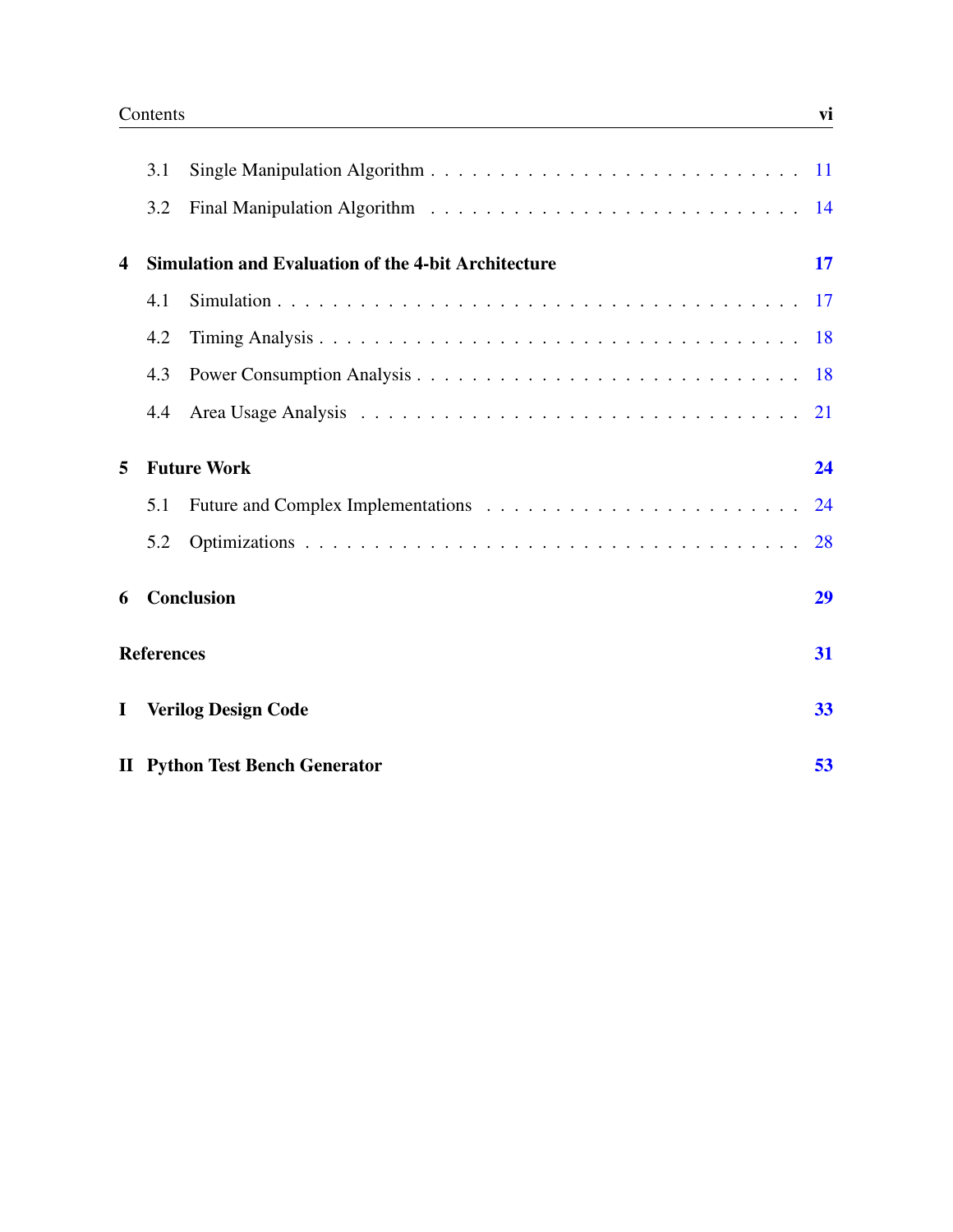- 3.1 Single Manipulation Algorithm . . . . . . . . . . . . . . . . . . . . . . . . . . 11
- 3.2 Final Manipulation Algorithm . . . . . . . . . . . . . . . . . . . . . . . . . . 14

**4 Simulation and Evaluation of the 4-bit Architecture** **17**

- 4.1 Simulation . . . . . . . . . . . . . . . . . . . . . . . . . . . . . . . . . . . 17
- 4.2 Timing Analysis . . . . . . . . . . . . . . . . . . . . . . . . . . . . . . . . 18
- 4.3 Power Consumption Analysis . . . . . . . . . . . . . . . . . . . . . . . . . 18
- 4.4 Area Usage Analysis . . . . . . . . . . . . . . . . . . . . . . . . . . . . . . 21

**5 Future Work** **24**

- 5.1 Future and Complex Implementations . . . . . . . . . . . . . . . . . . . . . 24
- 5.2 Optimizations . . . . . . . . . . . . . . . . . . . . . . . . . . . . . . . . . . 28

**6 Conclusion** **29**

**References** **31**

**I Verilog Design Code** **33**

**II Python Test Bench Generator** **53**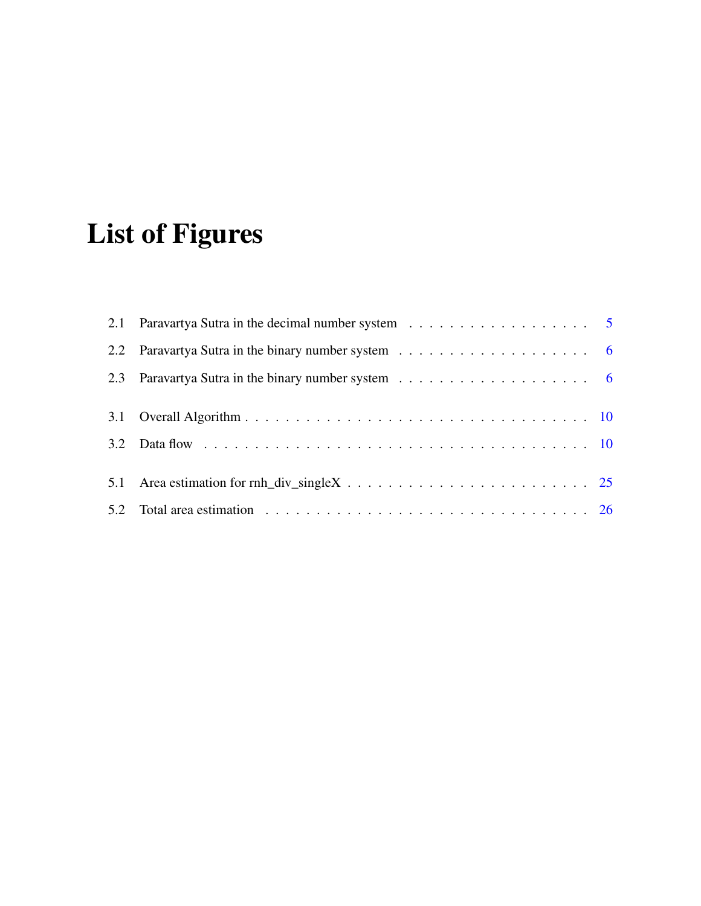# List of Figures

2.1 Paravartya Sutra in the decimal number system . . . . . . . . . . . . . . . . . . . 5

2.2 Paravartya Sutra in the binary number system . . . . . . . . . . . . . . . . . . . 6

2.3 Paravartya Sutra in the binary number system . . . . . . . . . . . . . . . . . . . 6

3.1 Overall Algorithm . . . . . . . . . . . . . . . . . . . . . . . . . . . . . . . . . 10

3.2 Data flow . . . . . . . . . . . . . . . . . . . . . . . . . . . . . . . . . . . . . 10

5.1 Area estimation for rnh_div_singleX . . . . . . . . . . . . . . . . . . . . . . . . 25

5.2 Total area estimation . . . . . . . . . . . . . . . . . . . . . . . . . . . . . . . 26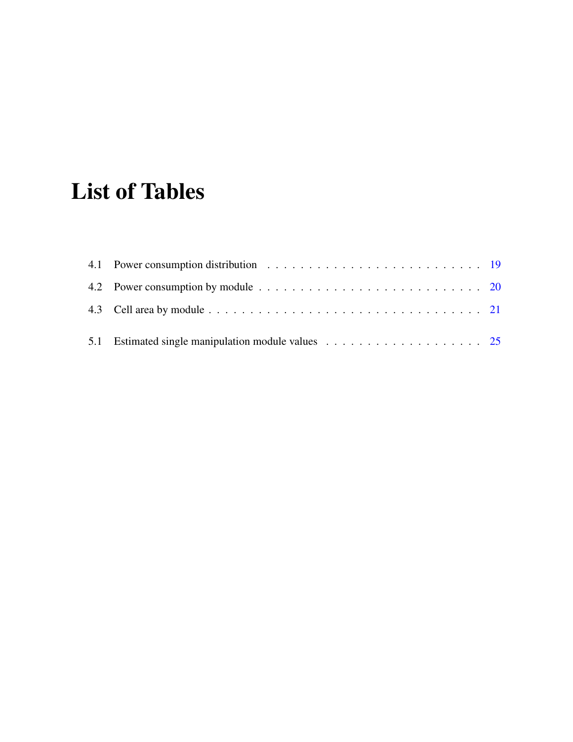# List of Tables

4.1 Power consumption distribution . . . . . . . . . . . . . . . . . . . . . . . . . . 19

4.2 Power consumption by module . . . . . . . . . . . . . . . . . . . . . . . . . . . 20

4.3 Cell area by module . . . . . . . . . . . . . . . . . . . . . . . . . . . . . . . . . 21

5.1 Estimated single manipulation module values . . . . . . . . . . . . . . . . . . . 25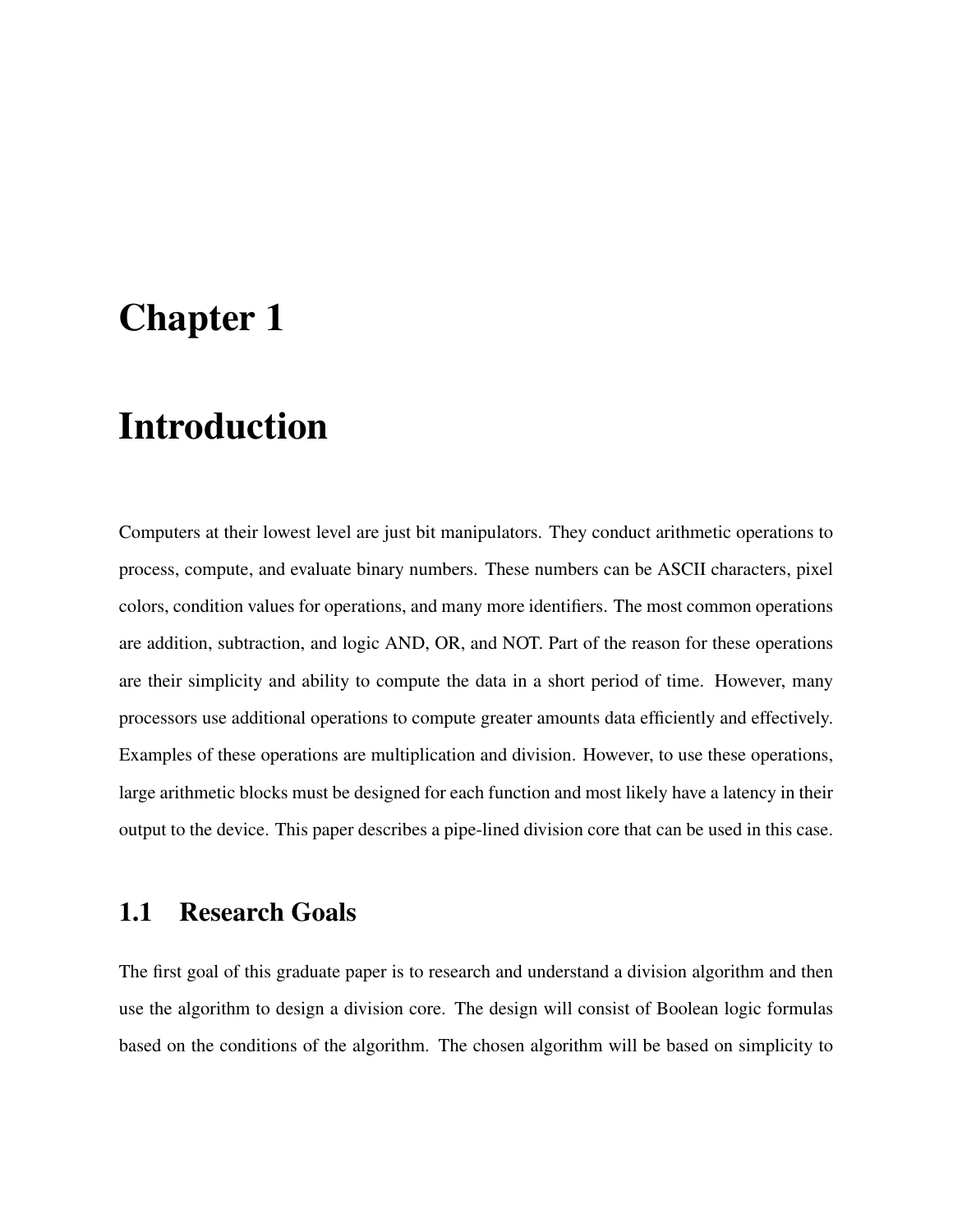# Chapter 1

# Introduction

Computers at their lowest level are just bit manipulators. They conduct arithmetic operations to process, compute, and evaluate binary numbers. These numbers can be ASCII characters, pixel colors, condition values for operations, and many more identifiers. The most common operations are addition, subtraction, and logic AND, OR, and NOT. Part of the reason for these operations are their simplicity and ability to compute the data in a short period of time. However, many processors use additional operations to compute greater amounts data efficiently and effectively. Examples of these operations are multiplication and division. However, to use these operations, large arithmetic blocks must be designed for each function and most likely have a latency in their output to the device. This paper describes a pipe-lined division core that can be used in this case.

## 1.1 Research Goals

The first goal of this graduate paper is to research and understand a division algorithm and then use the algorithm to design a division core. The design will consist of Boolean logic formulas based on the conditions of the algorithm. The chosen algorithm will be based on simplicity to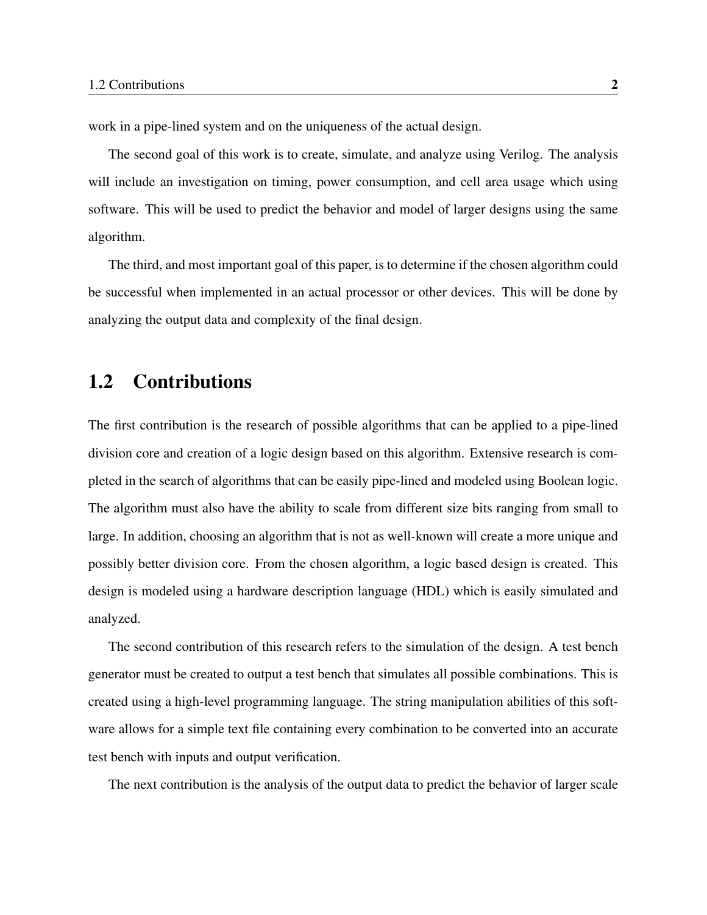work in a pipe-lined system and on the uniqueness of the actual design.

The second goal of this work is to create, simulate, and analyze using Verilog. The analysis will include an investigation on timing, power consumption, and cell area usage which using software. This will be used to predict the behavior and model of larger designs using the same algorithm.

The third, and most important goal of this paper, is to determine if the chosen algorithm could be successful when implemented in an actual processor or other devices. This will be done by analyzing the output data and complexity of the final design.

## 1.2 Contributions

The first contribution is the research of possible algorithms that can be applied to a pipe-lined division core and creation of a logic design based on this algorithm. Extensive research is completed in the search of algorithms that can be easily pipe-lined and modeled using Boolean logic. The algorithm must also have the ability to scale from different size bits ranging from small to large. In addition, choosing an algorithm that is not as well-known will create a more unique and possibly better division core. From the chosen algorithm, a logic based design is created. This design is modeled using a hardware description language (HDL) which is easily simulated and analyzed.

The second contribution of this research refers to the simulation of the design. A test bench generator must be created to output a test bench that simulates all possible combinations. This is created using a high-level programming language. The string manipulation abilities of this software allows for a simple text file containing every combination to be converted into an accurate test bench with inputs and output verification.

The next contribution is the analysis of the output data to predict the behavior of larger scale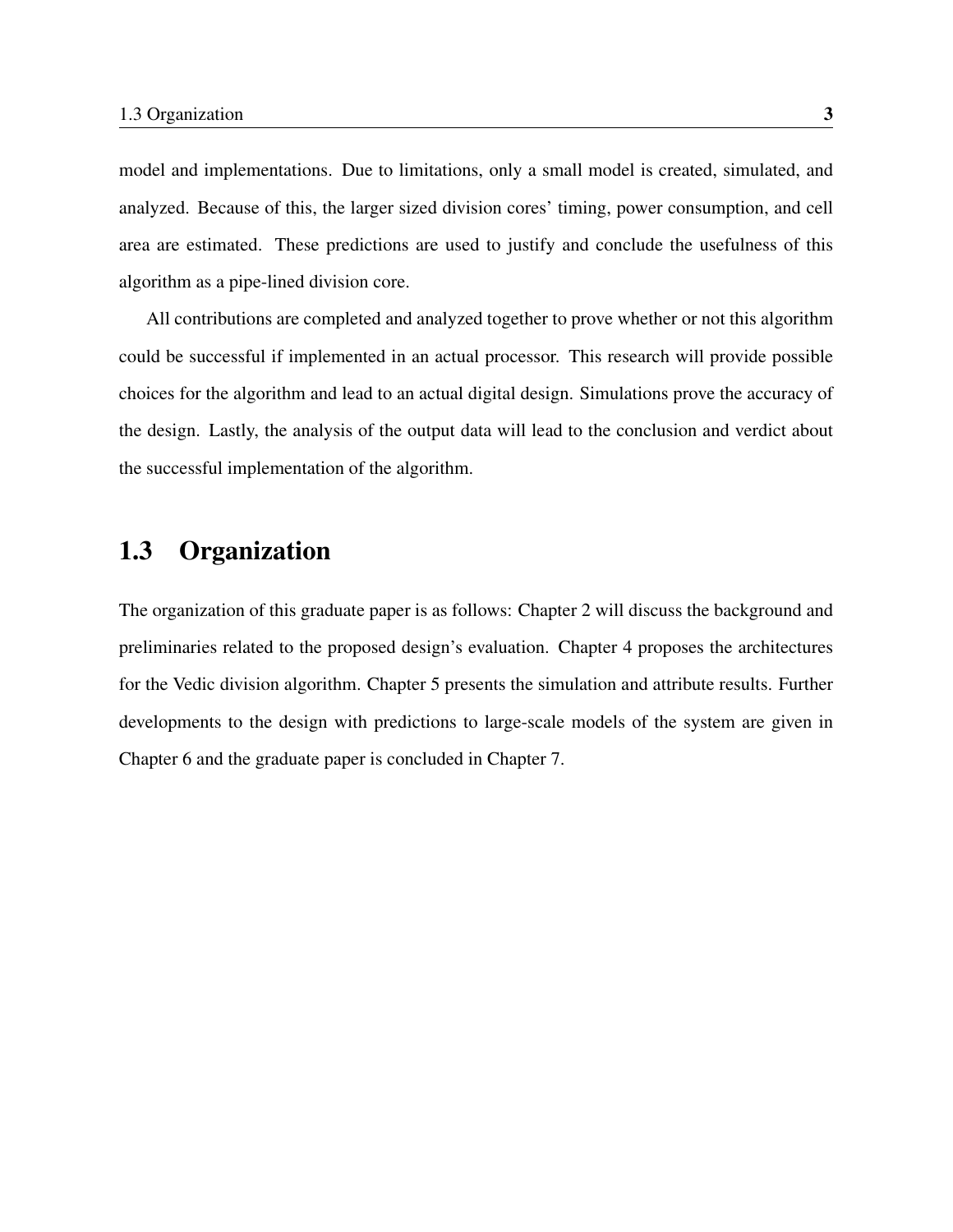model and implementations. Due to limitations, only a small model is created, simulated, and analyzed. Because of this, the larger sized division cores' timing, power consumption, and cell area are estimated. These predictions are used to justify and conclude the usefulness of this algorithm as a pipe-lined division core.

All contributions are completed and analyzed together to prove whether or not this algorithm could be successful if implemented in an actual processor. This research will provide possible choices for the algorithm and lead to an actual digital design. Simulations prove the accuracy of the design. Lastly, the analysis of the output data will lead to the conclusion and verdict about the successful implementation of the algorithm.

## 1.3 Organization

The organization of this graduate paper is as follows: Chapter 2 will discuss the background and preliminaries related to the proposed design's evaluation. Chapter 4 proposes the architectures for the Vedic division algorithm. Chapter 5 presents the simulation and attribute results. Further developments to the design with predictions to large-scale models of the system are given in Chapter 6 and the graduate paper is concluded in Chapter 7.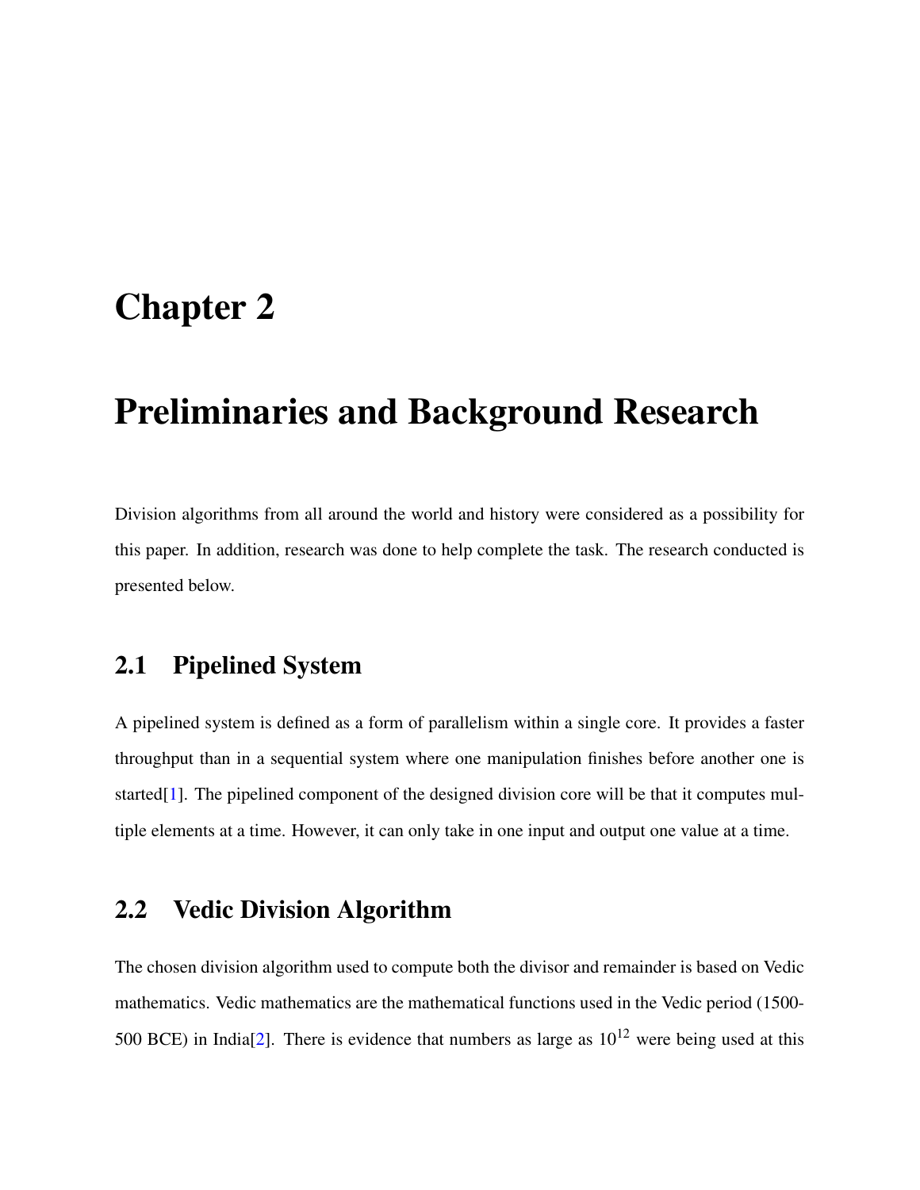# Chapter 2

# Preliminaries and Background Research

Division algorithms from all around the world and history were considered as a possibility for this paper. In addition, research was done to help complete the task. The research conducted is presented below.

## 2.1 Pipelined System

A pipelined system is defined as a form of parallelism within a single core. It provides a faster throughput than in a sequential system where one manipulation finishes before another one is started[1]. The pipelined component of the designed division core will be that it computes multiple elements at a time. However, it can only take in one input and output one value at a time.

## 2.2 Vedic Division Algorithm

The chosen division algorithm used to compute both the divisor and remainder is based on Vedic mathematics. Vedic mathematics are the mathematical functions used in the Vedic period (1500-500 BCE) in India[2]. There is evidence that numbers as large as $10^{12}$ were being used at this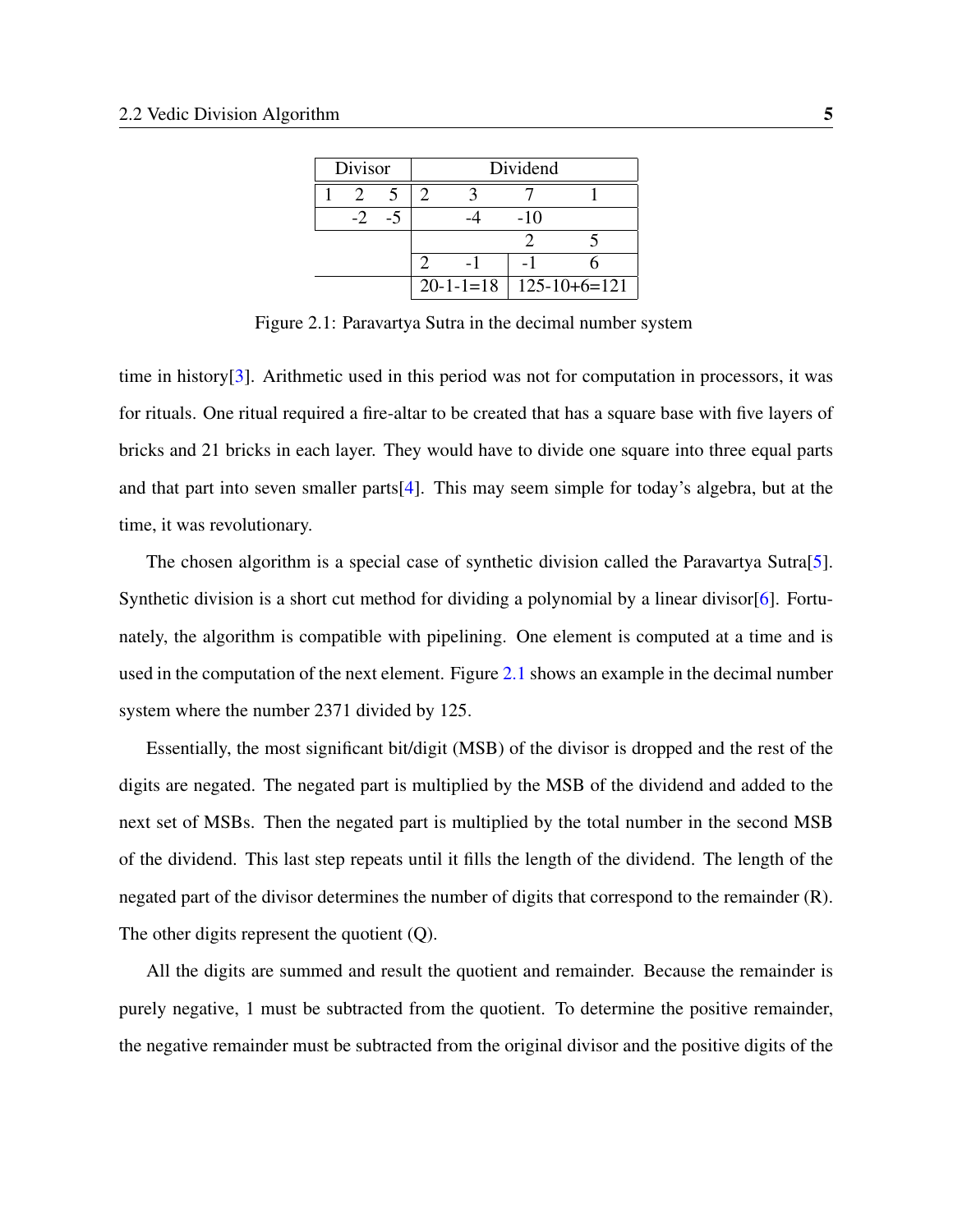| Divisor | | | Dividend | | | |
|---|---|---|---|---|---|---|
| 1 | 2 | 5 | 2 | 3 | 7 | 1 |
| | -2 | -5 | | -4 | -10 | |
| | | | | | 2 | 5 |
| | | | 2 | -1 | -1 | 6 |
| | | | 20-1-1=18 | | 125-10+6=121 | |

Figure 2.1: Paravartya Sutra in the decimal number system

time in history[3]. Arithmetic used in this period was not for computation in processors, it was for rituals. One ritual required a fire-altar to be created that has a square base with five layers of bricks and 21 bricks in each layer. They would have to divide one square into three equal parts and that part into seven smaller parts[4]. This may seem simple for today's algebra, but at the time, it was revolutionary.

The chosen algorithm is a special case of synthetic division called the Paravartya Sutra[5]. Synthetic division is a short cut method for dividing a polynomial by a linear divisor[6]. Fortunately, the algorithm is compatible with pipelining. One element is computed at a time and is used in the computation of the next element. Figure 2.1 shows an example in the decimal number system where the number 2371 divided by 125.

Essentially, the most significant bit/digit (MSB) of the divisor is dropped and the rest of the digits are negated. The negated part is multiplied by the MSB of the dividend and added to the next set of MSBs. Then the negated part is multiplied by the total number in the second MSB of the dividend. This last step repeats until it fills the length of the dividend. The length of the negated part of the divisor determines the number of digits that correspond to the remainder (R). The other digits represent the quotient (Q).

All the digits are summed and result the quotient and remainder. Because the remainder is purely negative, 1 must be subtracted from the quotient. To determine the positive remainder, the negative remainder must be subtracted from the original divisor and the positive digits of the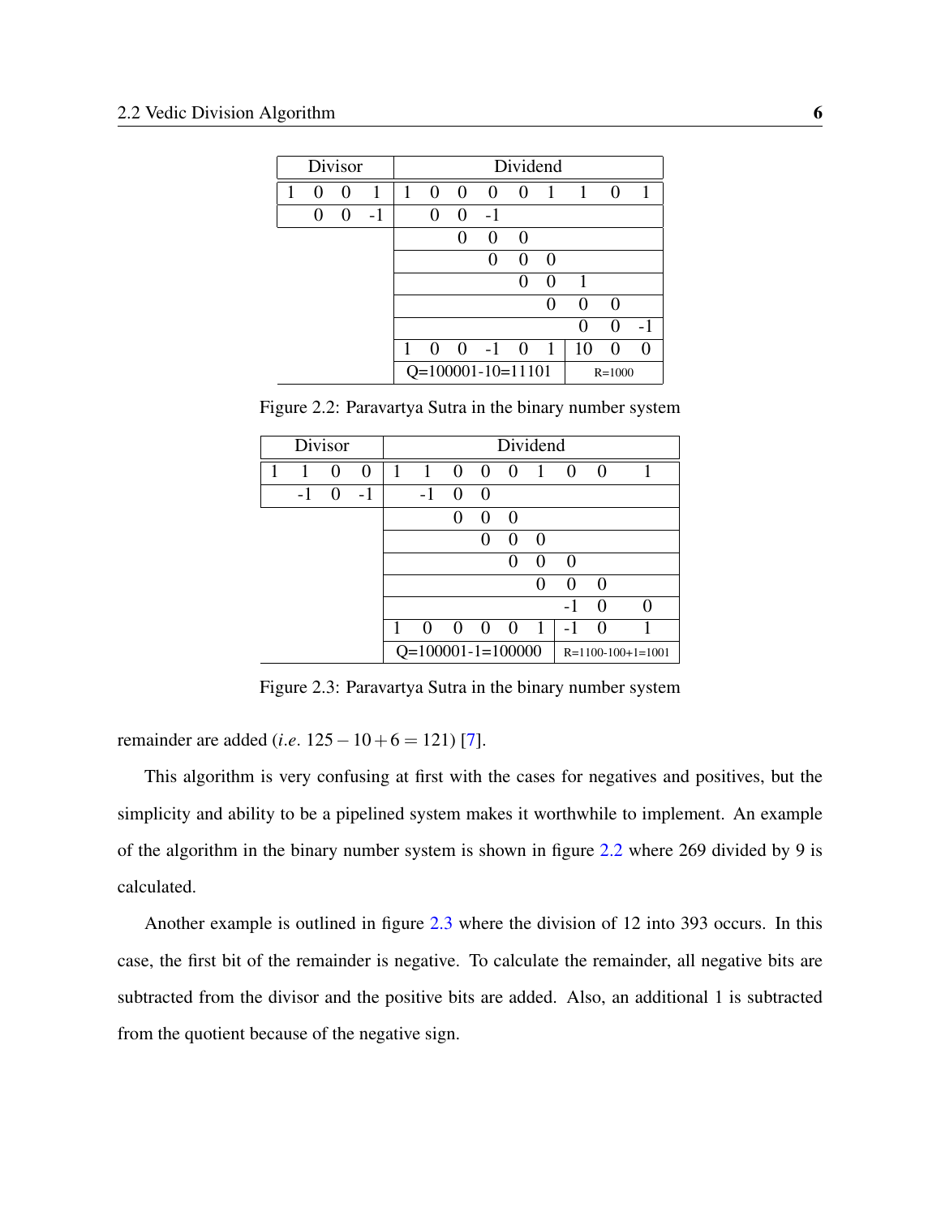| Divisor | | | | Dividend | | | | | | | | |
|---|---|---|---|---|---|---|---|---|---|---|---|---|
| 1 | 0 | 0 | 1 | 1 | 0 | 0 | 0 | 0 | 1 | 1 | 0 | 1 |
| | 0 | 0 | -1 | | 0 | 0 | -1 | | | | | |
| | | | | | | 0 | 0 | 0 | | | | |
| | | | | | | | 0 | 0 | 0 | | | |
| | | | | | | | | 0 | 0 | 1 | | |
| | | | | | | | | | 0 | 0 | 0 | |
| | | | | | | | | | | 0 | 0 | -1 |
| | | | | 1 | 0 | 0 | -1 | 0 | 1 | 10 | 0 | 0 |
| | | | | Q=100001-10=11101 | | | | | | R=1000 | | |

Figure 2.2: Paravartya Sutra in the binary number system

| Divisor | | | | Dividend | | | | | | | | |
|---|---|---|---|---|---|---|---|---|---|---|---|---|
| 1 | 1 | 0 | 0 | 1 | 1 | 0 | 0 | 0 | 1 | 0 | 0 | 1 |
| | -1 | 0 | -1 | | -1 | 0 | 0 | | | | | |
| | | | | | | 0 | 0 | 0 | | | | |
| | | | | | | | 0 | 0 | 0 | | | |
| | | | | | | | | 0 | 0 | 0 | | |
| | | | | | | | | | 0 | 0 | 0 | |
| | | | | | | | | | | -1 | 0 | 0 |
| | | | | 1 | 0 | 0 | 0 | 0 | 1 | -1 | 0 | 1 |
| | | | | Q=100001-1=100000 | | | | | | R=1100-100+1=1001 | | |

Figure 2.3: Paravartya Sutra in the binary number system

remainder are added (*i.e.* $125 - 10 + 6 = 121$) [7].

This algorithm is very confusing at first with the cases for negatives and positives, but the simplicity and ability to be a pipelined system makes it worthwhile to implement. An example of the algorithm in the binary number system is shown in figure 2.2 where 269 divided by 9 is calculated.

Another example is outlined in figure 2.3 where the division of 12 into 393 occurs. In this case, the first bit of the remainder is negative. To calculate the remainder, all negative bits are subtracted from the divisor and the positive bits are added. Also, an additional 1 is subtracted from the quotient because of the negative sign.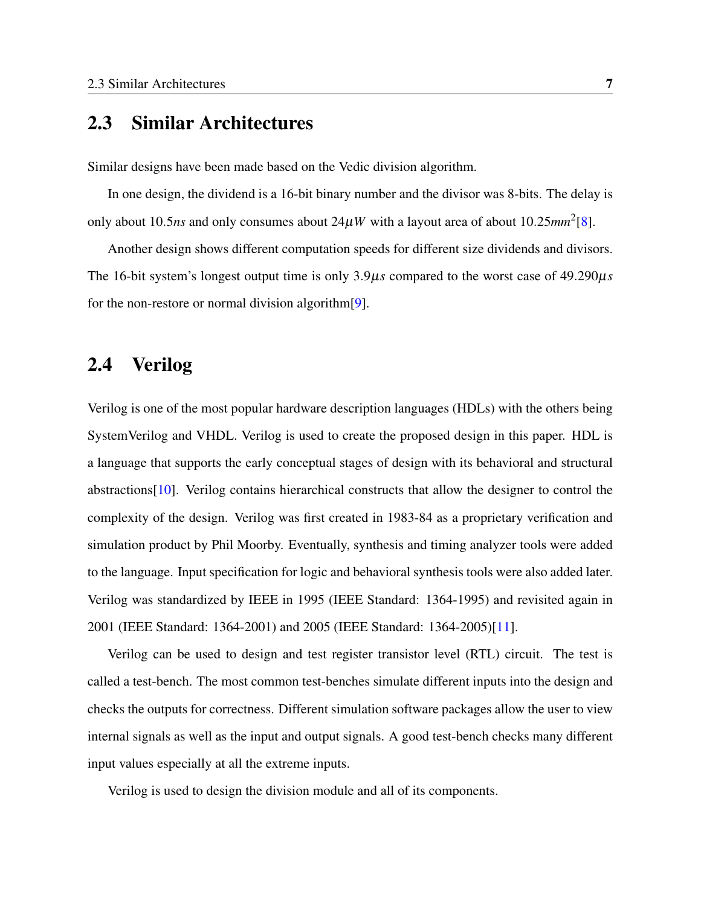## 2.3 Similar Architectures

Similar designs have been made based on the Vedic division algorithm.

In one design, the dividend is a 16-bit binary number and the divisor was 8-bits. The delay is only about 10.5$ns$ and only consumes about 24$\mu W$ with a layout area of about 10.25$mm^2$[8].

Another design shows different computation speeds for different size dividends and divisors. The 16-bit system's longest output time is only 3.9$\mu s$ compared to the worst case of 49.290$\mu s$ for the non-restore or normal division algorithm[9].

## 2.4 Verilog

Verilog is one of the most popular hardware description languages (HDLs) with the others being SystemVerilog and VHDL. Verilog is used to create the proposed design in this paper. HDL is a language that supports the early conceptual stages of design with its behavioral and structural abstractions[10]. Verilog contains hierarchical constructs that allow the designer to control the complexity of the design. Verilog was first created in 1983-84 as a proprietary verification and simulation product by Phil Moorby. Eventually, synthesis and timing analyzer tools were added to the language. Input specification for logic and behavioral synthesis tools were also added later. Verilog was standardized by IEEE in 1995 (IEEE Standard: 1364-1995) and revisited again in 2001 (IEEE Standard: 1364-2001) and 2005 (IEEE Standard: 1364-2005)[11].

Verilog can be used to design and test register transistor level (RTL) circuit. The test is called a test-bench. The most common test-benches simulate different inputs into the design and checks the outputs for correctness. Different simulation software packages allow the user to view internal signals as well as the input and output signals. A good test-bench checks many different input values especially at all the extreme inputs.

Verilog is used to design the division module and all of its components.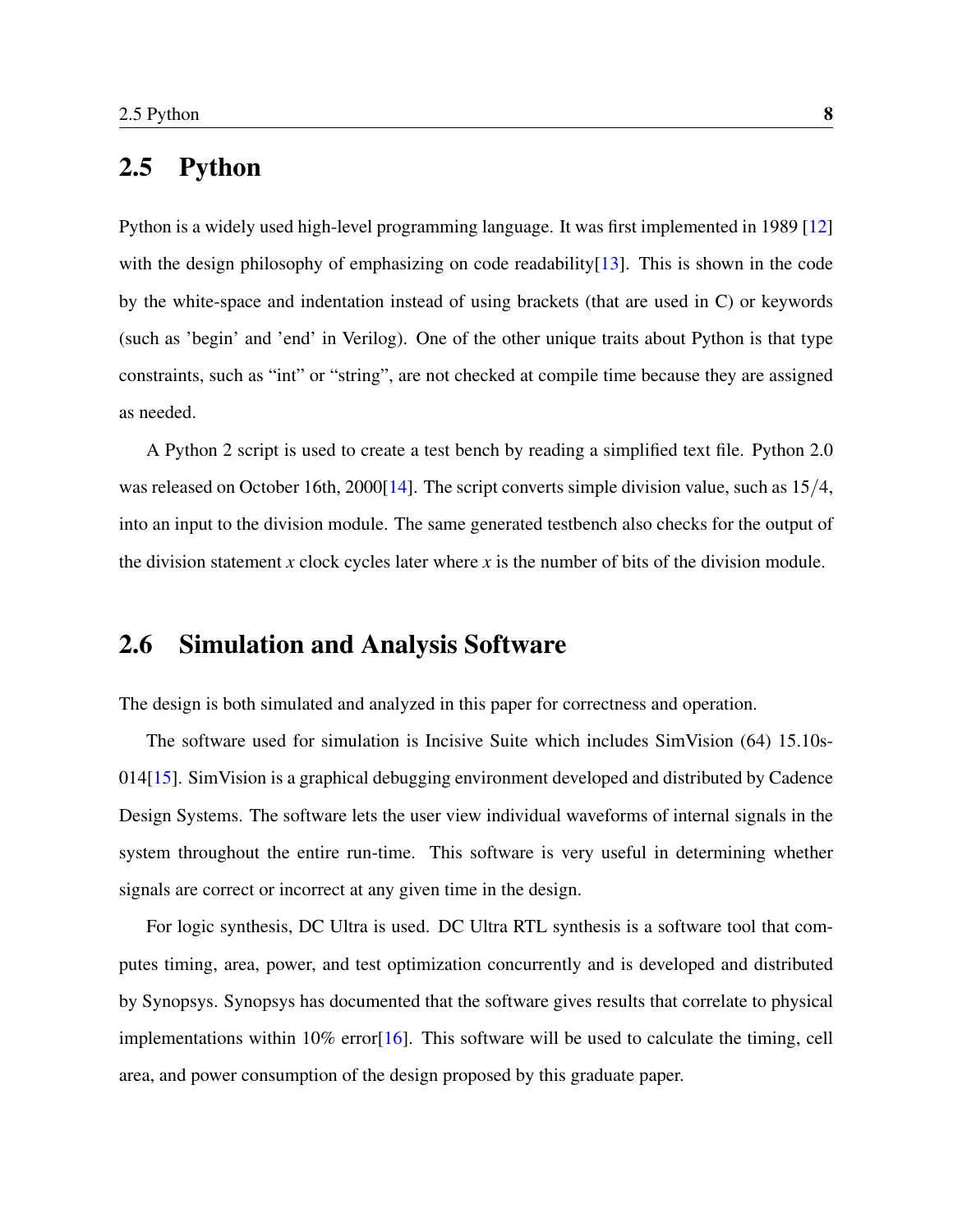## 2.5 Python

Python is a widely used high-level programming language. It was first implemented in 1989 [12] with the design philosophy of emphasizing on code readability[13]. This is shown in the code by the white-space and indentation instead of using brackets (that are used in C) or keywords (such as 'begin' and 'end' in Verilog). One of the other unique traits about Python is that type constraints, such as "int" or "string", are not checked at compile time because they are assigned as needed.

A Python 2 script is used to create a test bench by reading a simplified text file. Python 2.0 was released on October 16th, 2000[14]. The script converts simple division value, such as $15/4$, into an input to the division module. The same generated testbench also checks for the output of the division statement $x$ clock cycles later where $x$ is the number of bits of the division module.

## 2.6 Simulation and Analysis Software

The design is both simulated and analyzed in this paper for correctness and operation.

The software used for simulation is Incisive Suite which includes SimVision (64) 15.10s-014[15]. SimVision is a graphical debugging environment developed and distributed by Cadence Design Systems. The software lets the user view individual waveforms of internal signals in the system throughout the entire run-time. This software is very useful in determining whether signals are correct or incorrect at any given time in the design.

For logic synthesis, DC Ultra is used. DC Ultra RTL synthesis is a software tool that computes timing, area, power, and test optimization concurrently and is developed and distributed by Synopsys. Synopsys has documented that the software gives results that correlate to physical implementations within 10% error[16]. This software will be used to calculate the timing, cell area, and power consumption of the design proposed by this graduate paper.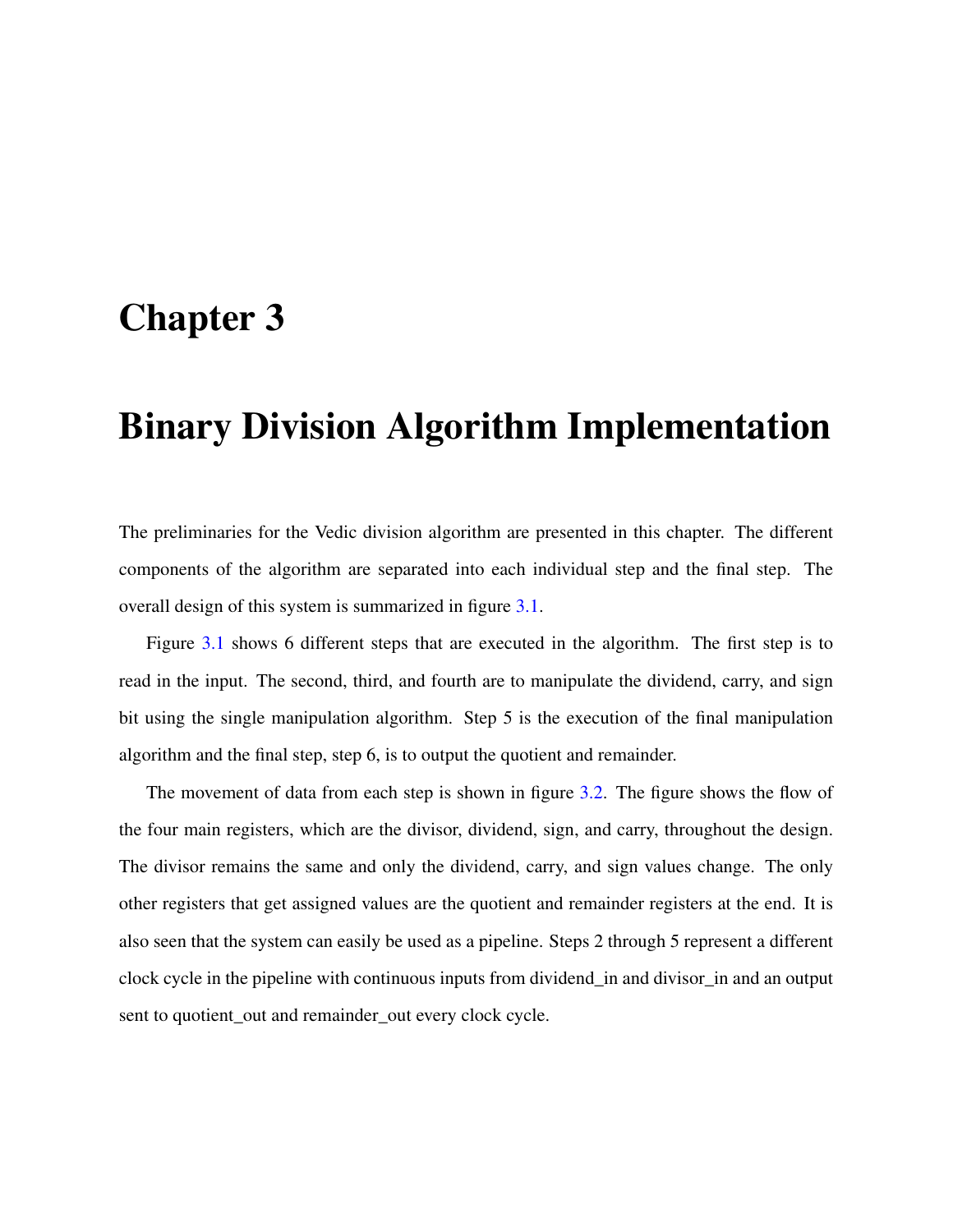# Chapter 3

# Binary Division Algorithm Implementation

The preliminaries for the Vedic division algorithm are presented in this chapter. The different components of the algorithm are separated into each individual step and the final step. The overall design of this system is summarized in figure 3.1.

Figure 3.1 shows 6 different steps that are executed in the algorithm. The first step is to read in the input. The second, third, and fourth are to manipulate the dividend, carry, and sign bit using the single manipulation algorithm. Step 5 is the execution of the final manipulation algorithm and the final step, step 6, is to output the quotient and remainder.

The movement of data from each step is shown in figure 3.2. The figure shows the flow of the four main registers, which are the divisor, dividend, sign, and carry, throughout the design. The divisor remains the same and only the dividend, carry, and sign values change. The only other registers that get assigned values are the quotient and remainder registers at the end. It is also seen that the system can easily be used as a pipeline. Steps 2 through 5 represent a different clock cycle in the pipeline with continuous inputs from dividend_in and divisor_in and an output sent to quotient_out and remainder_out every clock cycle.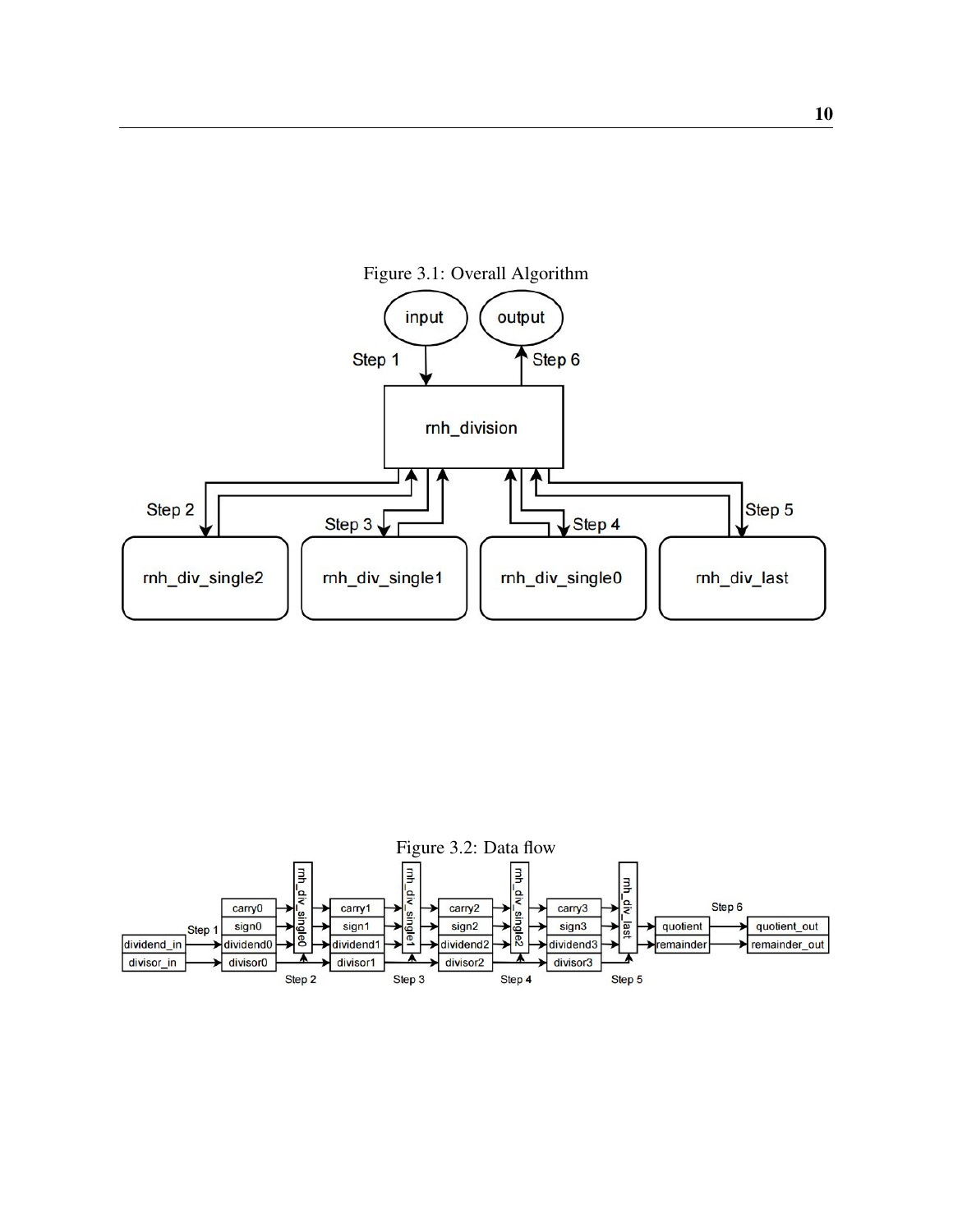Figure 3.1: Overall Algorithm

Figure 3.2: Data flow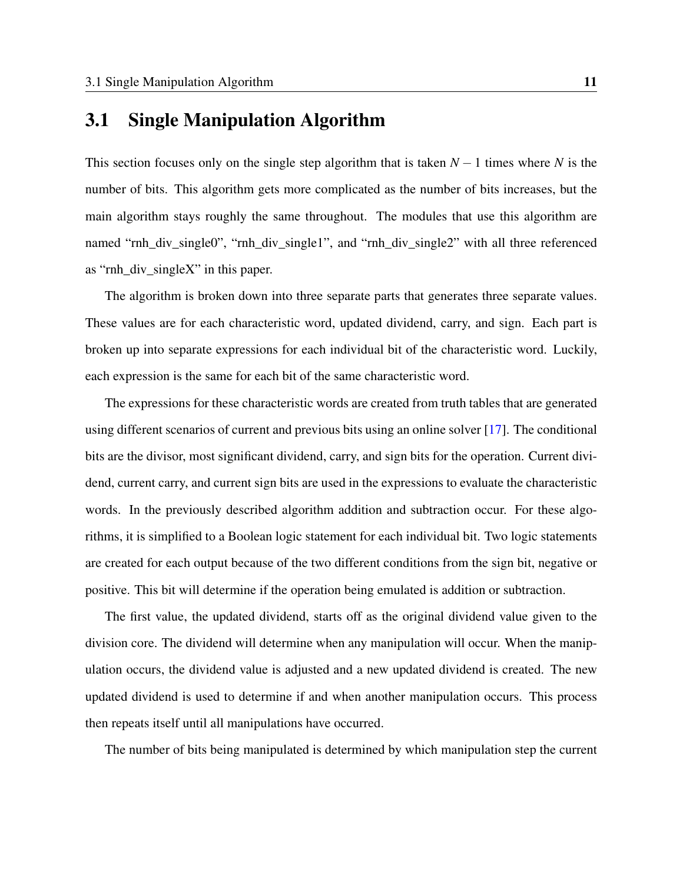## 3.1 Single Manipulation Algorithm

This section focuses only on the single step algorithm that is taken $N-1$ times where $N$ is the number of bits. This algorithm gets more complicated as the number of bits increases, but the main algorithm stays roughly the same throughout. The modules that use this algorithm are named “rnh_div_single0”, “rnh_div_single1”, and “rnh_div_single2” with all three referenced as “rnh_div_singleX” in this paper.

The algorithm is broken down into three separate parts that generates three separate values. These values are for each characteristic word, updated dividend, carry, and sign. Each part is broken up into separate expressions for each individual bit of the characteristic word. Luckily, each expression is the same for each bit of the same characteristic word.

The expressions for these characteristic words are created from truth tables that are generated using different scenarios of current and previous bits using an online solver [17]. The conditional bits are the divisor, most significant dividend, carry, and sign bits for the operation. Current dividend, current carry, and current sign bits are used in the expressions to evaluate the characteristic words. In the previously described algorithm addition and subtraction occur. For these algorithms, it is simplified to a Boolean logic statement for each individual bit. Two logic statements are created for each output because of the two different conditions from the sign bit, negative or positive. This bit will determine if the operation being emulated is addition or subtraction.

The first value, the updated dividend, starts off as the original dividend value given to the division core. The dividend will determine when any manipulation will occur. When the manipulation occurs, the dividend value is adjusted and a new updated dividend is created. The new updated dividend is used to determine if and when another manipulation occurs. This process then repeats itself until all manipulations have occurred.

The number of bits being manipulated is determined by which manipulation step the current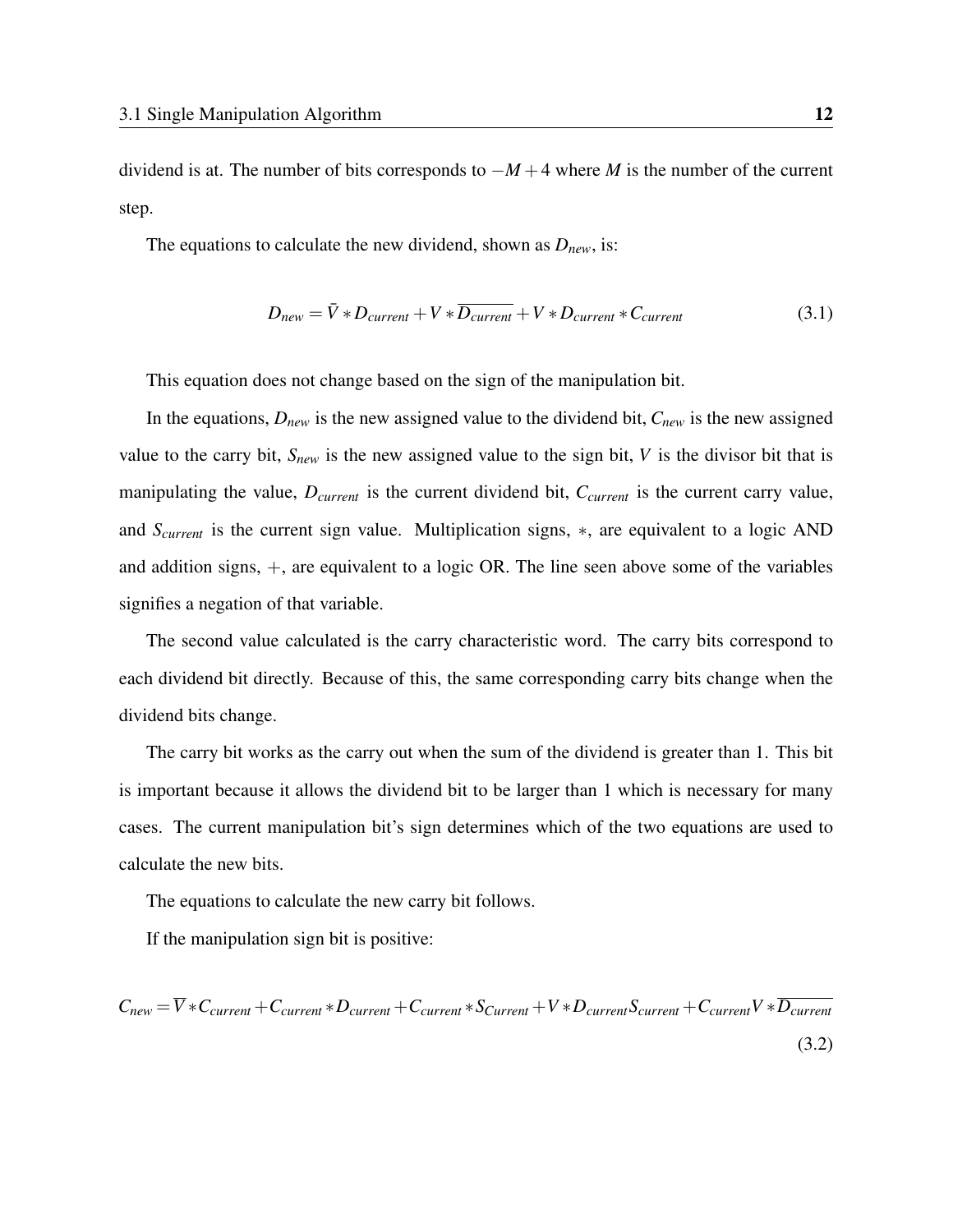dividend is at. The number of bits corresponds to $-M+4$ where $M$ is the number of the current step.

The equations to calculate the new dividend, shown as $D_{new}$, is:

$$D_{new} = \bar{V} * D_{current} + V * \overline{D_{current}} + V * D_{current} * C_{current} \tag{3.1}$$

This equation does not change based on the sign of the manipulation bit.

In the equations, $D_{new}$ is the new assigned value to the dividend bit, $C_{new}$ is the new assigned value to the carry bit, $S_{new}$ is the new assigned value to the sign bit, $V$ is the divisor bit that is manipulating the value, $D_{current}$ is the current dividend bit, $C_{current}$ is the current carry value, and $S_{current}$ is the current sign value. Multiplication signs, $*$, are equivalent to a logic AND and addition signs, $+$, are equivalent to a logic OR. The line seen above some of the variables signifies a negation of that variable.

The second value calculated is the carry characteristic word. The carry bits correspond to each dividend bit directly. Because of this, the same corresponding carry bits change when the dividend bits change.

The carry bit works as the carry out when the sum of the dividend is greater than 1. This bit is important because it allows the dividend bit to be larger than 1 which is necessary for many cases. The current manipulation bit's sign determines which of the two equations are used to calculate the new bits.

The equations to calculate the new carry bit follows.

If the manipulation sign bit is positive:

$$C_{new} = \overline{V} * C_{current} + C_{current} * D_{current} + C_{current} * S_{Current} + V * D_{current} S_{current} + C_{current} V * \overline{D_{current}} \tag{3.2}$$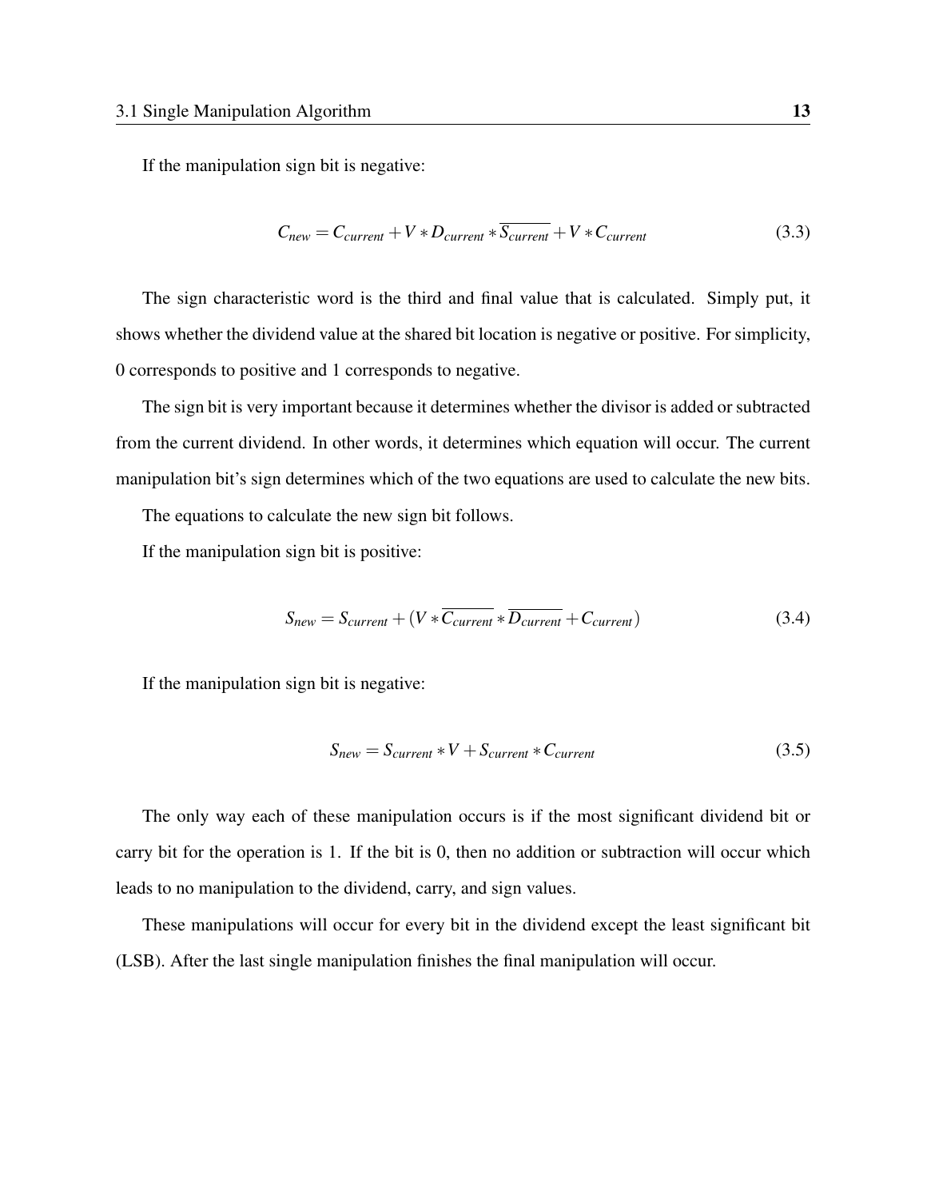If the manipulation sign bit is negative:

$$C_{new} = C_{current} + V * D_{current} * \overline{S_{current}} + V * C_{current} \tag{3.3}$$

The sign characteristic word is the third and final value that is calculated. Simply put, it shows whether the dividend value at the shared bit location is negative or positive. For simplicity, 0 corresponds to positive and 1 corresponds to negative.

The sign bit is very important because it determines whether the divisor is added or subtracted from the current dividend. In other words, it determines which equation will occur. The current manipulation bit's sign determines which of the two equations are used to calculate the new bits.

The equations to calculate the new sign bit follows.

If the manipulation sign bit is positive:

$$S_{new} = S_{current} + (V * \overline{C_{current}} * \overline{D_{current}} + C_{current}) \tag{3.4}$$

If the manipulation sign bit is negative:

$$S_{new} = S_{current} * V + S_{current} * C_{current} \tag{3.5}$$

The only way each of these manipulation occurs is if the most significant dividend bit or carry bit for the operation is 1. If the bit is 0, then no addition or subtraction will occur which leads to no manipulation to the dividend, carry, and sign values.

These manipulations will occur for every bit in the dividend except the least significant bit (LSB). After the last single manipulation finishes the final manipulation will occur.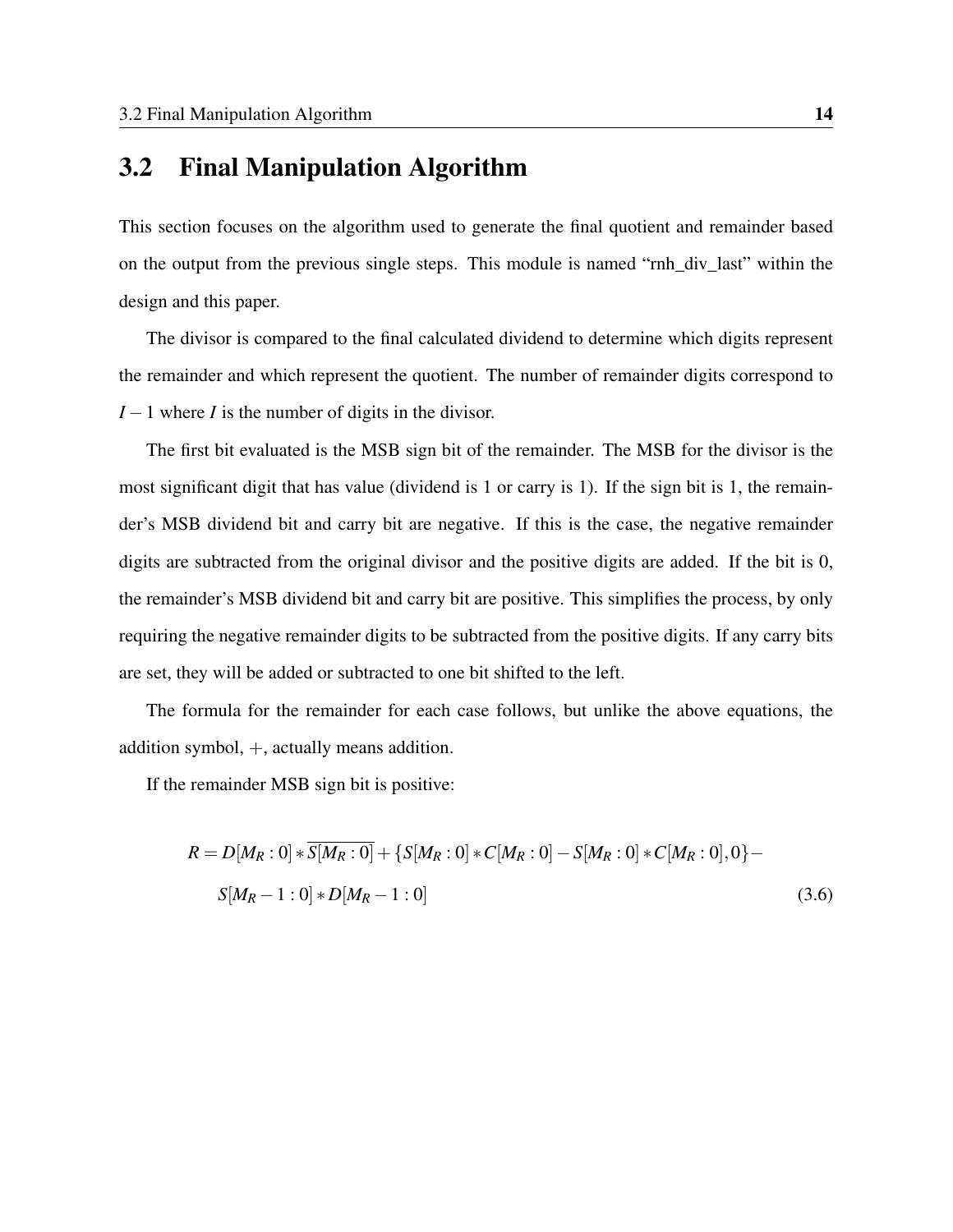## 3.2 Final Manipulation Algorithm

This section focuses on the algorithm used to generate the final quotient and remainder based on the output from the previous single steps. This module is named "rnh_div_last" within the design and this paper.

The divisor is compared to the final calculated dividend to determine which digits represent the remainder and which represent the quotient. The number of remainder digits correspond to $I-1$ where $I$ is the number of digits in the divisor.

The first bit evaluated is the MSB sign bit of the remainder. The MSB for the divisor is the most significant digit that has value (dividend is 1 or carry is 1). If the sign bit is 1, the remainder's MSB dividend bit and carry bit are negative. If this is the case, the negative remainder digits are subtracted from the original divisor and the positive digits are added. If the bit is 0, the remainder's MSB dividend bit and carry bit are positive. This simplifies the process, by only requiring the negative remainder digits to be subtracted from the positive digits. If any carry bits are set, they will be added or subtracted to one bit shifted to the left.

The formula for the remainder for each case follows, but unlike the above equations, the addition symbol, $+$, actually means addition.

If the remainder MSB sign bit is positive:

$$R = D[M_R:0] * \overline{S[M_R:0]} + \{S[M_R:0] * C[M_R:0] - S[M_R:0] * C[M_R:0], 0\} - S[M_R-1:0] * D[M_R-1:0] \tag{3.6}$$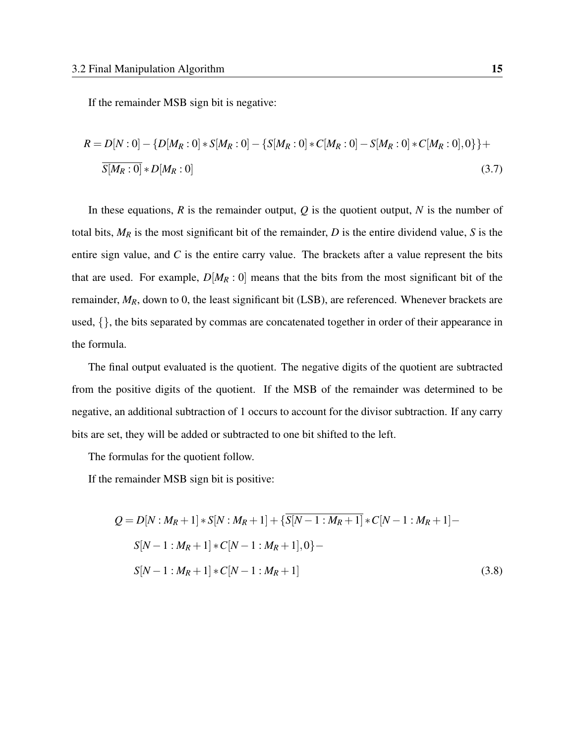If the remainder MSB sign bit is negative:

$$R = D[N:0] - \{D[M_R:0] * S[M_R:0] - \{S[M_R:0] * C[M_R:0] - S[M_R:0] * C[M_R:0], 0\}\} + \overline{S[M_R:0]} * D[M_R:0] \tag{3.7}$$

In these equations, $R$ is the remainder output, $Q$ is the quotient output, $N$ is the number of total bits, $M_R$ is the most significant bit of the remainder, $D$ is the entire dividend value, $S$ is the entire sign value, and $C$ is the entire carry value. The brackets after a value represent the bits that are used. For example, $D[M_R:0]$ means that the bits from the most significant bit of the remainder, $M_R$, down to 0, the least significant bit (LSB), are referenced. Whenever brackets are used, $\{\}$, the bits separated by commas are concatenated together in order of their appearance in the formula.

The final output evaluated is the quotient. The negative digits of the quotient are subtracted from the positive digits of the quotient. If the MSB of the remainder was determined to be negative, an additional subtraction of 1 occurs to account for the divisor subtraction. If any carry bits are set, they will be added or subtracted to one bit shifted to the left.

The formulas for the quotient follow.

If the remainder MSB sign bit is positive:

$$Q = D[N:M_R+1] * S[N:M_R+1] + \{\overline{S[N-1:M_R+1]} * C[N-1:M_R+1] - S[N-1:M_R+1] * C[N-1:M_R+1], 0\} - S[N-1:M_R+1] * C[N-1:M_R+1] \tag{3.8}$$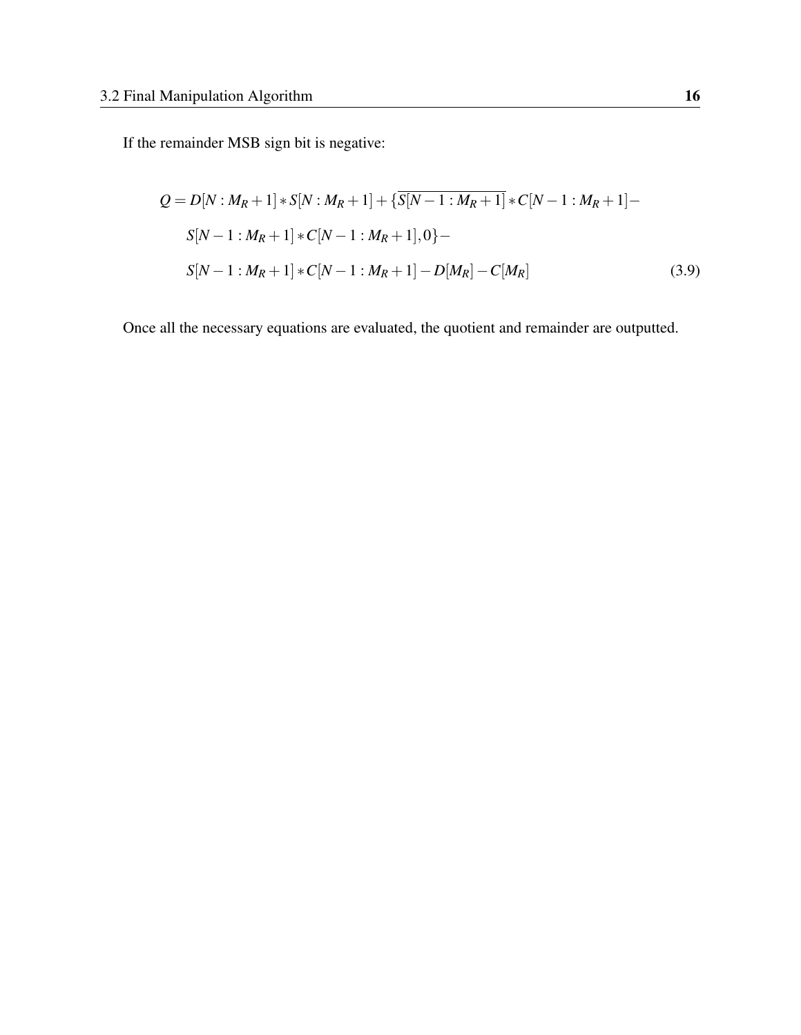If the remainder MSB sign bit is negative:

$$
\begin{aligned}
Q = D[N:M_R+1]*S[N:M_R+1] + \{&\overline{S[N-1:M_R+1]}*C[N-1:M_R+1]- \\
&S[N-1:M_R+1]*C[N-1:M_R+1],0\}- \\
&S[N-1:M_R+1]*C[N-1:M_R+1]-D[M_R]-C[M_R]
\end{aligned}
\tag{3.9}
$$

Once all the necessary equations are evaluated, the quotient and remainder are outputted.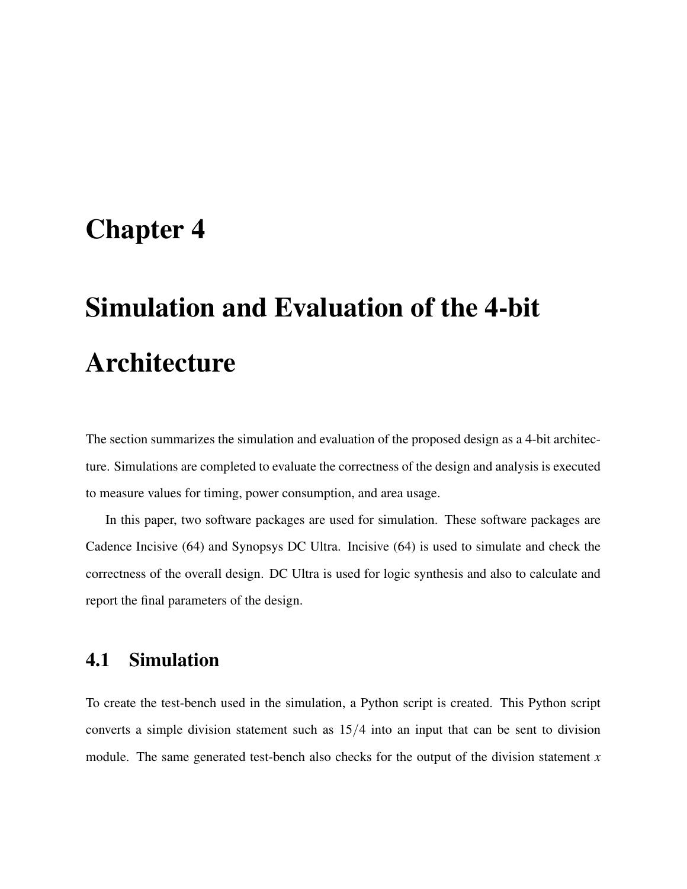# Chapter 4

# Simulation and Evaluation of the 4-bit Architecture

The section summarizes the simulation and evaluation of the proposed design as a 4-bit architecture. Simulations are completed to evaluate the correctness of the design and analysis is executed to measure values for timing, power consumption, and area usage.

In this paper, two software packages are used for simulation. These software packages are Cadence Incisive (64) and Synopsys DC Ultra. Incisive (64) is used to simulate and check the correctness of the overall design. DC Ultra is used for logic synthesis and also to calculate and report the final parameters of the design.

## 4.1 Simulation

To create the test-bench used in the simulation, a Python script is created. This Python script converts a simple division statement such as $15/4$ into an input that can be sent to division module. The same generated test-bench also checks for the output of the division statement $x$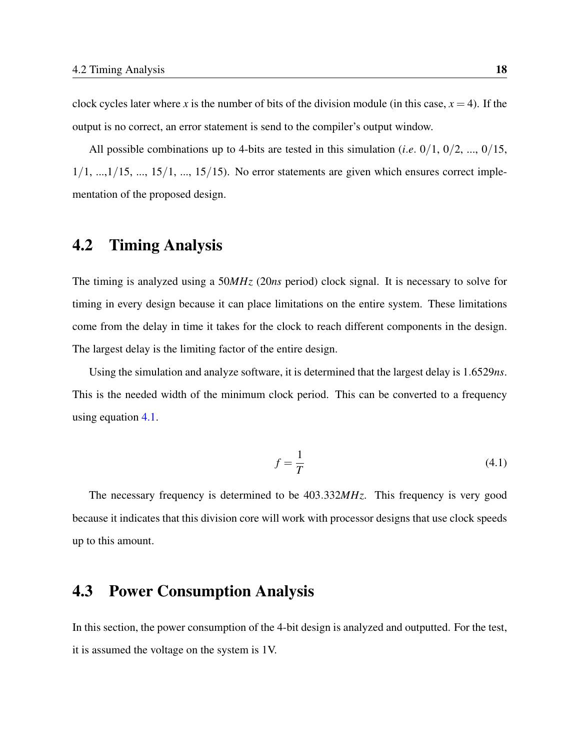clock cycles later where $x$ is the number of bits of the division module (in this case, $x = 4$). If the output is no correct, an error statement is send to the compiler's output window.

All possible combinations up to 4-bits are tested in this simulation (*i.e.* 0/1, 0/2, ..., 0/15, 1/1, ...,1/15, ..., 15/1, ..., 15/15). No error statements are given which ensures correct implementation of the proposed design.

## 4.2 Timing Analysis

The timing is analyzed using a 50$MHz$ (20$ns$ period) clock signal. It is necessary to solve for timing in every design because it can place limitations on the entire system. These limitations come from the delay in time it takes for the clock to reach different components in the design. The largest delay is the limiting factor of the entire design.

Using the simulation and analyze software, it is determined that the largest delay is 1.6529$ns$. This is the needed width of the minimum clock period. This can be converted to a frequency using equation 4.1.

$$f = \frac{1}{T} \tag{4.1}$$

The necessary frequency is determined to be 403.332$MHz$. This frequency is very good because it indicates that this division core will work with processor designs that use clock speeds up to this amount.

## 4.3 Power Consumption Analysis

In this section, the power consumption of the 4-bit design is analyzed and outputted. For the test, it is assumed the voltage on the system is 1V.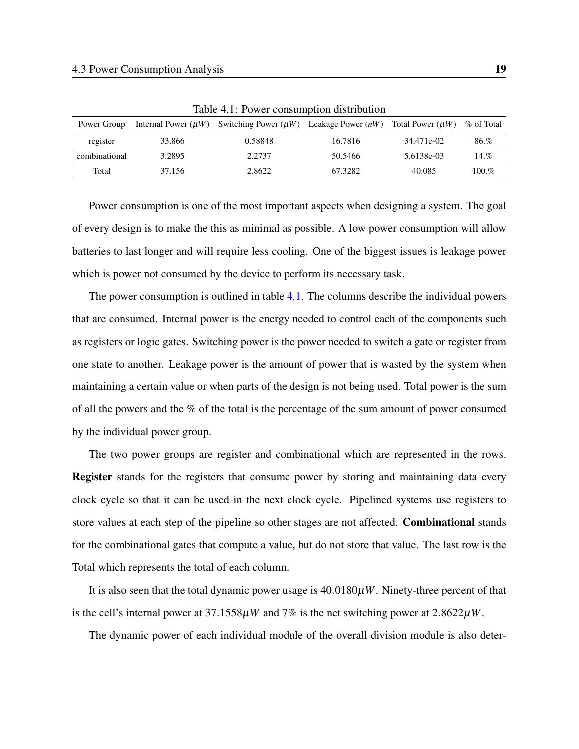Table 4.1: Power consumption distribution

| Power Group | Internal Power ($\mu W$) | Switching Power ($\mu W$) | Leakage Power ($nW$) | Total Power ($\mu W$) | % of Total |
|---|---|---|---|---|---|
| register | 33.866 | 0.58848 | 16.7816 | 34.471e-02 | 86.% |
| combinational | 3.2895 | 2.2737 | 50.5466 | 5.6138e-03 | 14.% |
| Total | 37.156 | 2.8622 | 67.3282 | 40.085 | 100.% |

Power consumption is one of the most important aspects when designing a system. The goal of every design is to make the this as minimal as possible. A low power consumption will allow batteries to last longer and will require less cooling. One of the biggest issues is leakage power which is power not consumed by the device to perform its necessary task.

The power consumption is outlined in table 4.1. The columns describe the individual powers that are consumed. Internal power is the energy needed to control each of the components such as registers or logic gates. Switching power is the power needed to switch a gate or register from one state to another. Leakage power is the amount of power that is wasted by the system when maintaining a certain value or when parts of the design is not being used. Total power is the sum of all the powers and the % of the total is the percentage of the sum amount of power consumed by the individual power group.

The two power groups are register and combinational which are represented in the rows. **Register** stands for the registers that consume power by storing and maintaining data every clock cycle so that it can be used in the next clock cycle. Pipelined systems use registers to store values at each step of the pipeline so other stages are not affected. **Combinational** stands for the combinational gates that compute a value, but do not store that value. The last row is the Total which represents the total of each column.

It is also seen that the total dynamic power usage is $40.0180\mu W$. Ninety-three percent of that is the cell's internal power at $37.1558\mu W$ and 7% is the net switching power at $2.8622\mu W$.

The dynamic power of each individual module of the overall division module is also deter-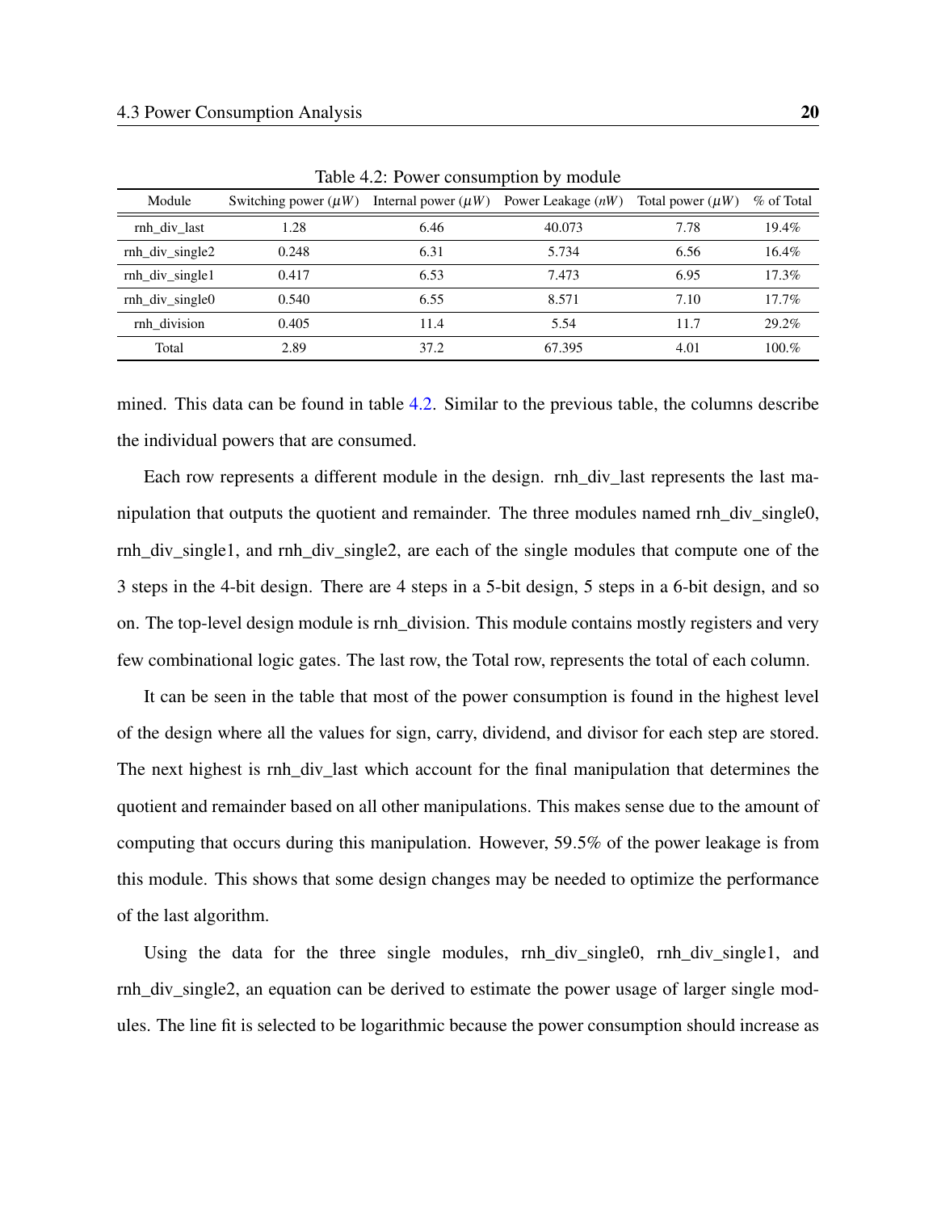Table 4.2: Power consumption by module

| Module | Switching power ($\mu W$) | Internal power ($\mu W$) | Power Leakage ($nW$) | Total power ($\mu W$) | % of Total |
|---|---|---|---|---|---|
| rnh_div_last | 1.28 | 6.46 | 40.073 | 7.78 | 19.4% |
| rnh_div_single2 | 0.248 | 6.31 | 5.734 | 6.56 | 16.4% |
| rnh_div_single1 | 0.417 | 6.53 | 7.473 | 6.95 | 17.3% |
| rnh_div_single0 | 0.540 | 6.55 | 8.571 | 7.10 | 17.7% |
| rnh_division | 0.405 | 11.4 | 5.54 | 11.7 | 29.2% |
| Total | 2.89 | 37.2 | 67.395 | 4.01 | 100.% |

mined. This data can be found in table 4.2. Similar to the previous table, the columns describe the individual powers that are consumed.

Each row represents a different module in the design. rnh_div_last represents the last manipulation that outputs the quotient and remainder. The three modules named rnh_div_single0, rnh_div_single1, and rnh_div_single2, are each of the single modules that compute one of the 3 steps in the 4-bit design. There are 4 steps in a 5-bit design, 5 steps in a 6-bit design, and so on. The top-level design module is rnh_division. This module contains mostly registers and very few combinational logic gates. The last row, the Total row, represents the total of each column.

It can be seen in the table that most of the power consumption is found in the highest level of the design where all the values for sign, carry, dividend, and divisor for each step are stored. The next highest is rnh_div_last which account for the final manipulation that determines the quotient and remainder based on all other manipulations. This makes sense due to the amount of computing that occurs during this manipulation. However, 59.5% of the power leakage is from this module. This shows that some design changes may be needed to optimize the performance of the last algorithm.

Using the data for the three single modules, rnh_div_single0, rnh_div_single1, and rnh_div_single2, an equation can be derived to estimate the power usage of larger single modules. The line fit is selected to be logarithmic because the power consumption should increase as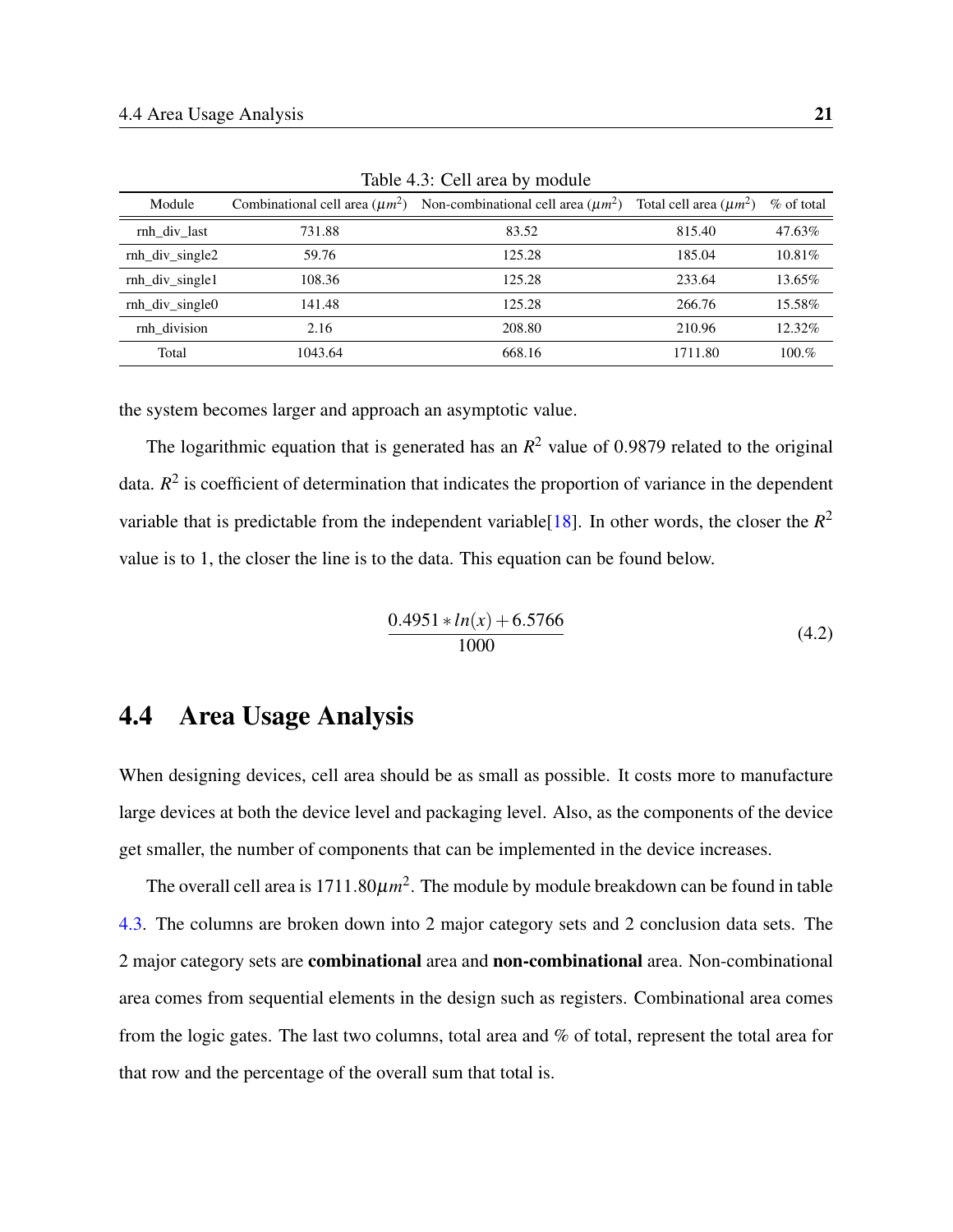Table 4.3: Cell area by module

| Module | Combinational cell area ($\mu m^2$) | Non-combinational cell area ($\mu m^2$) | Total cell area ($\mu m^2$) | % of total |
|---|---|---|---|---|
| rnh_div_last | 731.88 | 83.52 | 815.40 | 47.63% |
| rnh_div_single2 | 59.76 | 125.28 | 185.04 | 10.81% |
| rnh_div_single1 | 108.36 | 125.28 | 233.64 | 13.65% |
| rnh_div_single0 | 141.48 | 125.28 | 266.76 | 15.58% |
| rnh_division | 2.16 | 208.80 | 210.96 | 12.32% |
| Total | 1043.64 | 668.16 | 1711.80 | 100.% |

the system becomes larger and approach an asymptotic value.

The logarithmic equation that is generated has an $R^2$ value of 0.9879 related to the original data. $R^2$ is coefficient of determination that indicates the proportion of variance in the dependent variable that is predictable from the independent variable[18]. In other words, the closer the $R^2$ value is to 1, the closer the line is to the data. This equation can be found below.

$$\frac{0.4951 * ln(x) + 6.5766}{1000} \tag{4.2}$$

## 4.4 Area Usage Analysis

When designing devices, cell area should be as small as possible. It costs more to manufacture large devices at both the device level and packaging level. Also, as the components of the device get smaller, the number of components that can be implemented in the device increases.

The overall cell area is $1711.80 \mu m^2$. The module by module breakdown can be found in table 4.3. The columns are broken down into 2 major category sets and 2 conclusion data sets. The 2 major category sets are **combinational** area and **non-combinational** area. Non-combinational area comes from sequential elements in the design such as registers. Combinational area comes from the logic gates. The last two columns, total area and % of total, represent the total area for that row and the percentage of the overall sum that total is.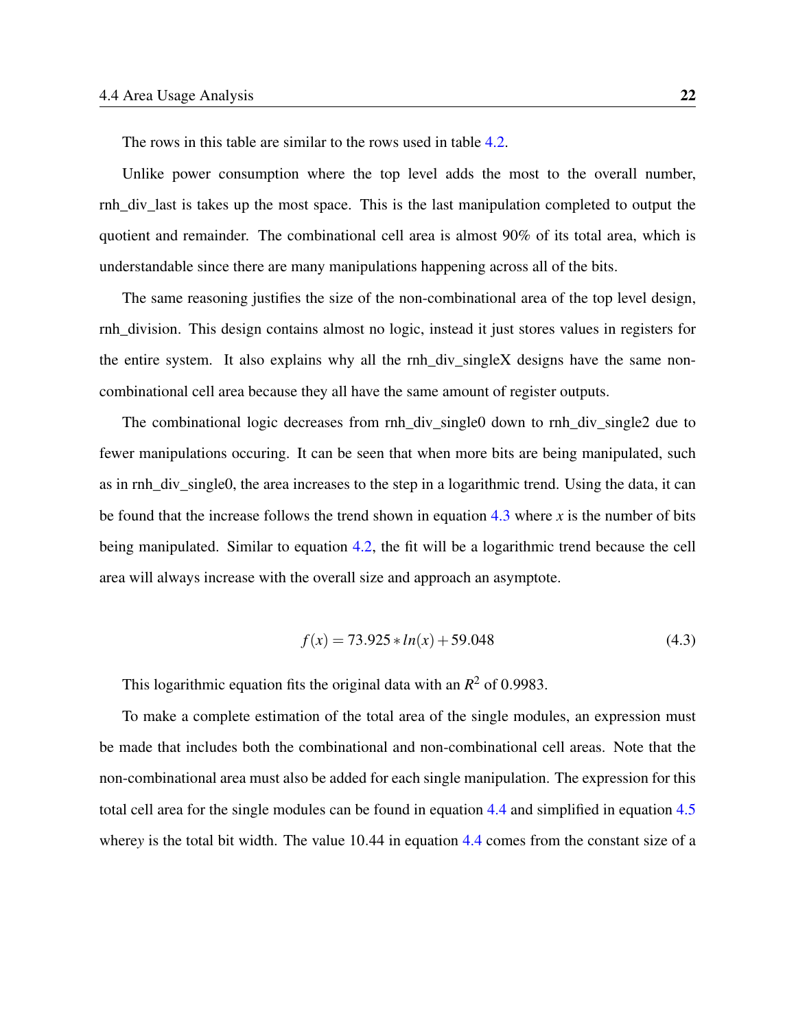The rows in this table are similar to the rows used in table 4.2.

Unlike power consumption where the top level adds the most to the overall number, rnh_div_last is takes up the most space. This is the last manipulation completed to output the quotient and remainder. The combinational cell area is almost 90% of its total area, which is understandable since there are many manipulations happening across all of the bits.

The same reasoning justifies the size of the non-combinational area of the top level design, rnh_division. This design contains almost no logic, instead it just stores values in registers for the entire system. It also explains why all the rnh_div_singleX designs have the same non-combinational cell area because they all have the same amount of register outputs.

The combinational logic decreases from rnh_div_single0 down to rnh_div_single2 due to fewer manipulations occuring. It can be seen that when more bits are being manipulated, such as in rnh_div_single0, the area increases to the step in a logarithmic trend. Using the data, it can be found that the increase follows the trend shown in equation 4.3 where $x$ is the number of bits being manipulated. Similar to equation 4.2, the fit will be a logarithmic trend because the cell area will always increase with the overall size and approach an asymptote.

$$f(x) = 73.925 * ln(x) + 59.048 \tag{4.3}$$

This logarithmic equation fits the original data with an $R^2$ of 0.9983.

To make a complete estimation of the total area of the single modules, an expression must be made that includes both the combinational and non-combinational cell areas. Note that the non-combinational area must also be added for each single manipulation. The expression for this total cell area for the single modules can be found in equation 4.4 and simplified in equation 4.5 where$y$ is the total bit width. The value 10.44 in equation 4.4 comes from the constant size of a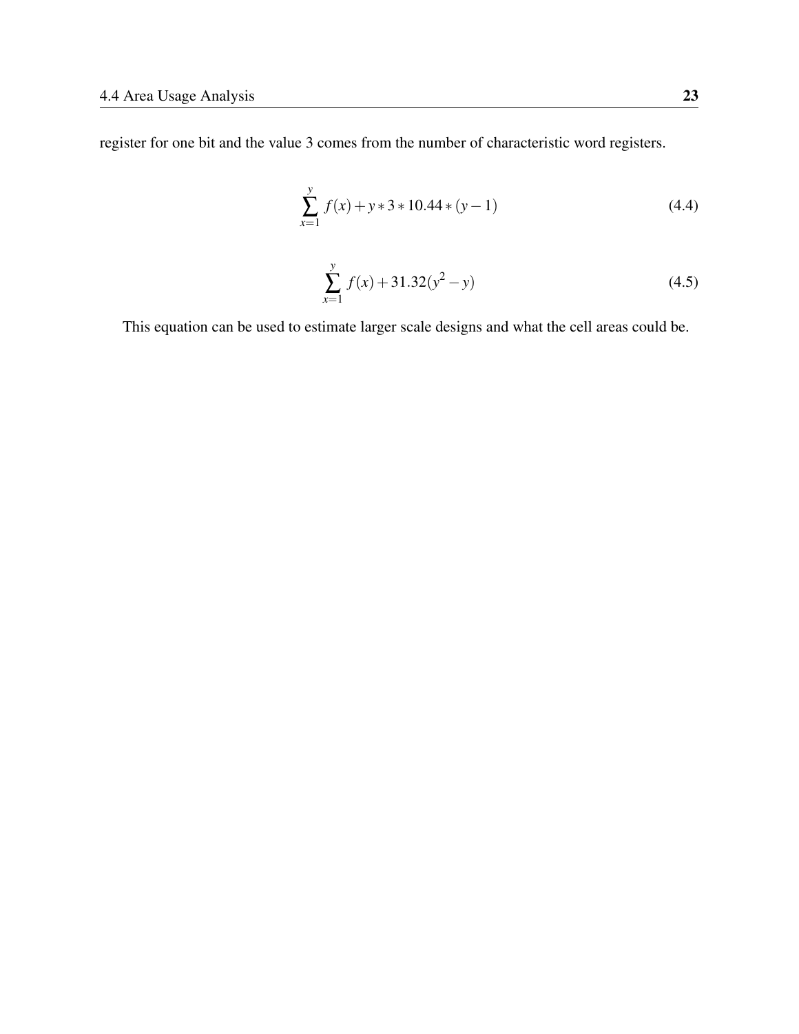register for one bit and the value 3 comes from the number of characteristic word registers.

$$\sum_{x=1}^{y} f(x) + y * 3 * 10.44 * (y-1) \tag{4.4}$$

$$\sum_{x=1}^{y} f(x) + 31.32(y^2 - y) \tag{4.5}$$

This equation can be used to estimate larger scale designs and what the cell areas could be.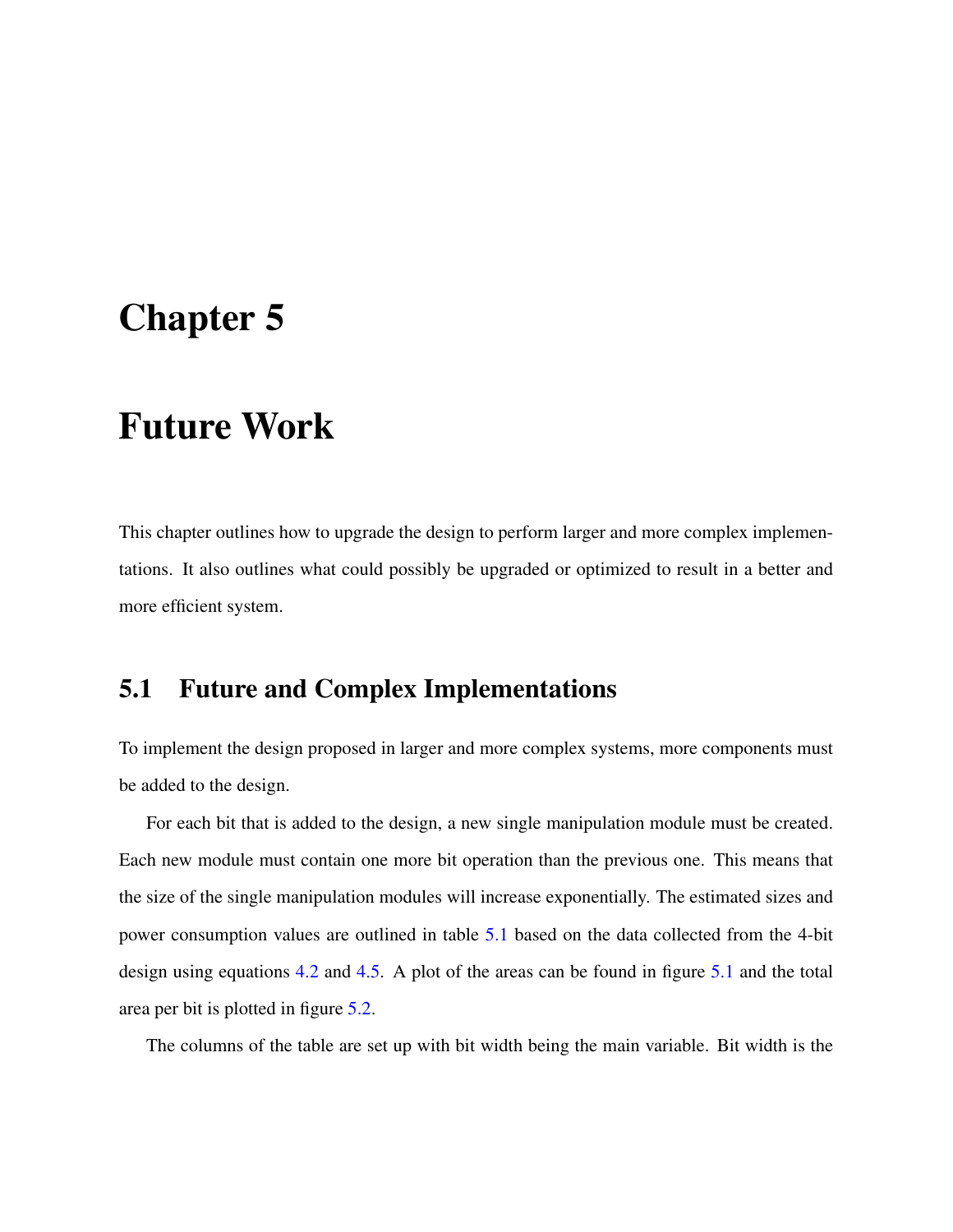# Chapter 5

# Future Work

This chapter outlines how to upgrade the design to perform larger and more complex implementations. It also outlines what could possibly be upgraded or optimized to result in a better and more efficient system.

## 5.1 Future and Complex Implementations

To implement the design proposed in larger and more complex systems, more components must be added to the design.

For each bit that is added to the design, a new single manipulation module must be created. Each new module must contain one more bit operation than the previous one. This means that the size of the single manipulation modules will increase exponentially. The estimated sizes and power consumption values are outlined in table 5.1 based on the data collected from the 4-bit design using equations 4.2 and 4.5. A plot of the areas can be found in figure 5.1 and the total area per bit is plotted in figure 5.2.

The columns of the table are set up with bit width being the main variable. Bit width is the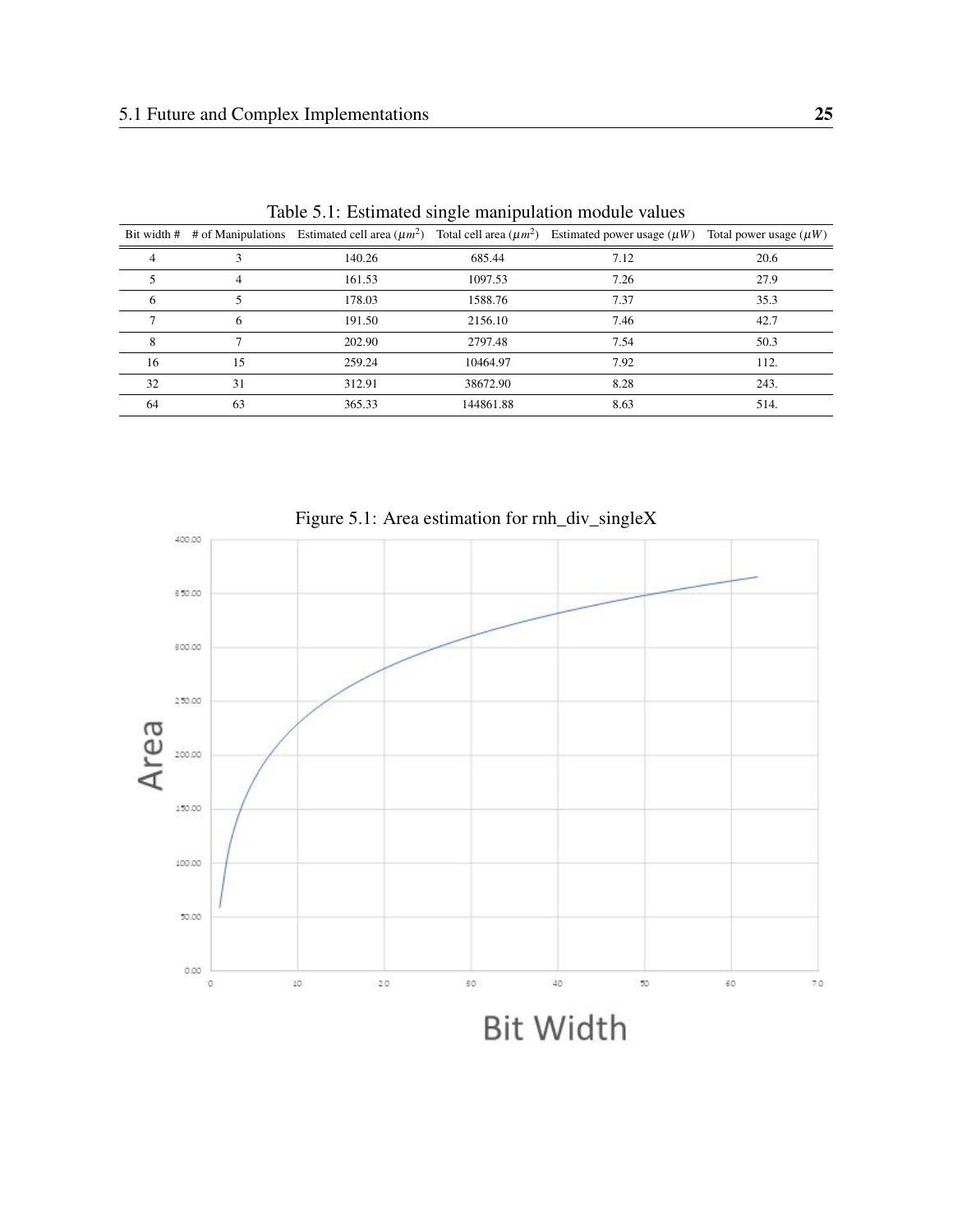Table 5.1: Estimated single manipulation module values

| Bit width # | # of Manipulations | Estimated cell area ($\mu m^2$) | Total cell area ($\mu m^2$) | Estimated power usage ($\mu W$) | Total power usage ($\mu W$) |
|---|---|---|---|---|---|
| 4 | 3 | 140.26 | 685.44 | 7.12 | 20.6 |
| 5 | 4 | 161.53 | 1097.53 | 7.26 | 27.9 |
| 6 | 5 | 178.03 | 1588.76 | 7.37 | 35.3 |
| 7 | 6 | 191.50 | 2156.10 | 7.46 | 42.7 |
| 8 | 7 | 202.90 | 2797.48 | 7.54 | 50.3 |
| 16 | 15 | 259.24 | 10464.97 | 7.92 | 112. |
| 32 | 31 | 312.91 | 38672.90 | 8.28 | 243. |
| 64 | 63 | 365.33 | 144861.88 | 8.63 | 514. |

Figure 5.1: Area estimation for rnh_div_singleX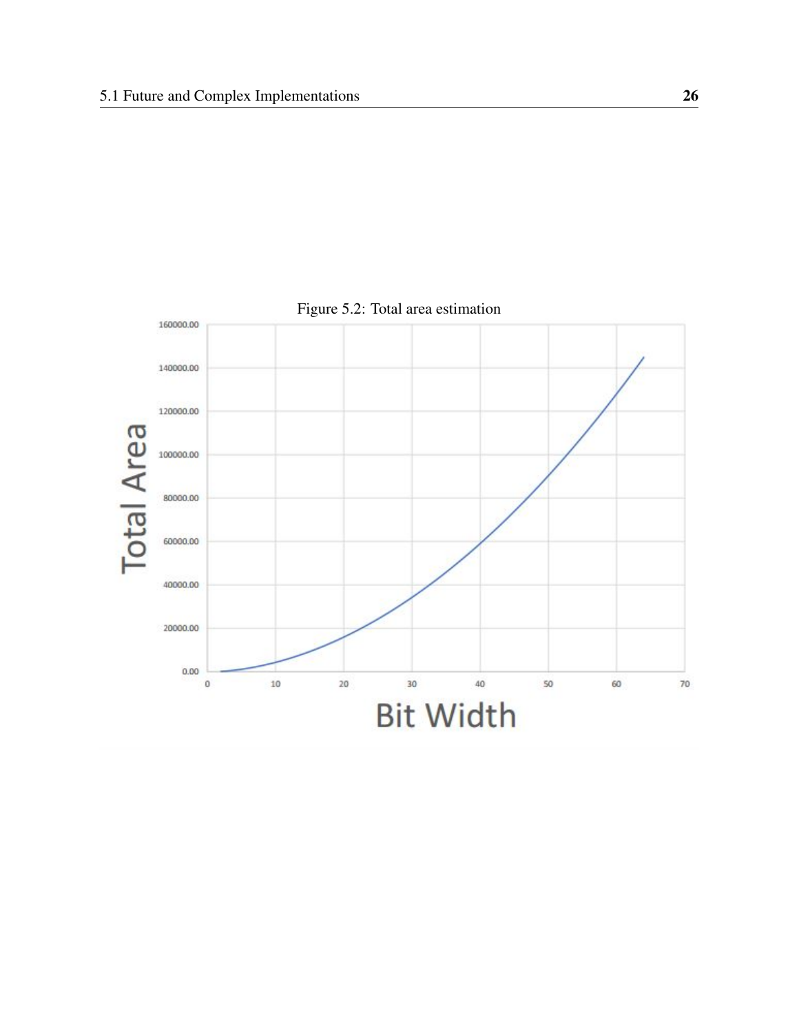Figure 5.2: Total area estimation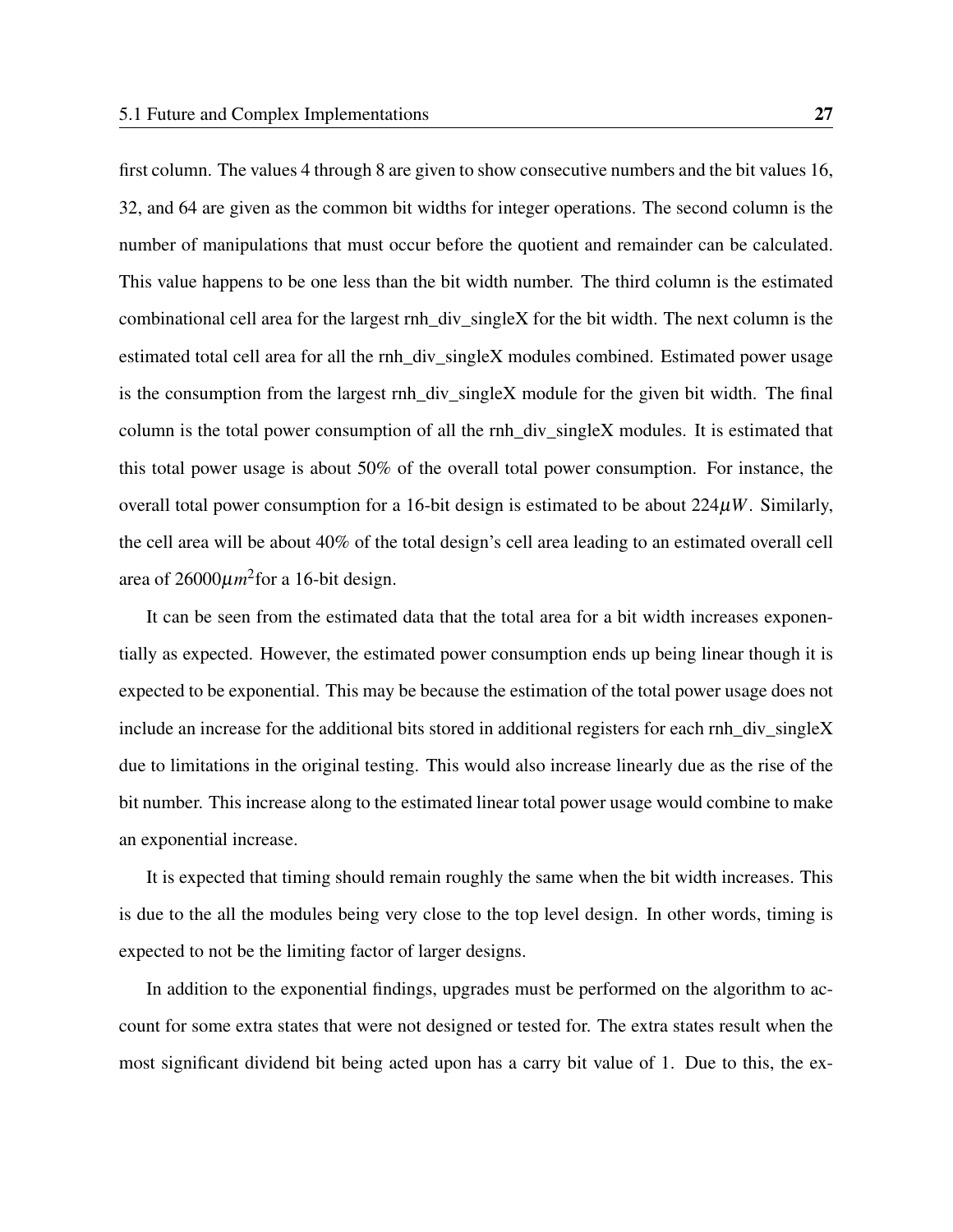first column. The values 4 through 8 are given to show consecutive numbers and the bit values 16, 32, and 64 are given as the common bit widths for integer operations. The second column is the number of manipulations that must occur before the quotient and remainder can be calculated. This value happens to be one less than the bit width number. The third column is the estimated combinational cell area for the largest rnh_div_singleX for the bit width. The next column is the estimated total cell area for all the rnh_div_singleX modules combined. Estimated power usage is the consumption from the largest rnh_div_singleX module for the given bit width. The final column is the total power consumption of all the rnh_div_singleX modules. It is estimated that this total power usage is about 50% of the overall total power consumption. For instance, the overall total power consumption for a 16-bit design is estimated to be about $224\mu W$. Similarly, the cell area will be about 40% of the total design's cell area leading to an estimated overall cell area of $26000\mu m^2$for a 16-bit design.

It can be seen from the estimated data that the total area for a bit width increases exponentially as expected. However, the estimated power consumption ends up being linear though it is expected to be exponential. This may be because the estimation of the total power usage does not include an increase for the additional bits stored in additional registers for each rnh_div_singleX due to limitations in the original testing. This would also increase linearly due as the rise of the bit number. This increase along to the estimated linear total power usage would combine to make an exponential increase.

It is expected that timing should remain roughly the same when the bit width increases. This is due to the all the modules being very close to the top level design. In other words, timing is expected to not be the limiting factor of larger designs.

In addition to the exponential findings, upgrades must be performed on the algorithm to account for some extra states that were not designed or tested for. The extra states result when the most significant dividend bit being acted upon has a carry bit value of 1. Due to this, the ex-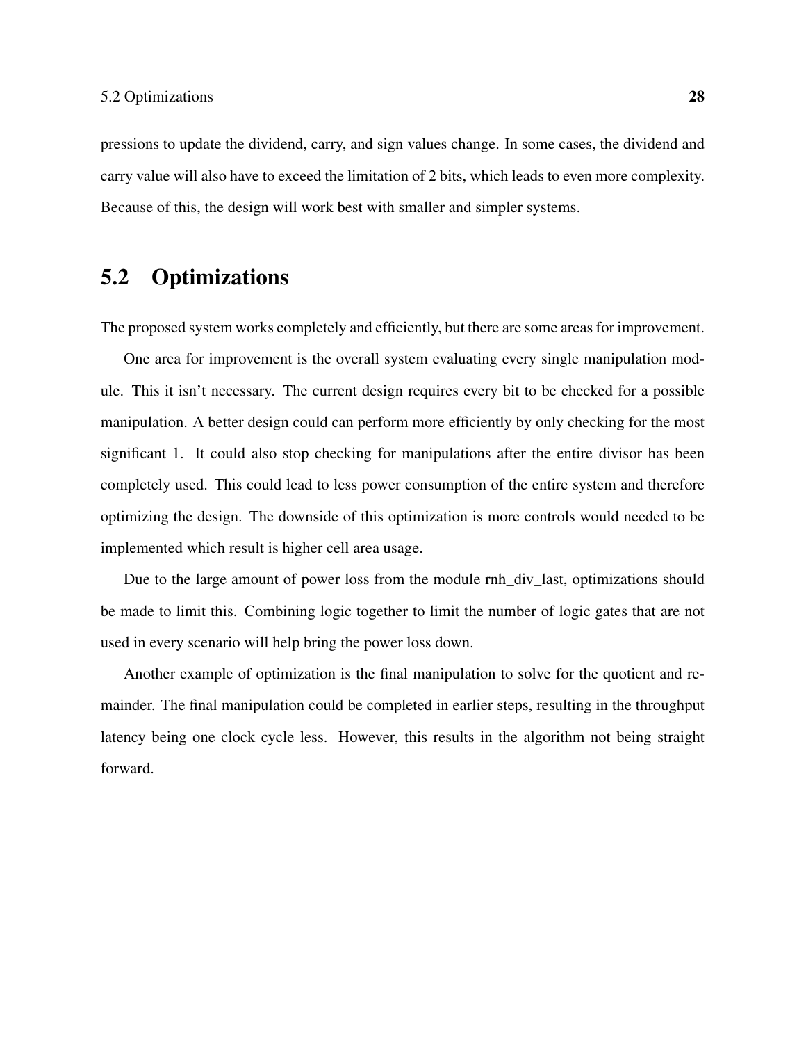pressions to update the dividend, carry, and sign values change. In some cases, the dividend and carry value will also have to exceed the limitation of 2 bits, which leads to even more complexity. Because of this, the design will work best with smaller and simpler systems.

## 5.2 Optimizations

The proposed system works completely and efficiently, but there are some areas for improvement.

One area for improvement is the overall system evaluating every single manipulation module. This it isn't necessary. The current design requires every bit to be checked for a possible manipulation. A better design could can perform more efficiently by only checking for the most significant 1. It could also stop checking for manipulations after the entire divisor has been completely used. This could lead to less power consumption of the entire system and therefore optimizing the design. The downside of this optimization is more controls would needed to be implemented which result is higher cell area usage.

Due to the large amount of power loss from the module rnh_div_last, optimizations should be made to limit this. Combining logic together to limit the number of logic gates that are not used in every scenario will help bring the power loss down.

Another example of optimization is the final manipulation to solve for the quotient and remainder. The final manipulation could be completed in earlier steps, resulting in the throughput latency being one clock cycle less. However, this results in the algorithm not being straight forward.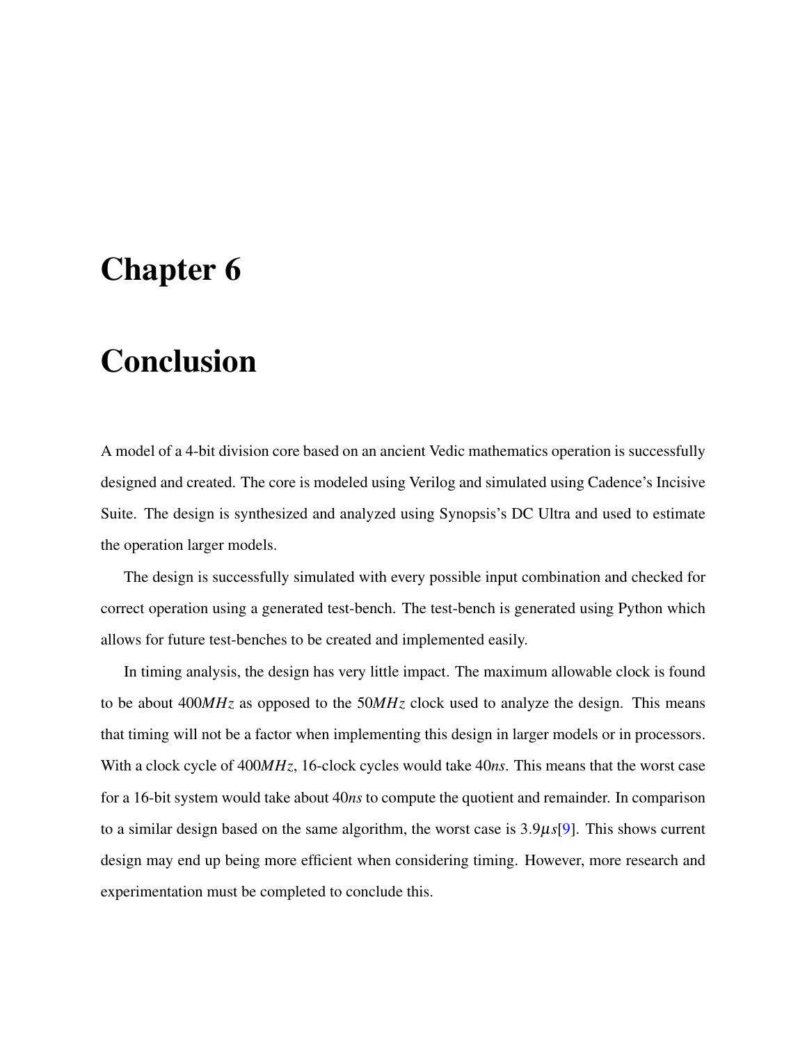# Chapter 6

# Conclusion

A model of a 4-bit division core based on an ancient Vedic mathematics operation is successfully designed and created. The core is modeled using Verilog and simulated using Cadence's Incisive Suite. The design is synthesized and analyzed using Synopsis's DC Ultra and used to estimate the operation larger models.

The design is successfully simulated with every possible input combination and checked for correct operation using a generated test-bench. The test-bench is generated using Python which allows for future test-benches to be created and implemented easily.

In timing analysis, the design has very little impact. The maximum allowable clock is found to be about $400MHz$ as opposed to the $50MHz$ clock used to analyze the design. This means that timing will not be a factor when implementing this design in larger models or in processors. With a clock cycle of $400MHz$, 16-clock cycles would take $40ns$. This means that the worst case for a 16-bit system would take about $40ns$ to compute the quotient and remainder. In comparison to a similar design based on the same algorithm, the worst case is $3.9\mu s$[9]. This shows current design may end up being more efficient when considering timing. However, more research and experimentation must be completed to conclude this.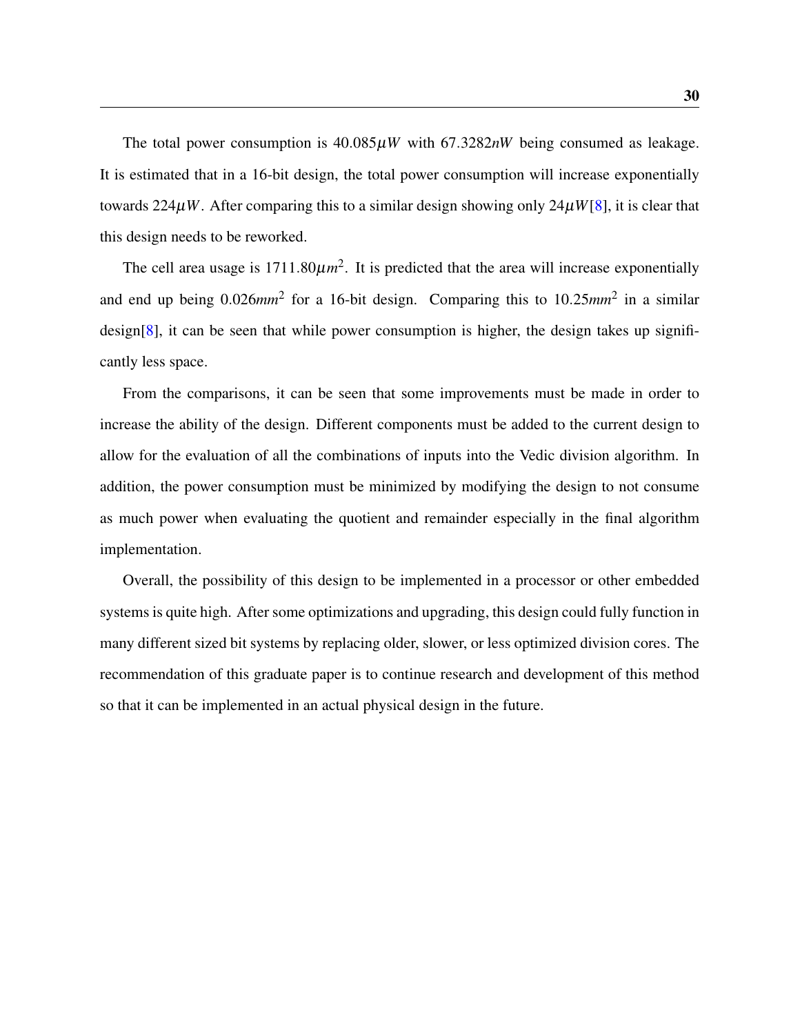The total power consumption is $40.085\mu W$ with $67.3282nW$ being consumed as leakage. It is estimated that in a 16-bit design, the total power consumption will increase exponentially towards $224\mu W$. After comparing this to a similar design showing only $24\mu W$[8], it is clear that this design needs to be reworked.

The cell area usage is $1711.80\mu m^2$. It is predicted that the area will increase exponentially and end up being $0.026mm^2$ for a 16-bit design. Comparing this to $10.25mm^2$ in a similar design[8], it can be seen that while power consumption is higher, the design takes up significantly less space.

From the comparisons, it can be seen that some improvements must be made in order to increase the ability of the design. Different components must be added to the current design to allow for the evaluation of all the combinations of inputs into the Vedic division algorithm. In addition, the power consumption must be minimized by modifying the design to not consume as much power when evaluating the quotient and remainder especially in the final algorithm implementation.

Overall, the possibility of this design to be implemented in a processor or other embedded systems is quite high. After some optimizations and upgrading, this design could fully function in many different sized bit systems by replacing older, slower, or less optimized division cores. The recommendation of this graduate paper is to continue research and development of this method so that it can be implemented in an actual physical design in the future.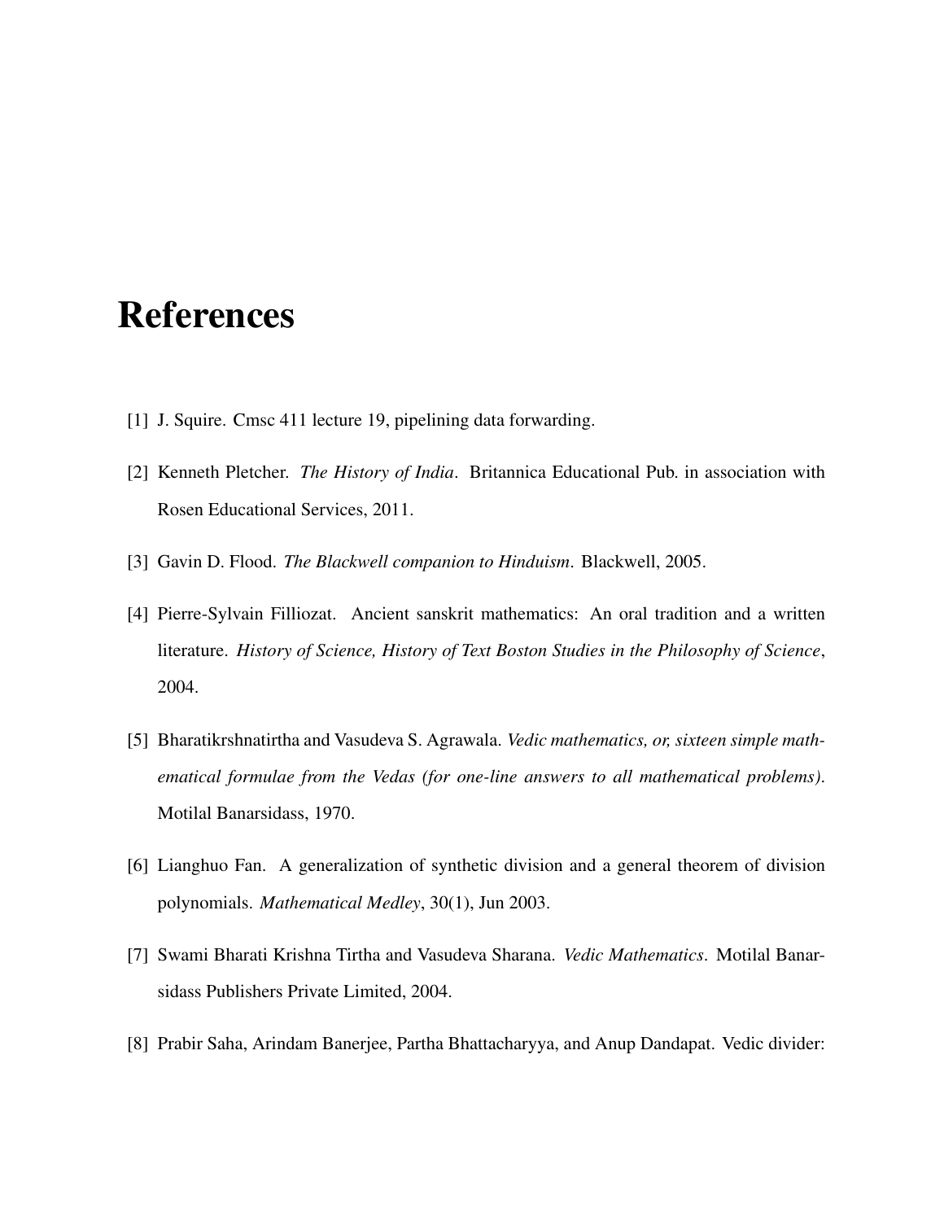# References

[1] J. Squire. Cmsc 411 lecture 19, pipelining data forwarding.

[2] Kenneth Pletcher. *The History of India*. Britannica Educational Pub. in association with Rosen Educational Services, 2011.

[3] Gavin D. Flood. *The Blackwell companion to Hinduism*. Blackwell, 2005.

[4] Pierre-Sylvain Filliozat. Ancient sanskrit mathematics: An oral tradition and a written literature. *History of Science, History of Text Boston Studies in the Philosophy of Science*, 2004.

[5] Bharatikrshnatirtha and Vasudeva S. Agrawala. *Vedic mathematics, or, sixteen simple mathematical formulae from the Vedas (for one-line answers to all mathematical problems)*. Motilal Banarsidass, 1970.

[6] Lianghuo Fan. A generalization of synthetic division and a general theorem of division polynomials. *Mathematical Medley*, 30(1), Jun 2003.

[7] Swami Bharati Krishna Tirtha and Vasudeva Sharana. *Vedic Mathematics*. Motilal Banarsidass Publishers Private Limited, 2004.

[8] Prabir Saha, Arindam Banerjee, Partha Bhattacharyya, and Anup Dandapat. Vedic divider: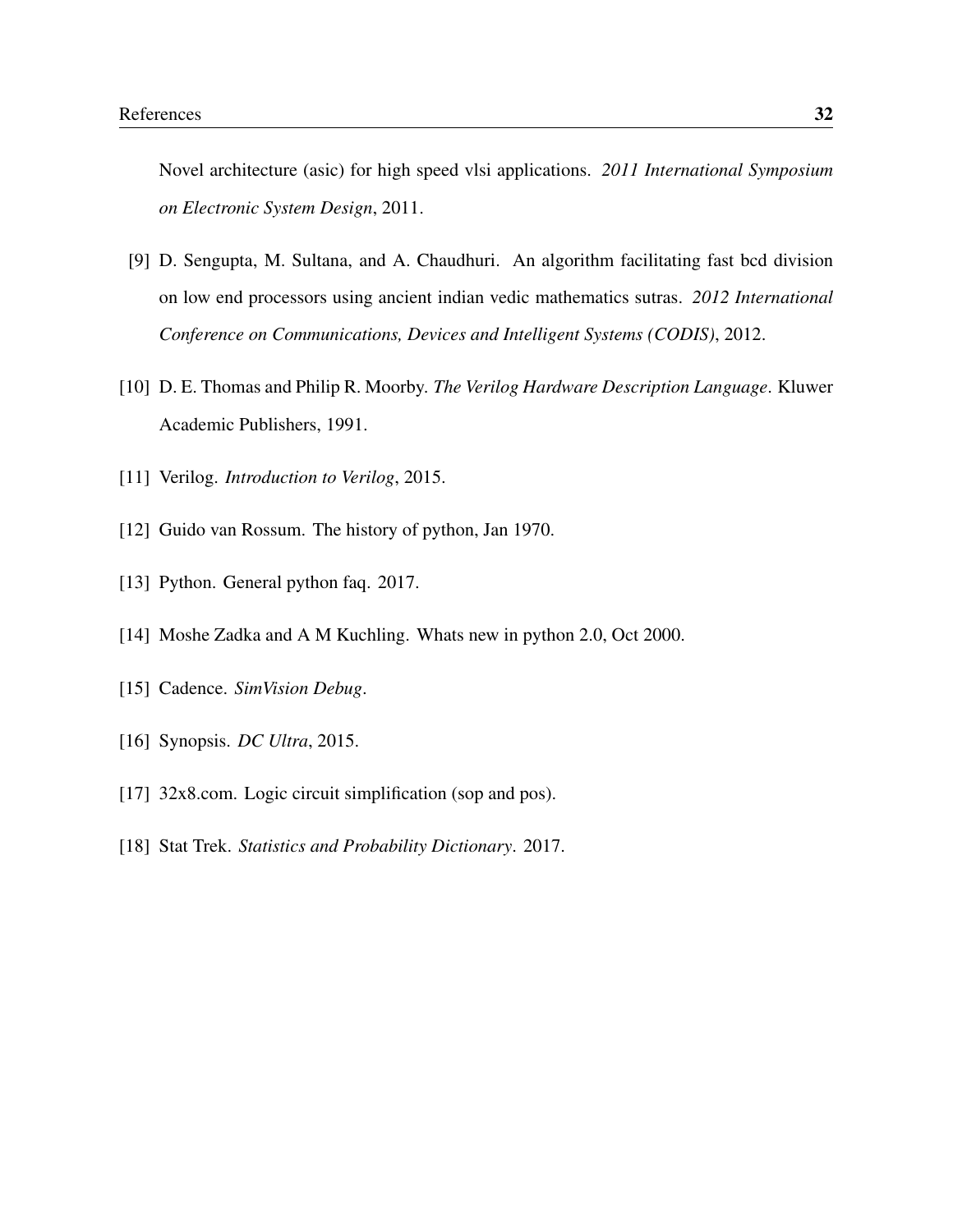Novel architecture (asic) for high speed vlsi applications. *2011 International Symposium on Electronic System Design*, 2011.

[9] D. Sengupta, M. Sultana, and A. Chaudhuri. An algorithm facilitating fast bcd division on low end processors using ancient indian vedic mathematics sutras. *2012 International Conference on Communications, Devices and Intelligent Systems (CODIS)*, 2012.

[10] D. E. Thomas and Philip R. Moorby. *The Verilog Hardware Description Language*. Kluwer Academic Publishers, 1991.

[11] Verilog. *Introduction to Verilog*, 2015.

[12] Guido van Rossum. The history of python, Jan 1970.

[13] Python. General python faq. 2017.

[14] Moshe Zadka and A M Kuchling. Whats new in python 2.0, Oct 2000.

[15] Cadence. *SimVision Debug*.

[16] Synopsis. *DC Ultra*, 2015.

[17] 32x8.com. Logic circuit simplification (sop and pos).

[18] Stat Trek. *Statistics and Probability Dictionary*. 2017.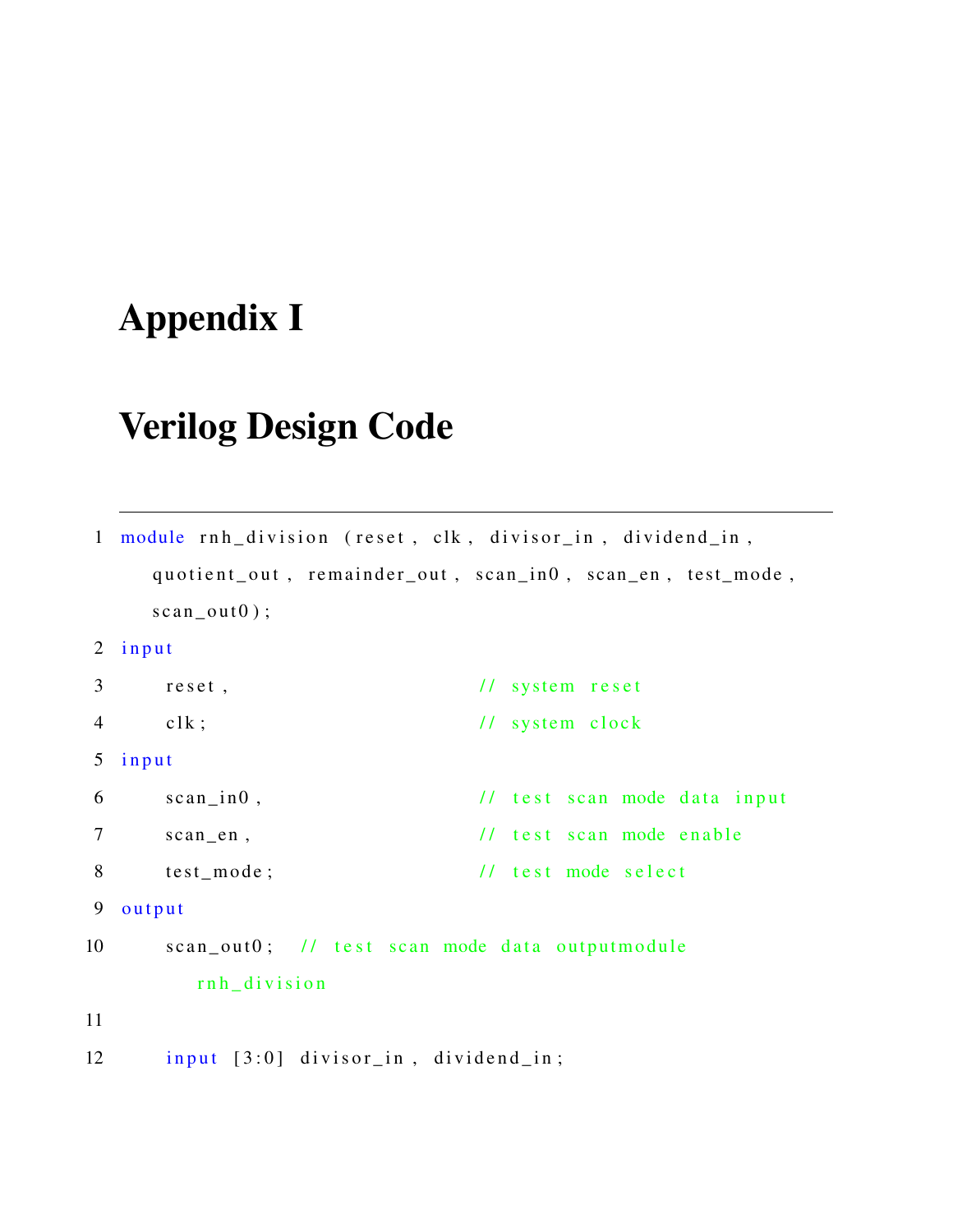# Appendix I

# Verilog Design Code

```
1  module rnh_division (reset, clk, divisor_in, dividend_in,
      quotient_out, remainder_out, scan_in0, scan_en, test_mode,
      scan_out0);
2  input
3      reset,                    // system reset
4      clk;                      // system clock
5  input
6      scan_in0,                 // test scan mode data input
7      scan_en,                  // test scan mode enable
8      test_mode;                // test mode select
9  output
10     scan_out0;  // test scan mode data outputmodule
          rnh_division
11
12     input [3:0] divisor_in, dividend_in;
```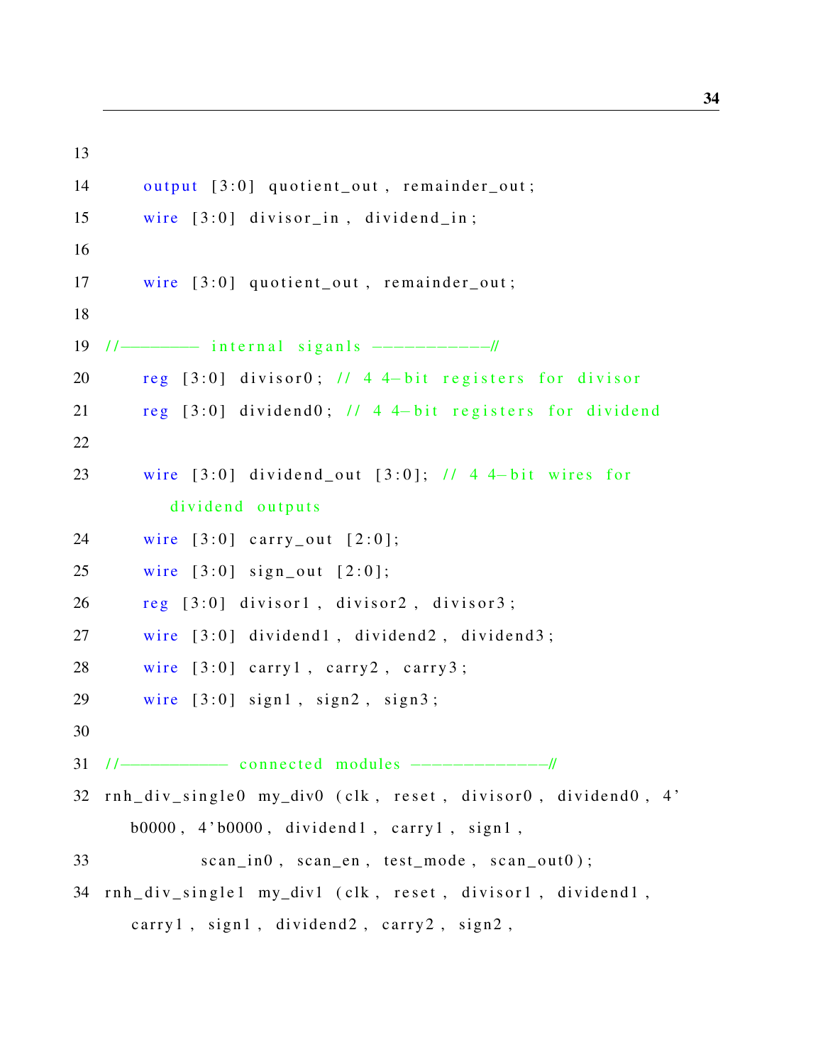```
13
14      output [3:0] quotient_out, remainder_out;
15      wire [3:0] divisor_in, dividend_in;
16
17      wire [3:0] quotient_out, remainder_out;
18
19  //--------- internal siganls ------------//
20      reg [3:0] divisor0; // 4 4-bit registers for divisor
21      reg [3:0] dividend0; // 4 4-bit registers for dividend
22
23      wire [3:0] dividend_out [3:0]; // 4 4-bit wires for
            dividend outputs
24      wire [3:0] carry_out [2:0];
25      wire [3:0] sign_out [2:0];
26      reg [3:0] divisor1, divisor2, divisor3;
27      wire [3:0] dividend1, dividend2, dividend3;
28      wire [3:0] carry1, carry2, carry3;
29      wire [3:0] sign1, sign2, sign3;
30
31  //------------ connected modules --------------//
32  rnh_div_single0 my_div0 (clk, reset, divisor0, dividend0, 4'
      b0000, 4'b0000, dividend1, carry1, sign1,
33              scan_in0, scan_en, test_mode, scan_out0);
34  rnh_div_single1 my_div1 (clk, reset, divisor1, dividend1,
      carry1, sign1, dividend2, carry2, sign2,
```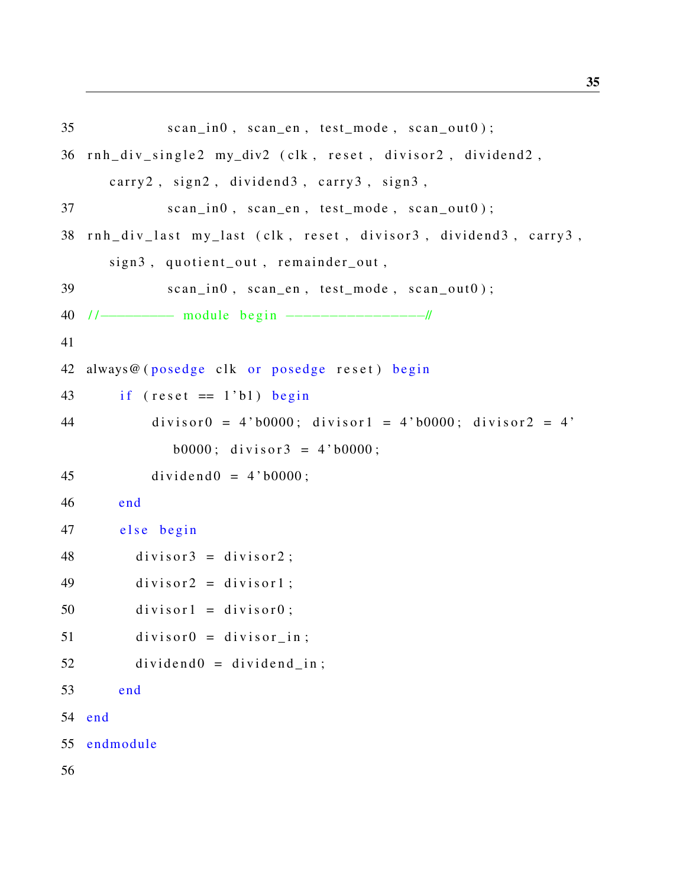```
35              scan_in0 , scan_en , test_mode , scan_out0 ) ;
36  rnh_div_single2 my_div2 (clk , reset , divisor2 , dividend2 ,
        carry2 , sign2 , dividend3 , carry3 , sign3 ,
37              scan_in0 , scan_en , test_mode , scan_out0 ) ;
38  rnh_div_last my_last (clk , reset , divisor3 , dividend3 , carry3 ,
        sign3 , quotient_out , remainder_out ,
39              scan_in0 , scan_en , test_mode , scan_out0 ) ;
40  //---------- module begin ----------------//
41
42  always@(posedge clk or posedge reset) begin
43      if (reset == 1'b1) begin
44          divisor0 = 4'b0000; divisor1 = 4'b0000; divisor2 = 4'
              b0000; divisor3 = 4'b0000;
45          dividend0 = 4'b0000;
46      end
47      else begin
48        divisor3 = divisor2;
49        divisor2 = divisor1;
50        divisor1 = divisor0;
51        divisor0 = divisor_in;
52        dividend0 = dividend_in;
53      end
54  end
55  endmodule
56
```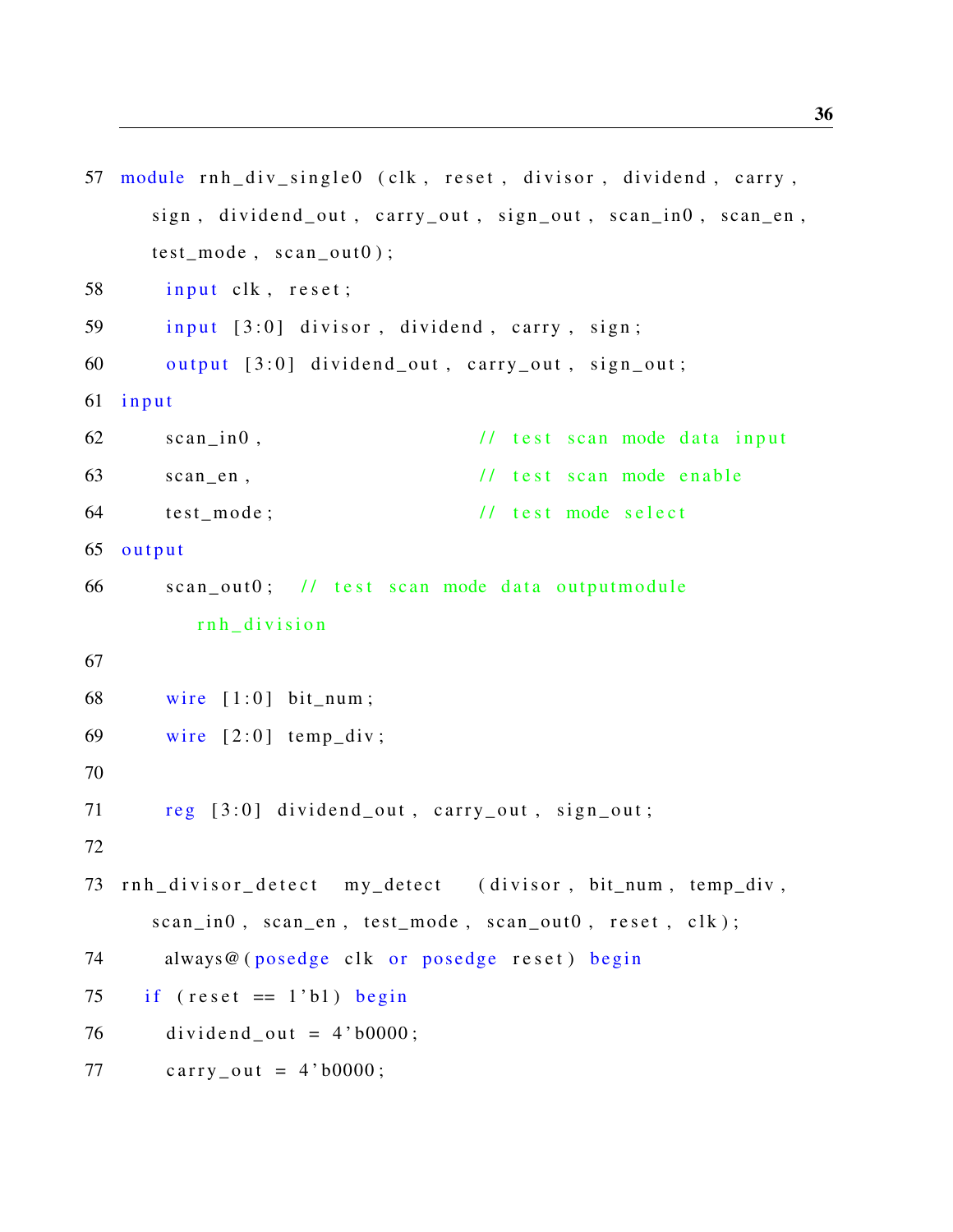```
57 module rnh_div_single0 (clk, reset, divisor, dividend, carry,
      sign, dividend_out, carry_out, sign_out, scan_in0, scan_en,
      test_mode, scan_out0);
58      input clk, reset;
59      input [3:0] divisor, dividend, carry, sign;
60      output [3:0] dividend_out, carry_out, sign_out;
61 input
62      scan_in0,                    // test scan mode data input
63      scan_en,                     // test scan mode enable
64      test_mode;                   // test mode select
65 output
66      scan_out0;  // test scan mode data outputmodule
         rnh_division
67
68      wire [1:0] bit_num;
69      wire [2:0] temp_div;
70
71      reg [3:0] dividend_out, carry_out, sign_out;
72
73 rnh_divisor_detect  my_detect   (divisor, bit_num, temp_div,
      scan_in0, scan_en, test_mode, scan_out0, reset, clk);
74      always@(posedge clk or posedge reset) begin
75    if (reset == 1'b1) begin
76      dividend_out = 4'b0000;
77      carry_out = 4'b0000;
```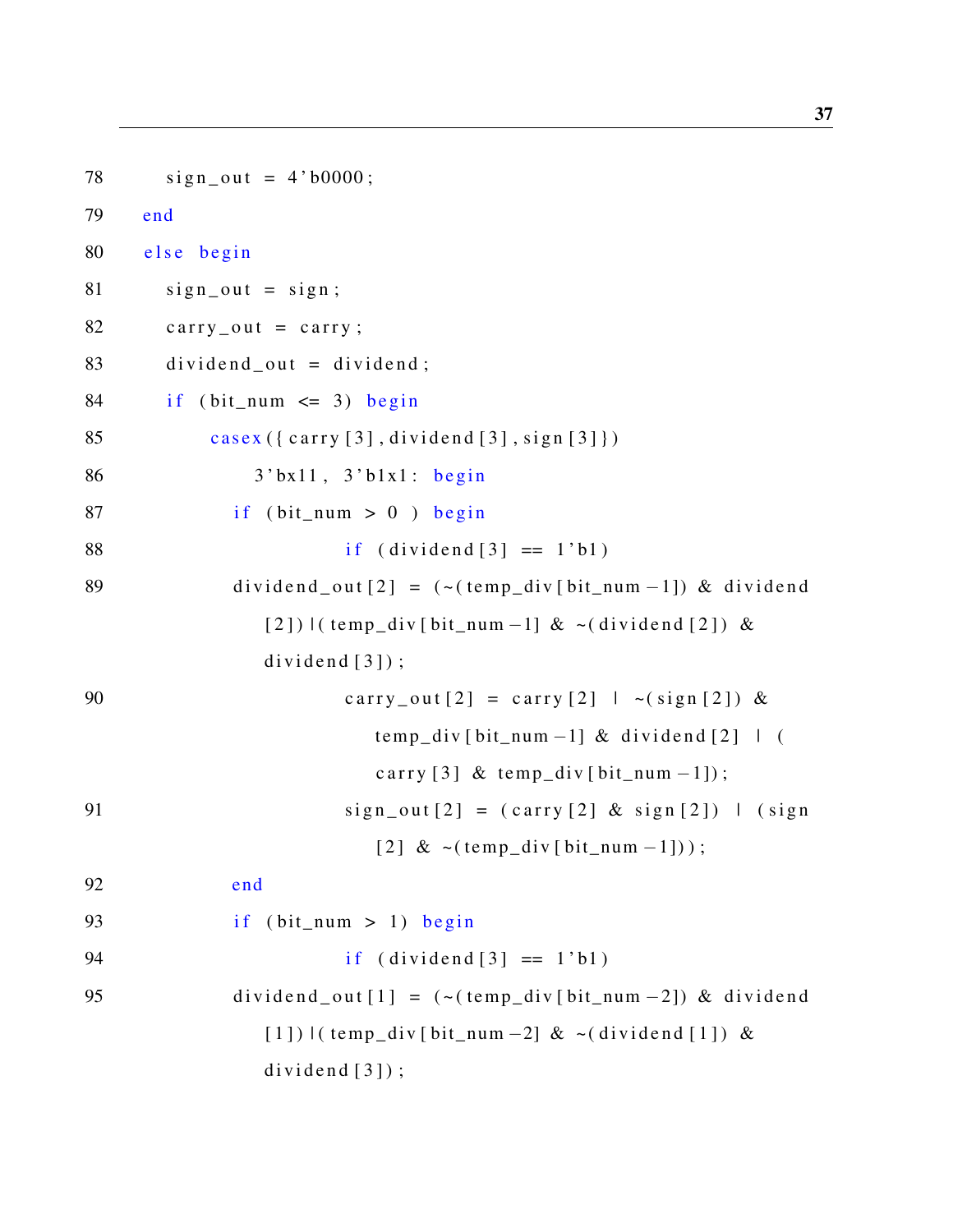```
78        sign_out = 4'b0000;
79    end
80    else begin
81        sign_out = sign;
82        carry_out = carry;
83        dividend_out = dividend;
84        if (bit_num <= 3) begin
85            casex({carry[3],dividend[3],sign[3]})
86                3'bx11, 3'b1x1: begin
87            if (bit_num > 0 ) begin
88                        if (dividend[3] == 1'b1)
89            dividend_out[2] = (~(temp_div[bit_num-1]) & dividend
                  [2])|(temp_div[bit_num-1] & ~(dividend[2]) &
                  dividend[3]);
90                        carry_out[2] = carry[2] | ~(sign[2]) &
                              temp_div[bit_num-1] & dividend[2] | (
                              carry[3] & temp_div[bit_num-1]);
91                        sign_out[2] = (carry[2] & sign[2]) | (sign
                              [2] & ~(temp_div[bit_num-1]));
92            end
93            if (bit_num > 1) begin
94                        if (dividend[3] == 1'b1)
95            dividend_out[1] = (~(temp_div[bit_num-2]) & dividend
                  [1])|(temp_div[bit_num-2] & ~(dividend[1]) &
                  dividend[3]);
```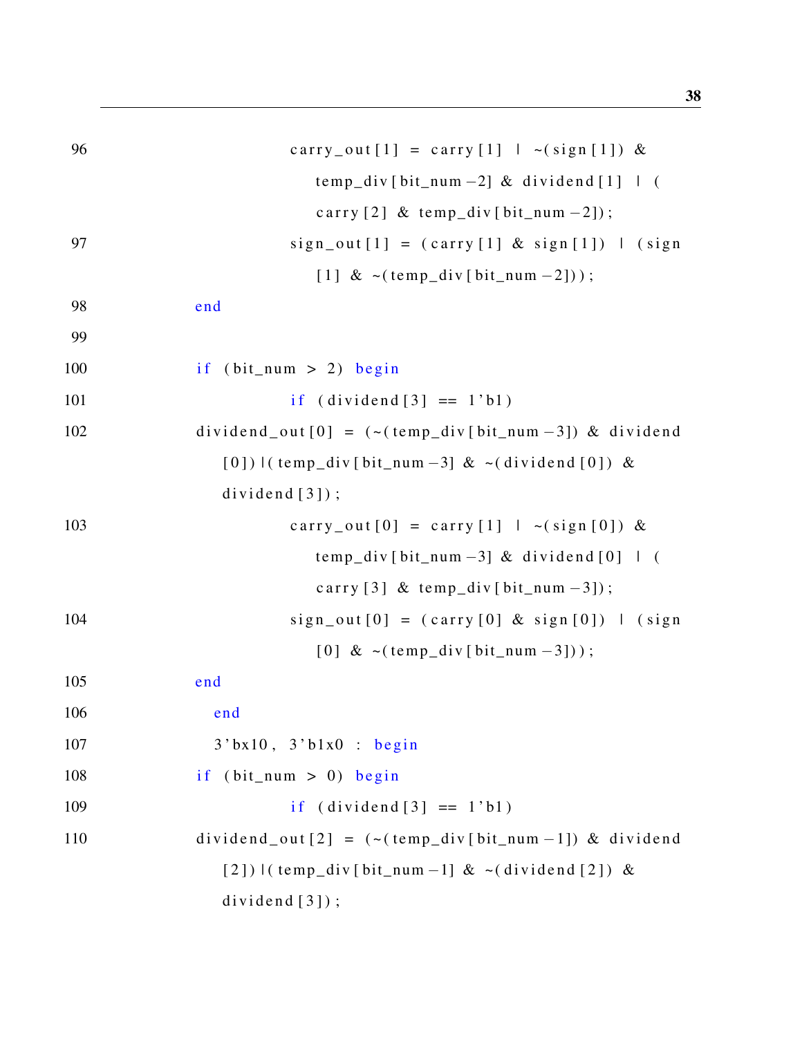```
96                  carry_out[1] = carry[1] | ~(sign[1]) &
                       temp_div[bit_num-2] & dividend[1] | (
                       carry[2] & temp_div[bit_num-2]);
97                  sign_out[1] = (carry[1] & sign[1]) | (sign
                       [1] & ~(temp_div[bit_num-2]));
98          end
99
100         if (bit_num > 2) begin
101                 if (dividend[3] == 1'b1)
102         dividend_out[0] = (~(temp_div[bit_num-3]) & dividend
               [0])|(temp_div[bit_num-3] & ~(dividend[0]) &
               dividend[3]);
103                 carry_out[0] = carry[1] | ~(sign[0]) &
                       temp_div[bit_num-3] & dividend[0] | (
                       carry[3] & temp_div[bit_num-3]);
104                 sign_out[0] = (carry[0] & sign[0]) | (sign
                       [0] & ~(temp_div[bit_num-3]));
105         end
106           end
107           3'bx10, 3'b1x0 : begin
108         if (bit_num > 0) begin
109                 if (dividend[3] == 1'b1)
110         dividend_out[2] = (~(temp_div[bit_num-1]) & dividend
               [2])|(temp_div[bit_num-1] & ~(dividend[2]) &
               dividend[3]);
```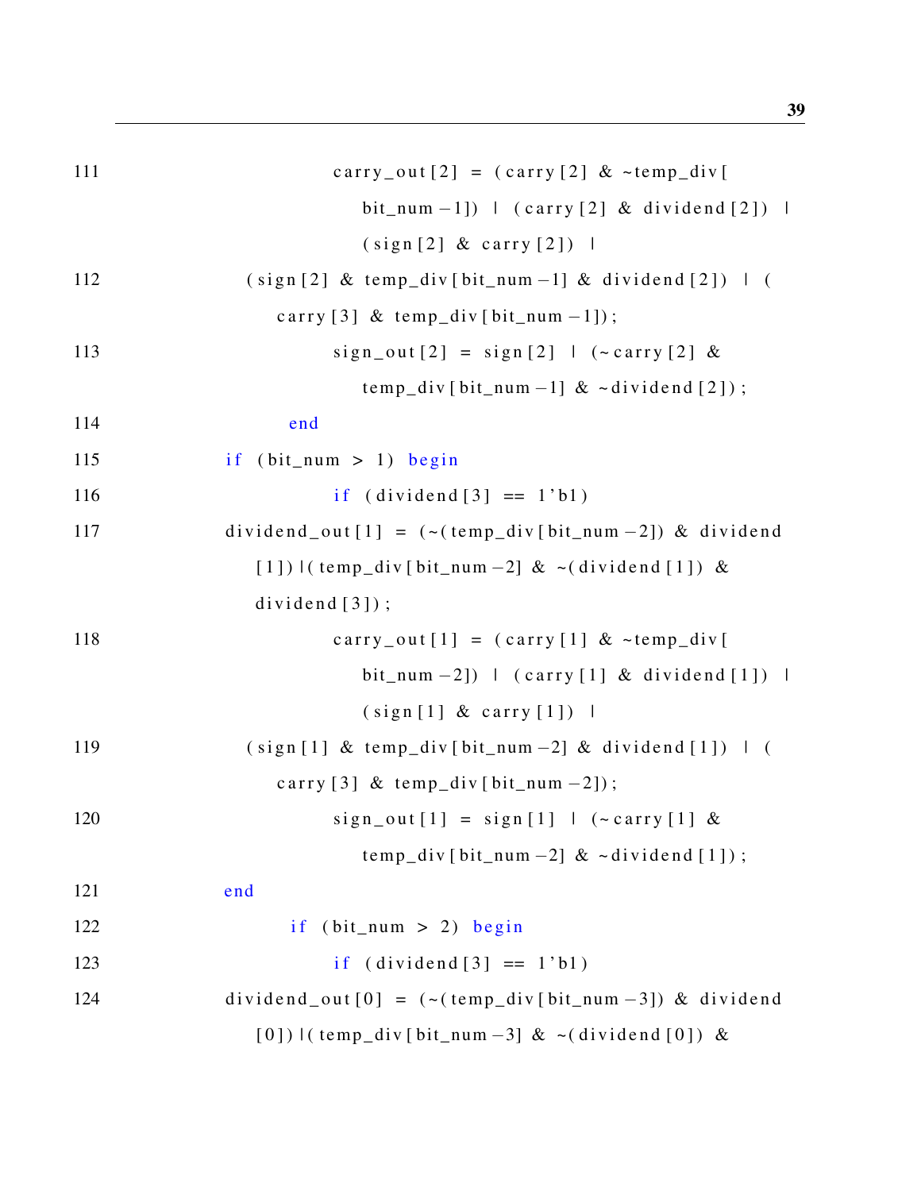```
111                     carry_out[2] = (carry[2] & ~temp_div[
                            bit_num-1]) | (carry[2] & dividend[2]) |
                            (sign[2] & carry[2]) |
112             (sign[2] & temp_div[bit_num-1] & dividend[2]) | (
                    carry[3] & temp_div[bit_num-1]);
113                     sign_out[2] = sign[2] | (~carry[2] &
                            temp_div[bit_num-1] & ~dividend[2]);
114                 end
115             if (bit_num > 1) begin
116                     if (dividend[3] == 1'b1)
117             dividend_out[1] = (~(temp_div[bit_num-2]) & dividend
                    [1])|(temp_div[bit_num-2] & ~(dividend[1]) &
                    dividend[3]);
118                     carry_out[1] = (carry[1] & ~temp_div[
                            bit_num-2]) | (carry[1] & dividend[1]) |
                            (sign[1] & carry[1]) |
119             (sign[1] & temp_div[bit_num-2] & dividend[1]) | (
                    carry[3] & temp_div[bit_num-2]);
120                     sign_out[1] = sign[1] | (~carry[1] &
                            temp_div[bit_num-2] & ~dividend[1]);
121             end
122                 if (bit_num > 2) begin
123                     if (dividend[3] == 1'b1)
124             dividend_out[0] = (~(temp_div[bit_num-3]) & dividend
                    [0])|(temp_div[bit_num-3] & ~(dividend[0]) &
```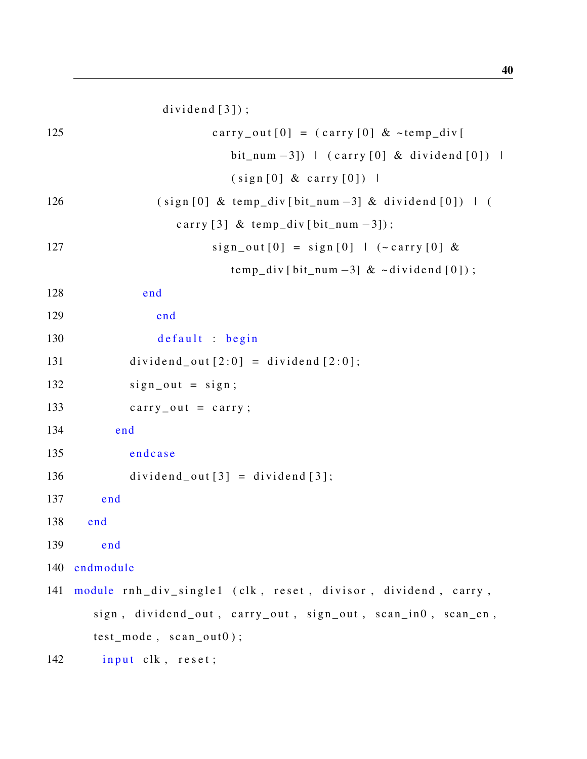```
                dividend[3]);
125                         carry_out[0] = (carry[0] & ~temp_div[
                              bit_num-3]) | (carry[0] & dividend[0]) |
                              (sign[0] & carry[0]) |
126             (sign[0] & temp_div[bit_num-3] & dividend[0]) | (
                  carry[3] & temp_div[bit_num-3]);
127                         sign_out[0] = sign[0] | (~carry[0] &
                              temp_div[bit_num-3] & ~dividend[0]);
128           end
129             end
130             default : begin
131         dividend_out[2:0] = dividend[2:0];
132         sign_out = sign;
133         carry_out = carry;
134       end
135         endcase
136         dividend_out[3] = dividend[3];
137     end
138   end
139     end
140 endmodule
141 module rnh_div_single1 (clk, reset, divisor, dividend, carry,
      sign, dividend_out, carry_out, sign_out, scan_in0, scan_en,
      test_mode, scan_out0);
142     input clk, reset;
```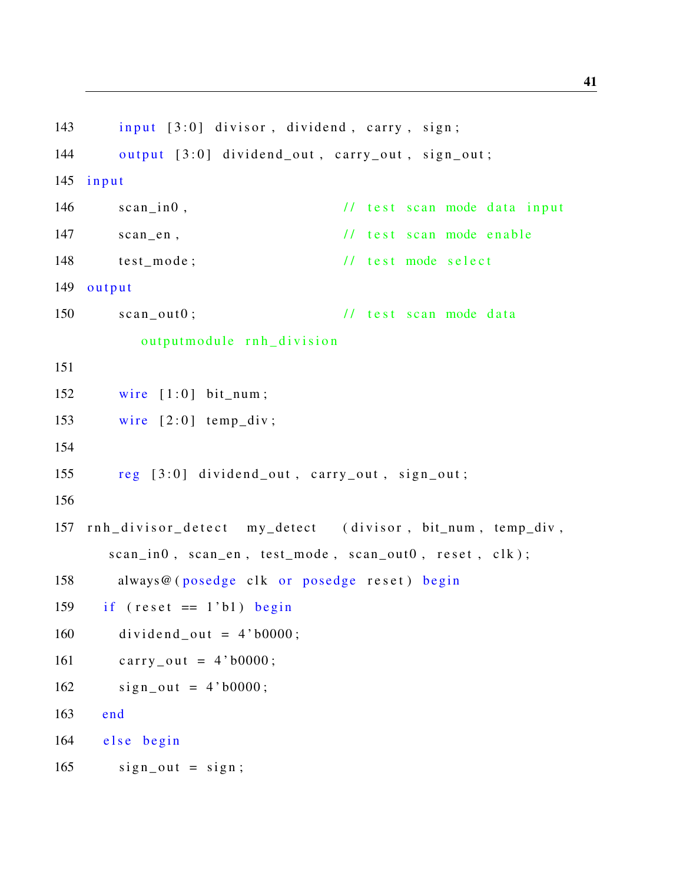```
143     input [3:0] divisor, dividend, carry, sign;
144     output [3:0] dividend_out, carry_out, sign_out;
145 input
146     scan_in0,                   // test scan mode data input
147     scan_en,                    // test scan mode enable
148     test_mode;                  // test mode select
149 output
150     scan_out0;                  // test scan mode data
        outputmodule rnh_division
151
152     wire [1:0] bit_num;
153     wire [2:0] temp_div;
154
155     reg [3:0] dividend_out, carry_out, sign_out;
156
157 rnh_divisor_detect  my_detect  (divisor, bit_num, temp_div,
      scan_in0, scan_en, test_mode, scan_out0, reset, clk);
158     always@(posedge clk or posedge reset) begin
159    if (reset == 1'b1) begin
160     dividend_out = 4'b0000;
161     carry_out = 4'b0000;
162     sign_out = 4'b0000;
163    end
164    else begin
165     sign_out = sign;
```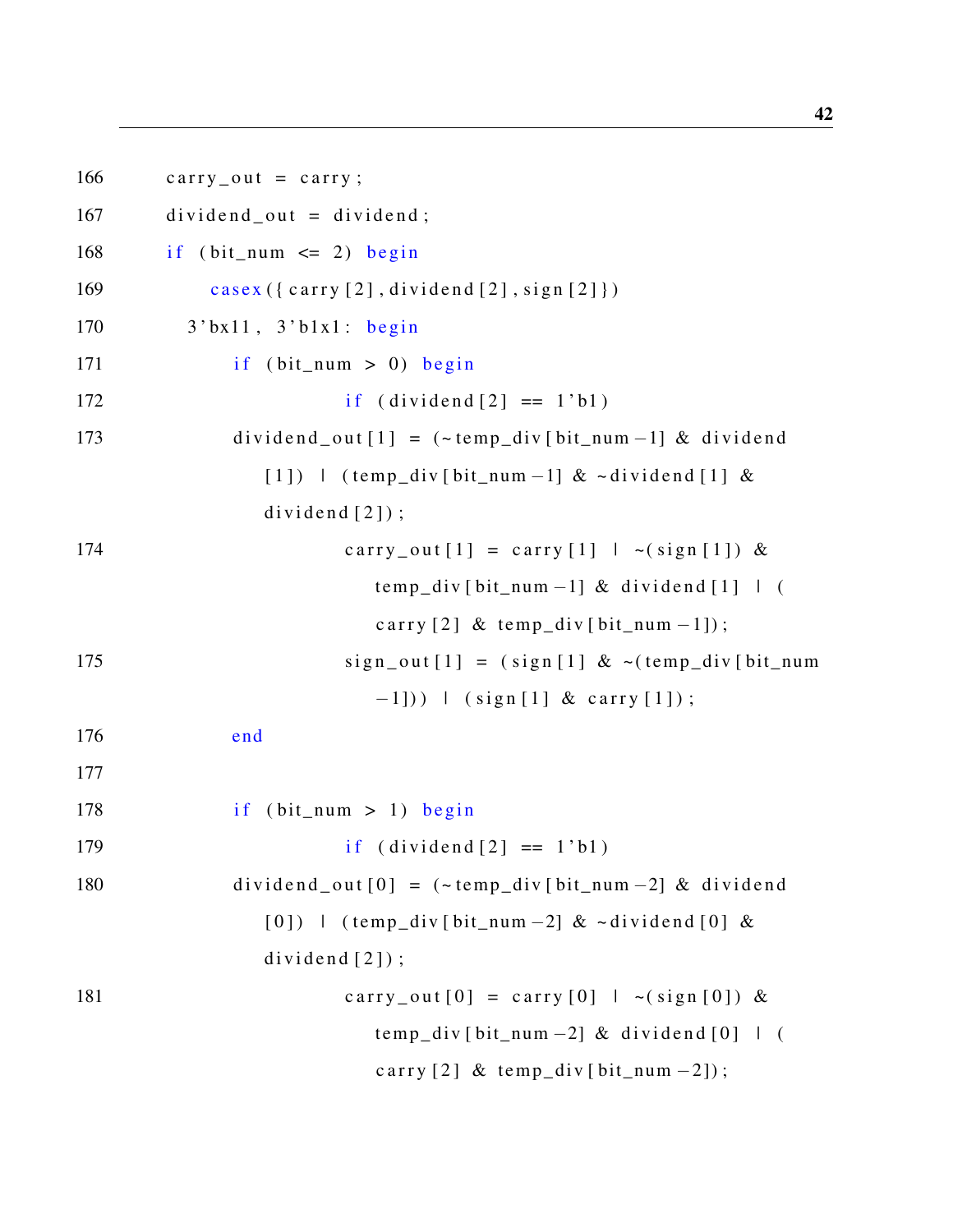```
166     carry_out = carry;
167     dividend_out = dividend;
168     if (bit_num <= 2) begin
169         casex({carry[2],dividend[2],sign[2]})
170       3'bx11, 3'b1x1: begin
171           if (bit_num > 0) begin
172                   if (dividend[2] == 1'b1)
173           dividend_out[1] = (~temp_div[bit_num-1] & dividend
                [1]) | (temp_div[bit_num-1] & ~dividend[1] &
                dividend[2]);
174                   carry_out[1] = carry[1] | ~(sign[1]) &
                          temp_div[bit_num-1] & dividend[1] | (
                          carry[2] & temp_div[bit_num-1]);
175                   sign_out[1] = (sign[1] & ~(temp_div[bit_num
                          -1])) | (sign[1] & carry[1]);
176           end
177
178           if (bit_num > 1) begin
179                   if (dividend[2] == 1'b1)
180           dividend_out[0] = (~temp_div[bit_num-2] & dividend
                [0]) | (temp_div[bit_num-2] & ~dividend[0] &
                dividend[2]);
181                   carry_out[0] = carry[0] | ~(sign[0]) &
                          temp_div[bit_num-2] & dividend[0] | (
                          carry[2] & temp_div[bit_num-2]);
```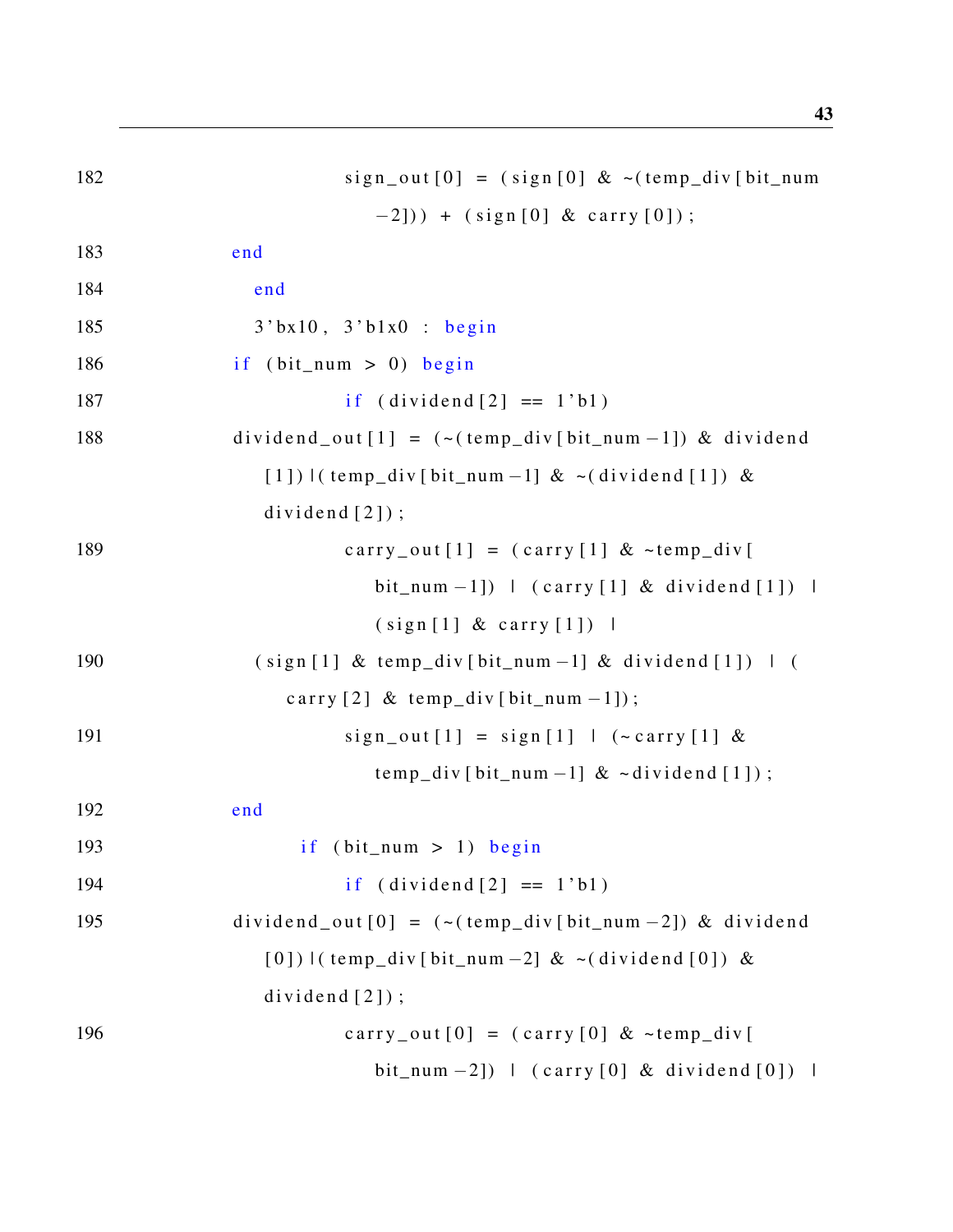```
182                     sign_out[0] = (sign[0] & ~(temp_div[bit_num
                           -2])) + (sign[0] & carry[0]);
183          end
184            end
185            3'bx10, 3'b1x0 : begin
186          if (bit_num > 0) begin
187                     if (dividend[2] == 1'b1)
188          dividend_out[1] = (~(temp_div[bit_num-1]) & dividend
                [1])|(temp_div[bit_num-1] & ~(dividend[1]) &
                dividend[2]);
189                     carry_out[1] = (carry[1] & ~temp_div[
                           bit_num-1]) | (carry[1] & dividend[1]) |
                           (sign[1] & carry[1]) |
190            (sign[1] & temp_div[bit_num-1] & dividend[1]) | (
                  carry[2] & temp_div[bit_num-1]);
191                     sign_out[1] = sign[1] | (~carry[1] &
                           temp_div[bit_num-1] & ~dividend[1]);
192          end
193                if (bit_num > 1) begin
194                     if (dividend[2] == 1'b1)
195          dividend_out[0] = (~(temp_div[bit_num-2]) & dividend
                [0])|(temp_div[bit_num-2] & ~(dividend[0]) &
                dividend[2]);
196                     carry_out[0] = (carry[0] & ~temp_div[
                           bit_num-2]) | (carry[0] & dividend[0]) |
```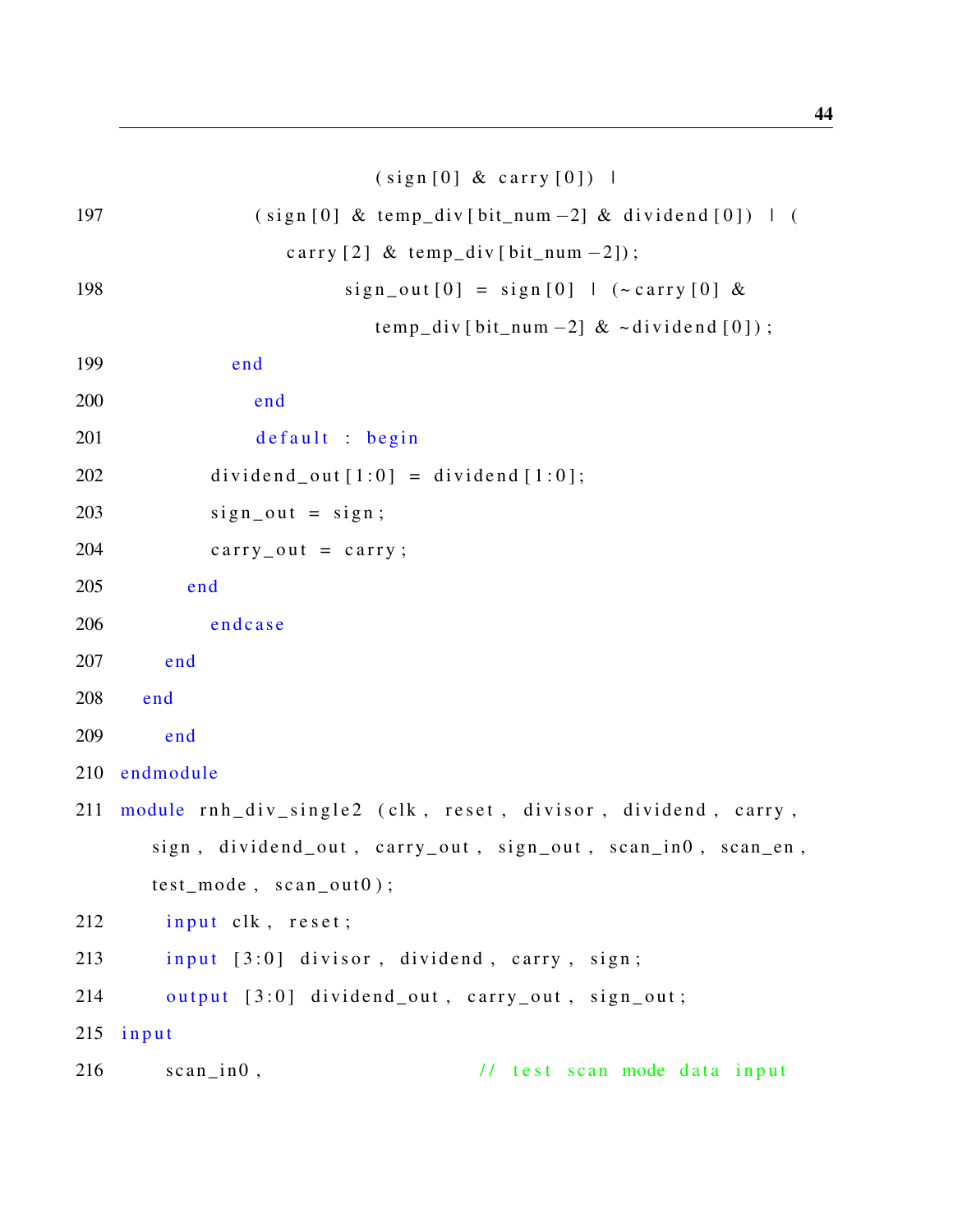```
                    (sign[0] & carry[0]) |
197             (sign[0] & temp_div[bit_num-2] & dividend[0]) | (
                  carry[2] & temp_div[bit_num-2]);
198                   sign_out[0] = sign[0] | (~carry[0] &
                        temp_div[bit_num-2] & ~dividend[0]);
199           end
200             end
201             default : begin
202         dividend_out[1:0] = dividend[1:0];
203         sign_out = sign;
204         carry_out = carry;
205       end
206         endcase
207     end
208   end
209     end
210 endmodule
211 module rnh_div_single2 (clk, reset, divisor, dividend, carry,
      sign, dividend_out, carry_out, sign_out, scan_in0, scan_en,
      test_mode, scan_out0);
212     input clk, reset;
213     input [3:0] divisor, dividend, carry, sign;
214     output [3:0] dividend_out, carry_out, sign_out;
215 input
216     scan_in0,                   // test scan mode data input
```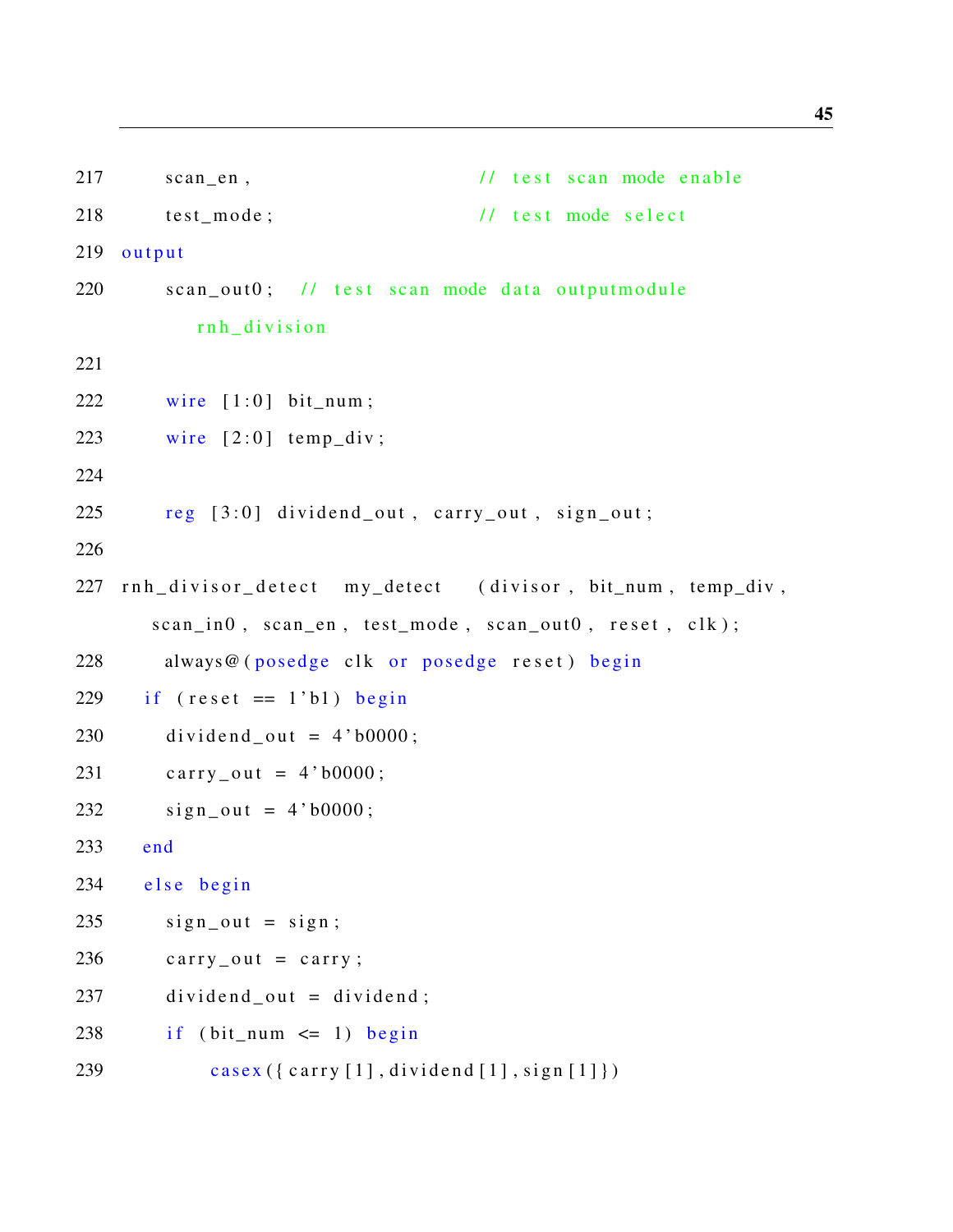```
217       scan_en ,                        // test scan mode enable
218       test_mode ;                      // test mode select
219  output
220       scan_out0 ;   // test scan mode data outputmodule
             rnh_division
221
222       wire  [1:0]  bit_num ;
223       wire  [2:0]  temp_div ;
224
225       reg  [3:0]  dividend_out ,  carry_out ,  sign_out ;
226
227  rnh_divisor_detect   my_detect    (divisor ,  bit_num ,  temp_div ,
        scan_in0 ,  scan_en ,  test_mode ,  scan_out0 ,  reset ,  clk ) ;
228       always@(posedge  clk  or  posedge  reset)  begin
229     if  (reset  ==  1'b1)  begin
230       dividend_out  =  4'b0000 ;
231       carry_out  =  4'b0000 ;
232       sign_out  =  4'b0000 ;
233     end
234     else  begin
235       sign_out  =  sign ;
236       carry_out  =  carry ;
237       dividend_out  =  dividend ;
238       if  (bit_num  <=  1)  begin
239           casex({carry[1],dividend[1],sign[1]})
```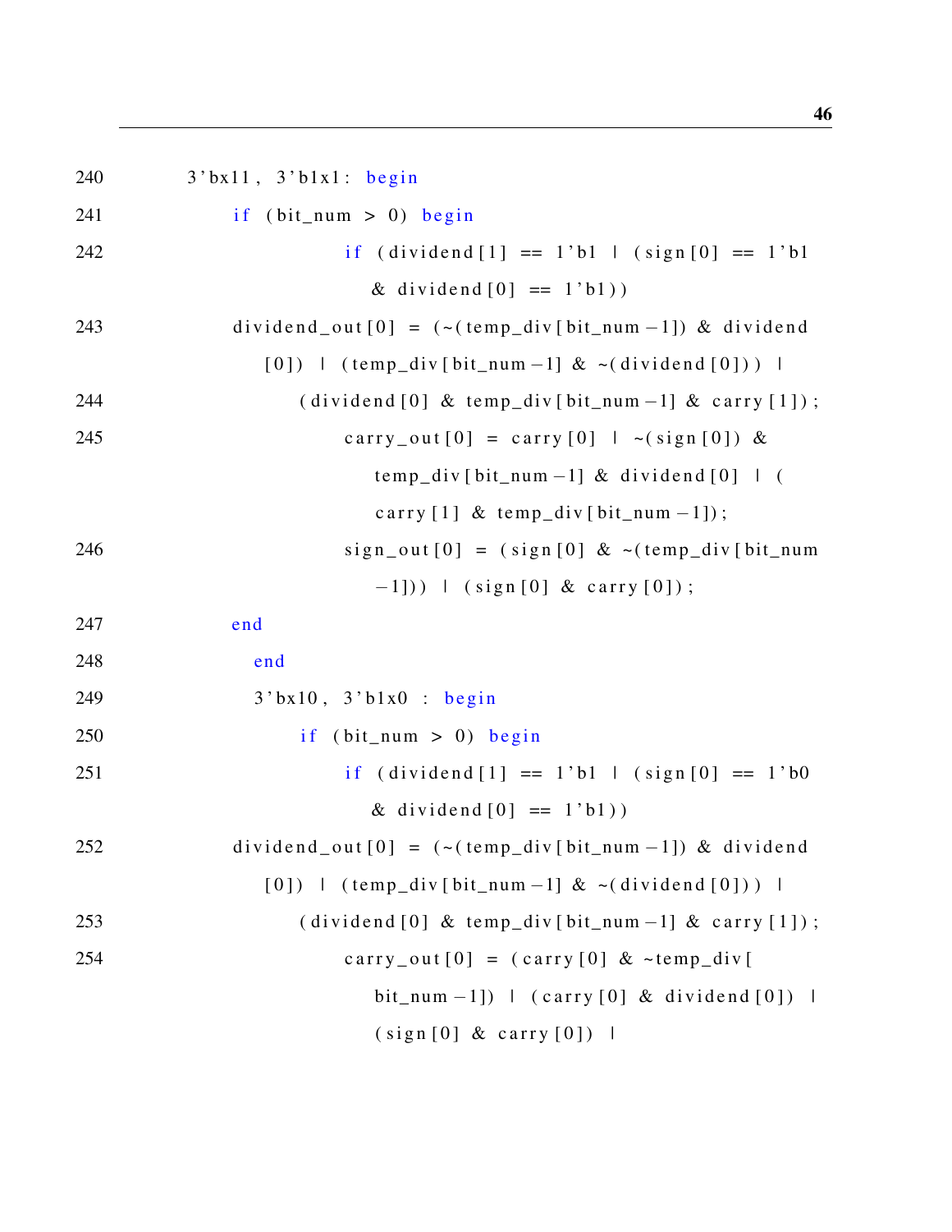```
240         3'bx11, 3'b1x1: begin
241             if (bit_num > 0) begin
242                     if (dividend[1] == 1'b1 | (sign[0] == 1'b1
                          & dividend[0] == 1'b1))
243             dividend_out[0] = (~(temp_div[bit_num-1]) & dividend
                   [0]) | (temp_div[bit_num-1] & ~(dividend[0])) |
244                 (dividend[0] & temp_div[bit_num-1] & carry[1]);
245                     carry_out[0] = carry[0] | ~(sign[0]) &
                          temp_div[bit_num-1] & dividend[0] | (
                          carry[1] & temp_div[bit_num-1]);
246                     sign_out[0] = (sign[0] & ~(temp_div[bit_num
                          -1])) | (sign[0] & carry[0]);
247             end
248               end
249               3'bx10, 3'b1x0 : begin
250                 if (bit_num > 0) begin
251                     if (dividend[1] == 1'b1 | (sign[0] == 1'b0
                          & dividend[0] == 1'b1))
252             dividend_out[0] = (~(temp_div[bit_num-1]) & dividend
                   [0]) | (temp_div[bit_num-1] & ~(dividend[0])) |
253                 (dividend[0] & temp_div[bit_num-1] & carry[1]);
254                     carry_out[0] = (carry[0] & ~temp_div[
                          bit_num-1]) | (carry[0] & dividend[0]) |
                          (sign[0] & carry[0]) |
```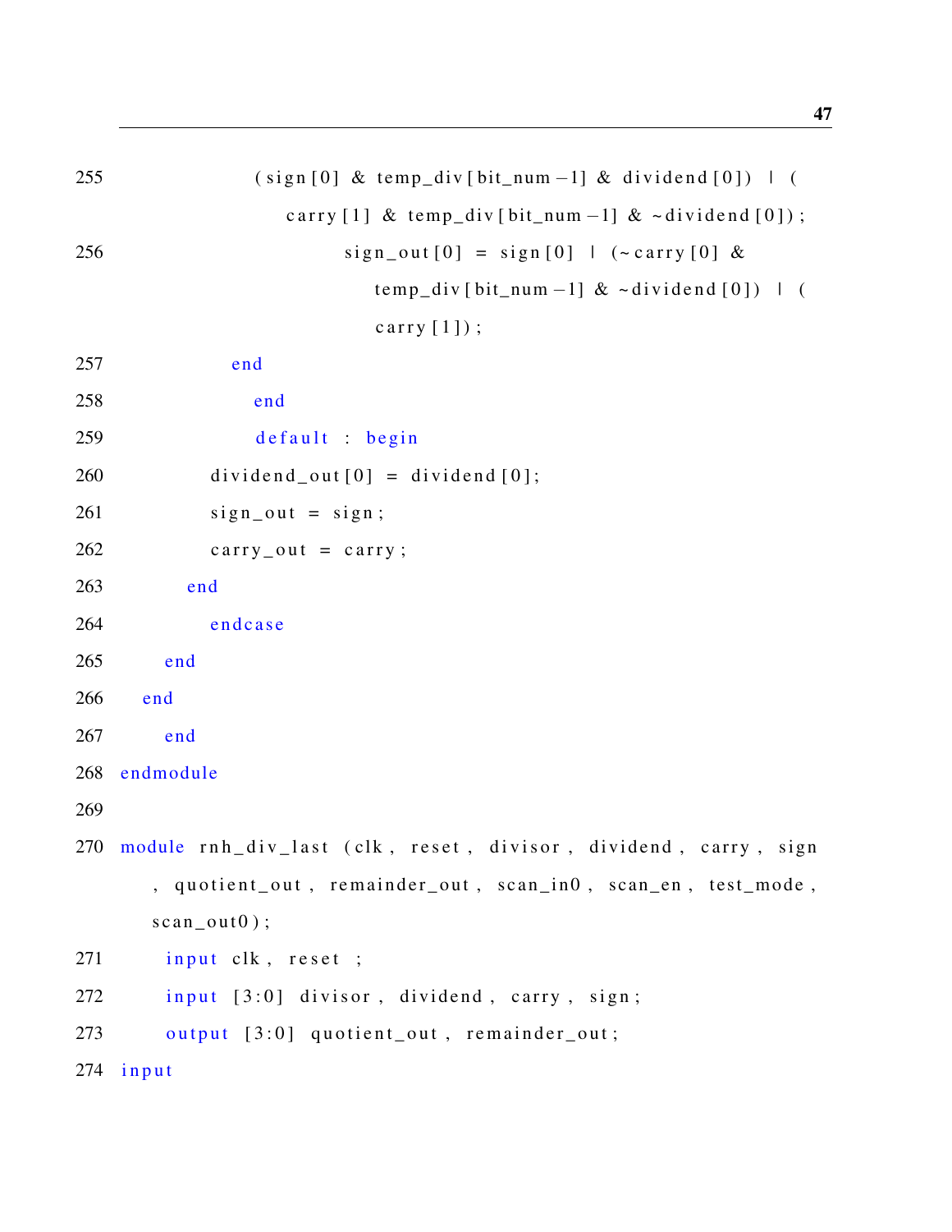```
255             (sign[0] & temp_div[bit_num-1] & dividend[0]) | (
                   carry[1] & temp_div[bit_num-1] & ~dividend[0]);
256                     sign_out[0] = sign[0] | (~carry[0] &
                           temp_div[bit_num-1] & ~dividend[0]) | (
                           carry[1]);
257           end
258             end
259             default : begin
260         dividend_out[0] = dividend[0];
261         sign_out = sign;
262         carry_out = carry;
263       end
264         endcase
265     end
266   end
267     end
268 endmodule
269
270 module rnh_div_last (clk, reset, divisor, dividend, carry, sign
      , quotient_out, remainder_out, scan_in0, scan_en, test_mode,
      scan_out0);
271     input clk, reset ;
272     input [3:0] divisor, dividend, carry, sign;
273     output [3:0] quotient_out, remainder_out;
274 input
```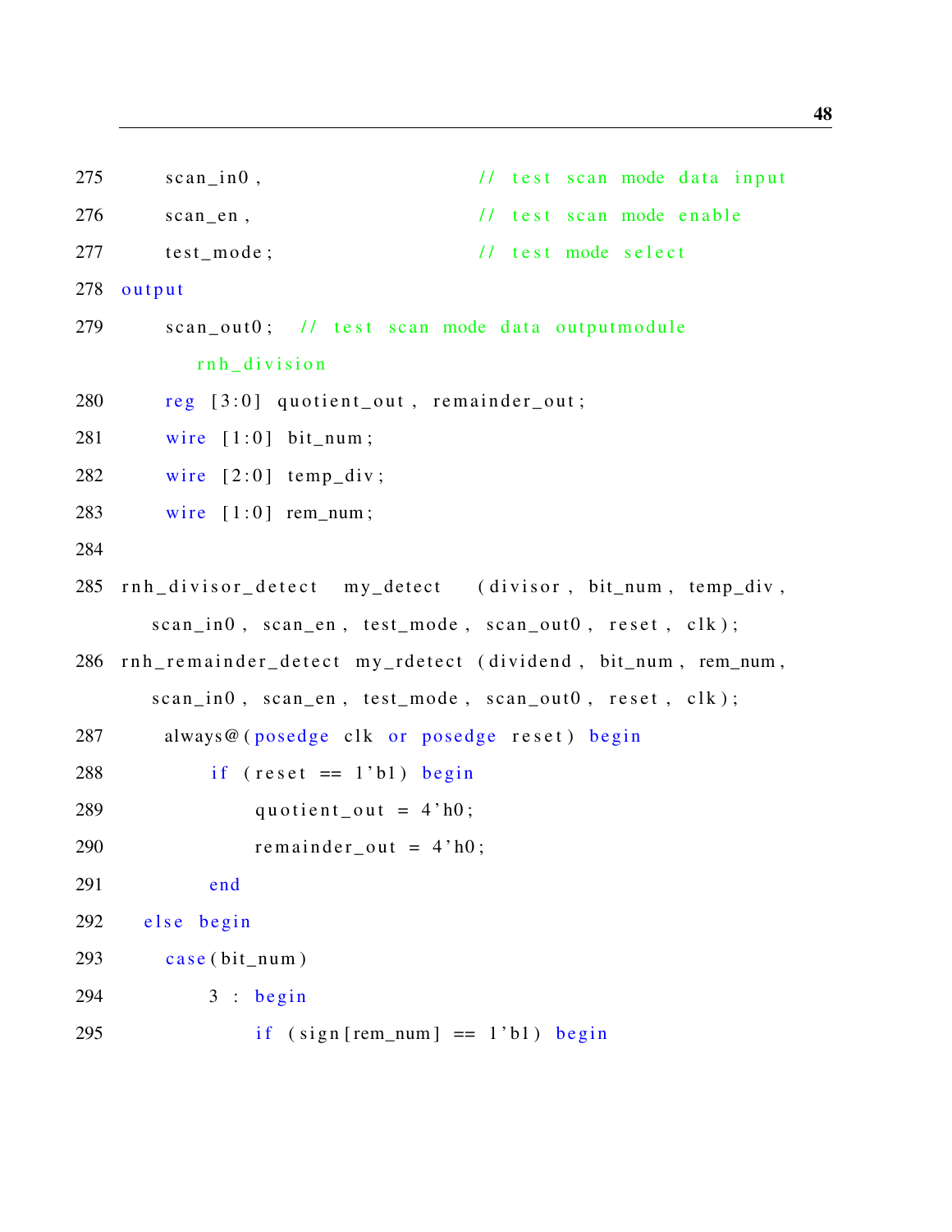```
275     scan_in0,                   // test scan mode data input
276     scan_en,                    // test scan mode enable
277     test_mode;                  // test mode select
278 output
279     scan_out0;  // test scan mode data outputmodule
          rnh_division
280     reg [3:0] quotient_out, remainder_out;
281     wire [1:0] bit_num;
282     wire [2:0] temp_div;
283     wire [1:0] rem_num;
284
285 rnh_divisor_detect  my_detect  (divisor, bit_num, temp_div,
      scan_in0, scan_en, test_mode, scan_out0, reset, clk);
286 rnh_remainder_detect my_rdetect (dividend, bit_num, rem_num,
      scan_in0, scan_en, test_mode, scan_out0, reset, clk);
287     always@(posedge clk or posedge reset) begin
288         if (reset == 1'b1) begin
289             quotient_out = 4'h0;
290             remainder_out = 4'h0;
291         end
292   else begin
293     case(bit_num)
294         3 : begin
295             if (sign[rem_num] == 1'b1) begin
```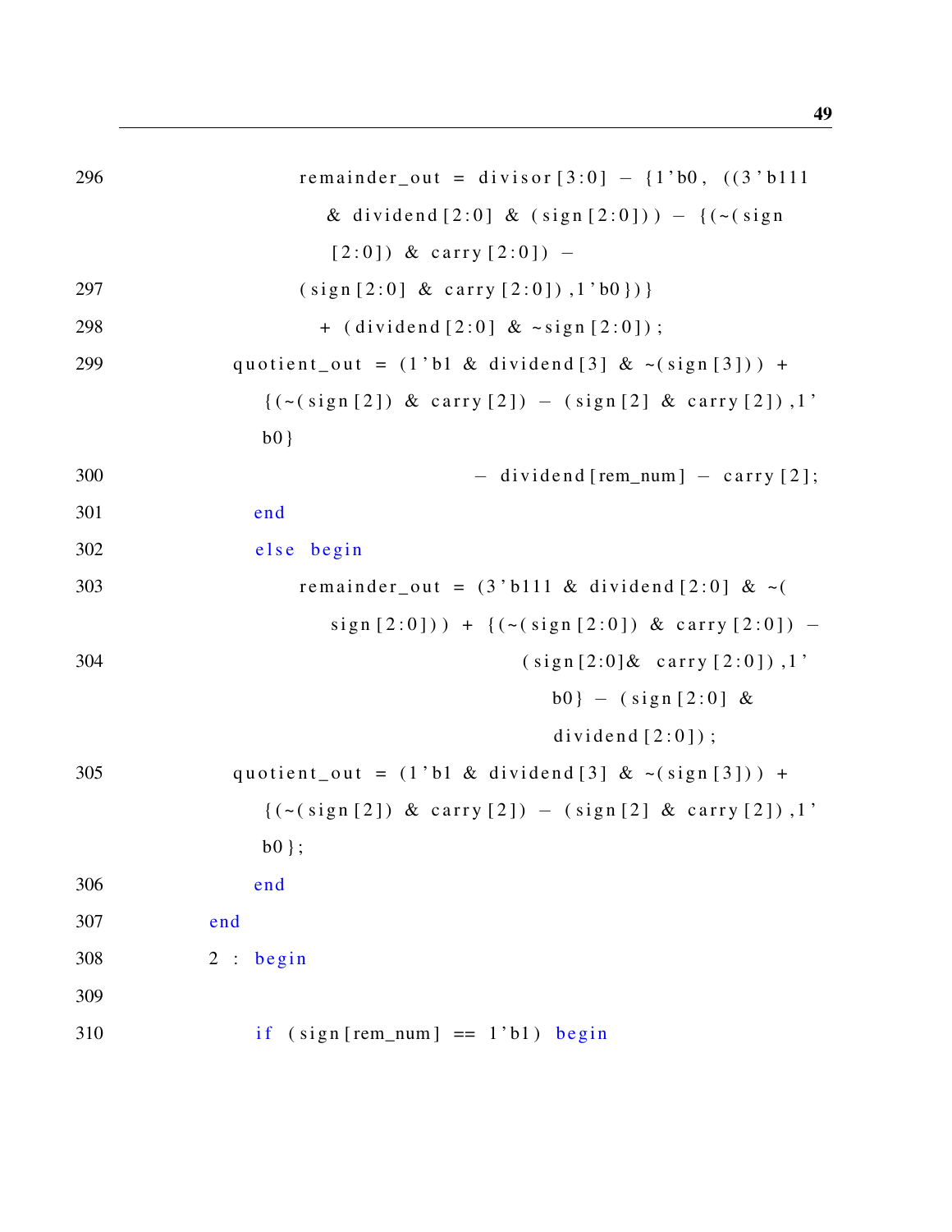```
296                 remainder_out = divisor[3:0] - {1'b0, ((3'b111
                      & dividend[2:0] & (sign[2:0])) - {(~(sign
                      [2:0]) & carry[2:0]) -
297                 (sign[2:0] & carry[2:0]),1'b0})}
298                   + (dividend[2:0] & ~sign[2:0]);
299           quotient_out = (1'b1 & dividend[3] & ~(sign[3])) +
                {(~(sign[2]) & carry[2]) - (sign[2] & carry[2]),1'
                b0}
300                                    - dividend[rem_num] - carry[2];
301             end
302             else begin
303                 remainder_out = (3'b111 & dividend[2:0] & ~(
                      sign[2:0])) + {(~(sign[2:0]) & carry[2:0]) -
304                                    (sign[2:0]& carry[2:0]),1'
                                          b0} - (sign[2:0] &
                                          dividend[2:0]);
305           quotient_out = (1'b1 & dividend[3] & ~(sign[3])) +
                {(~(sign[2]) & carry[2]) - (sign[2] & carry[2]),1'
                b0};
306             end
307         end
308         2 : begin
309
310             if (sign[rem_num] == 1'b1) begin
```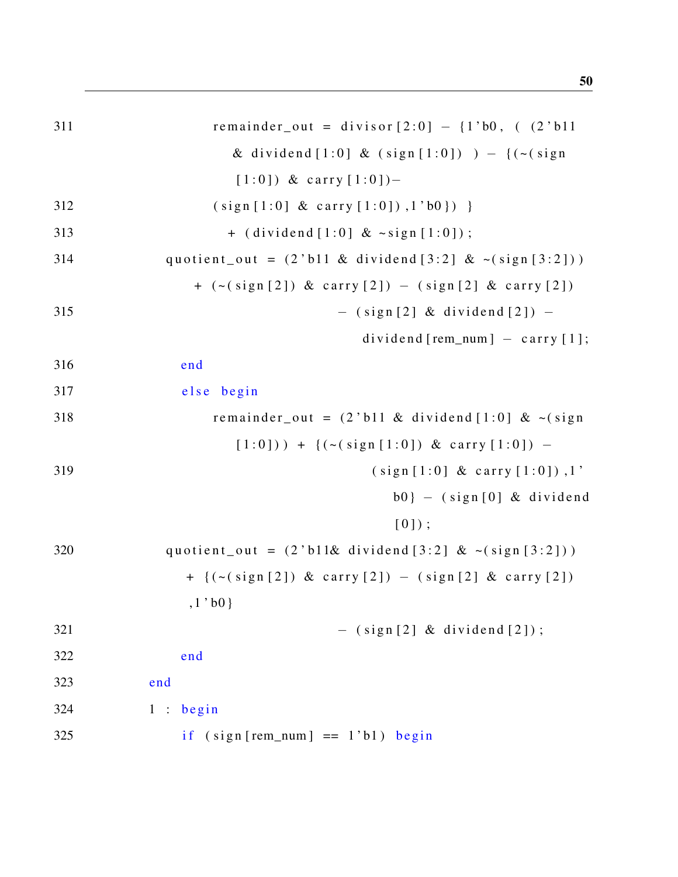```
311                 remainder_out = divisor[2:0] - {1'b0, ( (2'b11
                      & dividend[1:0] & (sign[1:0]) ) - {(~(sign
                      [1:0]) & carry[1:0])-
312                 (sign[1:0] & carry[1:0]),1'b0}) }
313                   + (dividend[1:0] & ~sign[1:0]);
314           quotient_out = (2'b11 & dividend[3:2] & ~(sign[3:2]))
                + (~(sign[2]) & carry[2]) - (sign[2] & carry[2])
315                                 - (sign[2] & dividend[2]) -
                                        dividend[rem_num] - carry[1];
316             end
317             else begin
318                 remainder_out = (2'b11 & dividend[1:0] & ~(sign
                      [1:0])) + {(~(sign[1:0]) & carry[1:0]) -
319                                         (sign[1:0] & carry[1:0]),1'
                                            b0} - (sign[0] & dividend
                                            [0]);
320           quotient_out = (2'b11& dividend[3:2] & ~(sign[3:2]))
                + {(~(sign[2]) & carry[2]) - (sign[2] & carry[2])
                ,1'b0}
321                                 - (sign[2] & dividend[2]);
322             end
323         end
324         1 : begin
325             if (sign[rem_num] == 1'b1) begin
```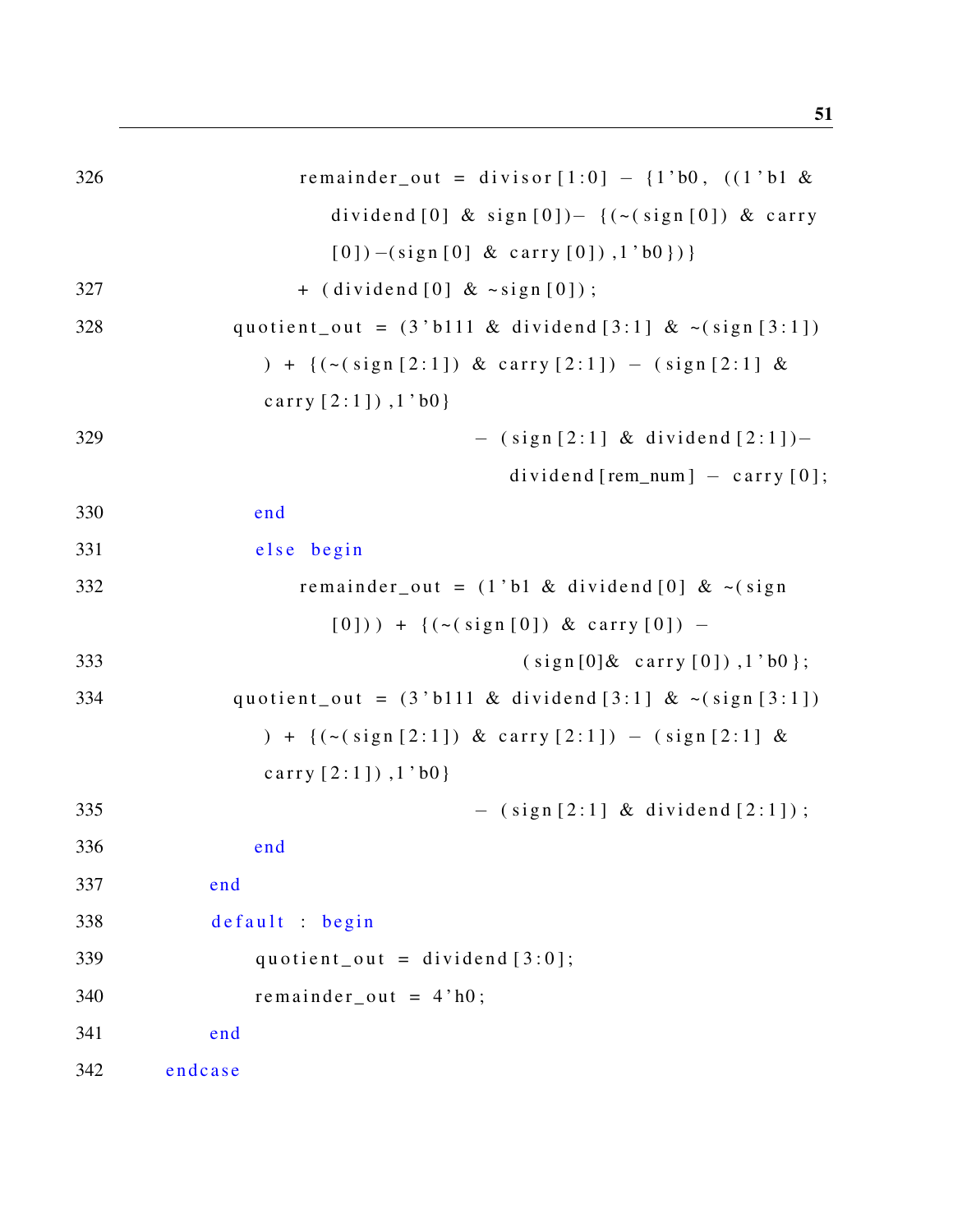```
326                 remainder_out = divisor[1:0] - {1'b0, ((1'b1 &
                        dividend[0] & sign[0])- {(~(sign[0]) & carry
                        [0])-(sign[0] & carry[0]),1'b0})}
327                 + (dividend[0] & ~sign[0]);
328             quotient_out = (3'b111 & dividend[3:1] & ~(sign[3:1])
                    ) + {(~(sign[2:1]) & carry[2:1]) - (sign[2:1] &
                    carry[2:1]),1'b0}
329                                     - (sign[2:1] & dividend[2:1])-
                                            dividend[rem_num] - carry[0];
330             end
331             else begin
332                 remainder_out = (1'b1 & dividend[0] & ~(sign
                        [0])) + {(~(sign[0]) & carry[0]) -
333                                         (sign[0]& carry[0]),1'b0};
334             quotient_out = (3'b111 & dividend[3:1] & ~(sign[3:1])
                    ) + {(~(sign[2:1]) & carry[2:1]) - (sign[2:1] &
                    carry[2:1]),1'b0}
335                                     - (sign[2:1] & dividend[2:1]);
336             end
337         end
338         default : begin
339             quotient_out = dividend[3:0];
340             remainder_out = 4'h0;
341         end
342     endcase
```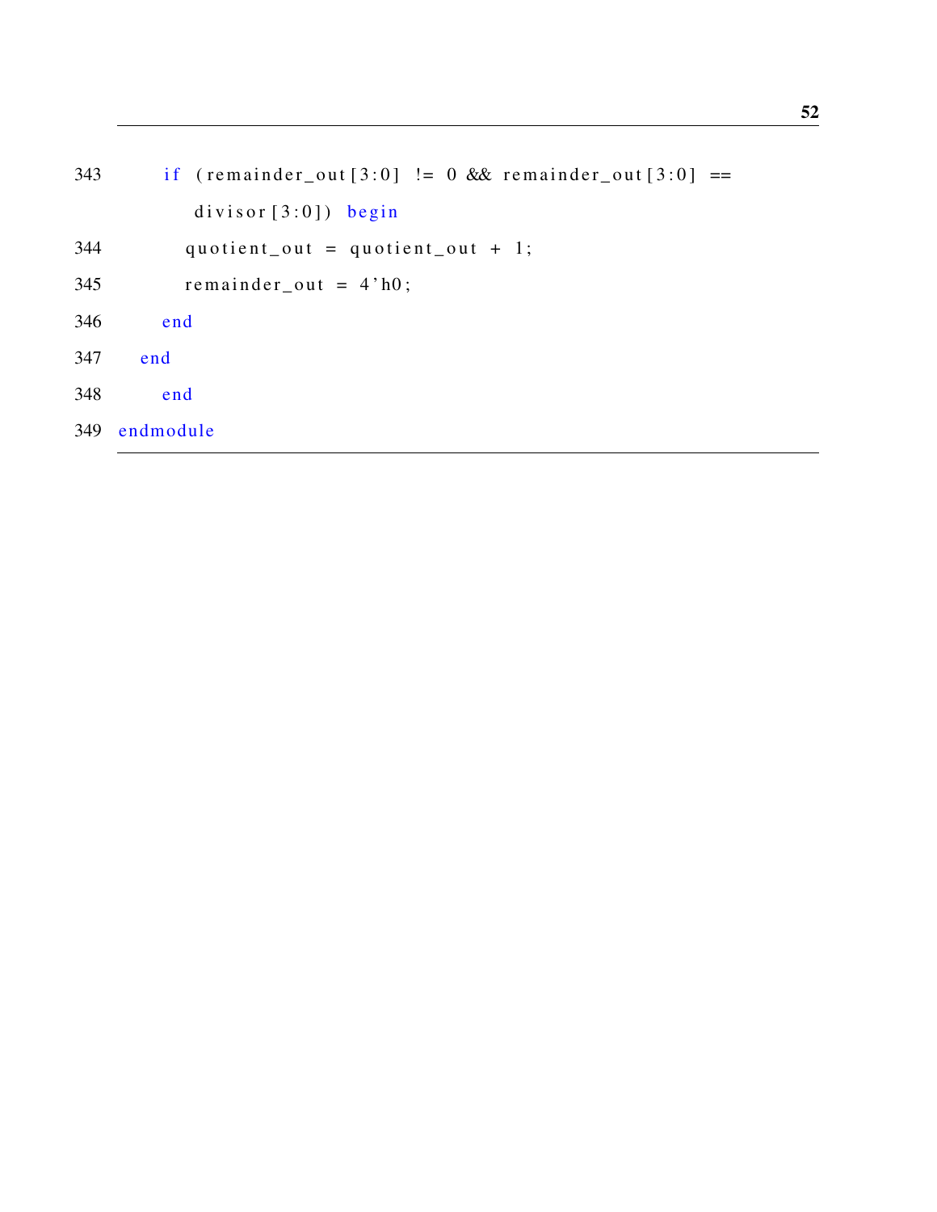```
343       if (remainder_out[3:0] != 0 && remainder_out[3:0] ==
              divisor[3:0]) begin
344         quotient_out = quotient_out + 1;
345         remainder_out = 4'h0;
346       end
347     end
348       end
349 endmodule
```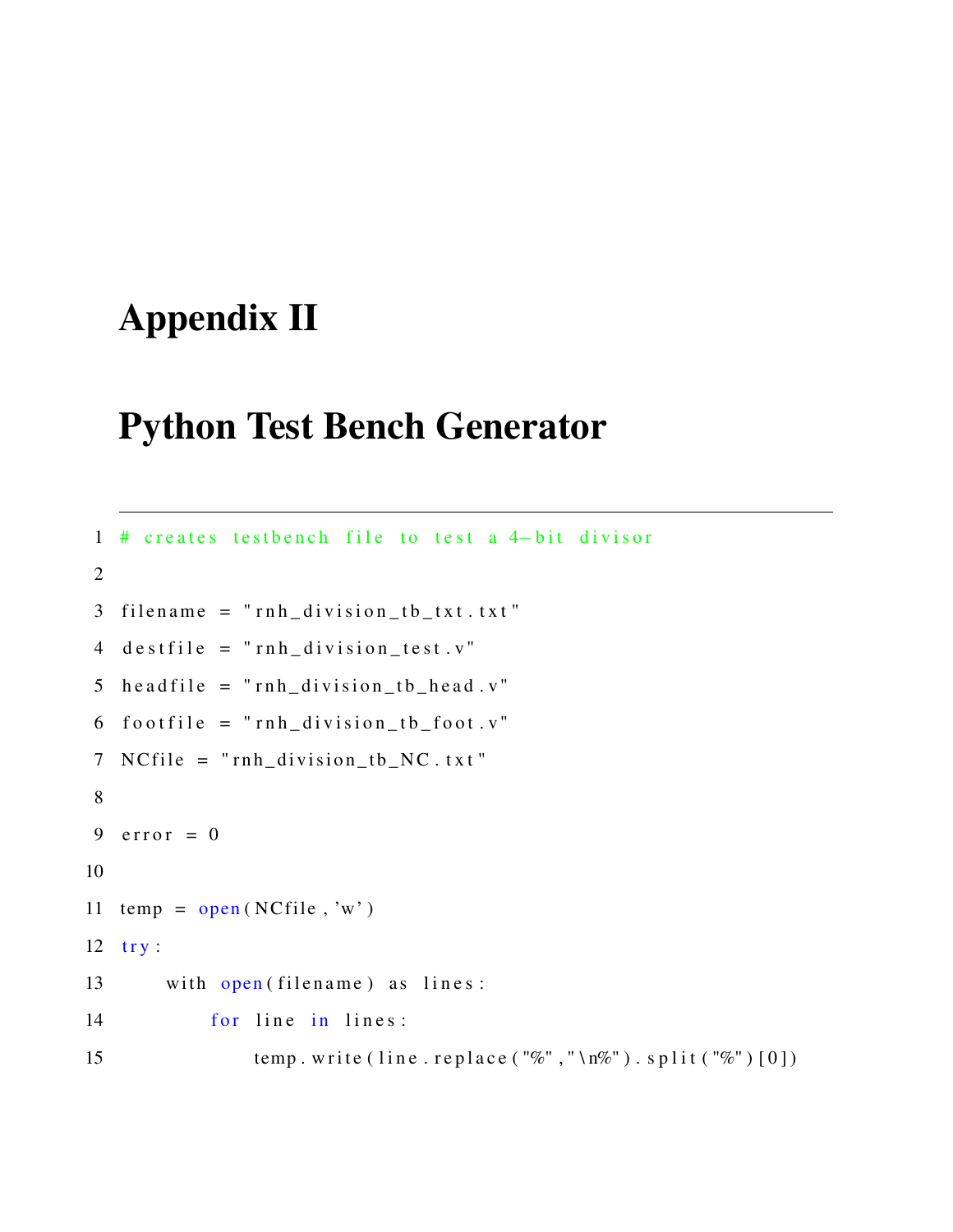# Appendix II

# Python Test Bench Generator

```python
# creates testbench file to test a 4-bit divisor

filename = "rnh_division_tb_txt.txt"
destfile = "rnh_division_test.v"
headfile = "rnh_division_tb_head.v"
footfile = "rnh_division_tb_foot.v"
NCfile = "rnh_division_tb_NC.txt"

error = 0

temp = open(NCfile,'w')
try:
    with open(filename) as lines:
        for line in lines:
            temp.write(line.replace("%","\n%").split("%")[0])
```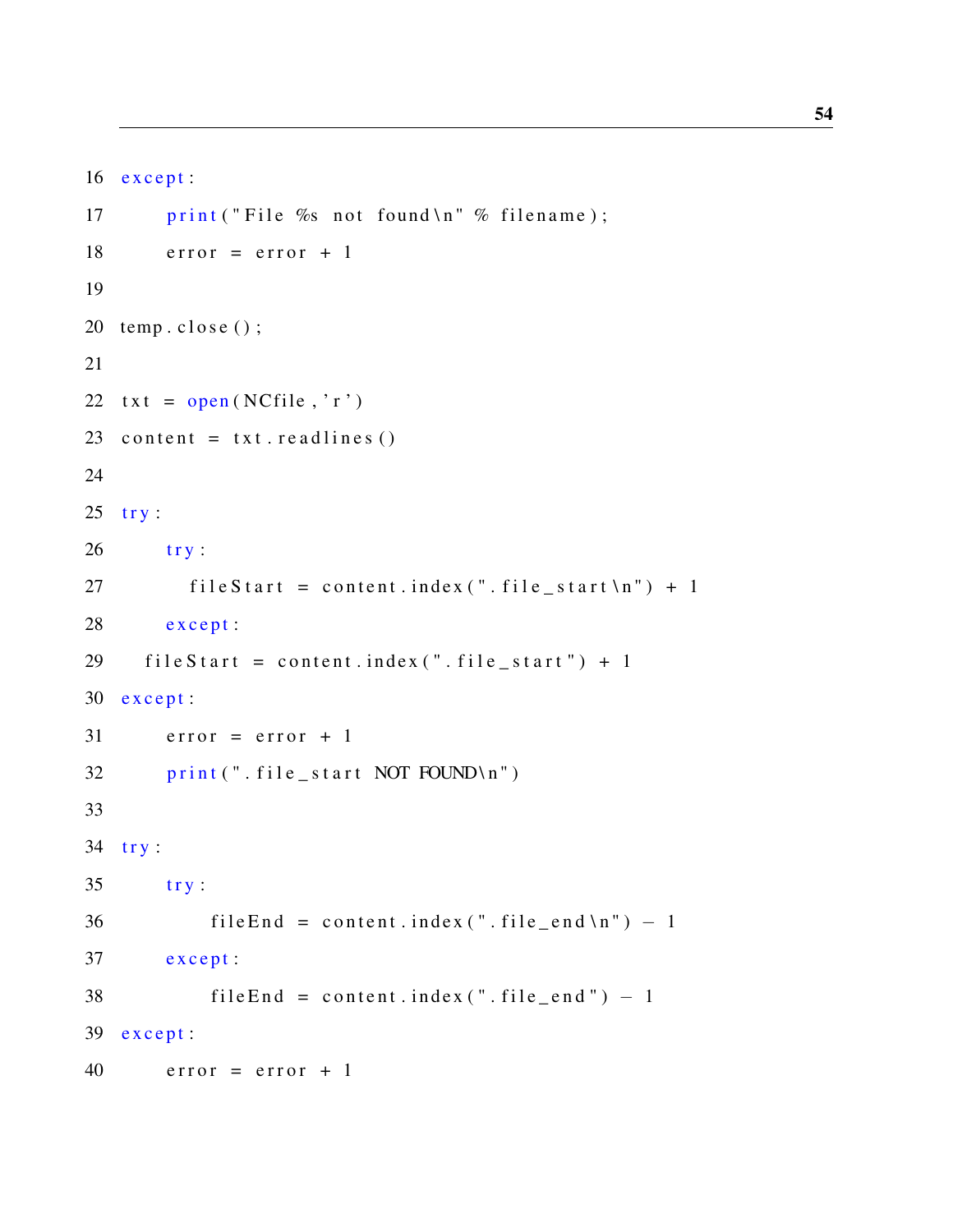```
16  except:
17      print("File %s not found\n" % filename);
18      error = error + 1
19
20  temp.close();
21
22  txt = open(NCfile,'r')
23  content = txt.readlines()
24
25  try:
26      try:
27        fileStart = content.index(".file_start\n") + 1
28      except:
29    fileStart = content.index(".file_start") + 1
30  except:
31      error = error + 1
32      print(".file_start NOT FOUND\n")
33
34  try:
35      try:
36          fileEnd = content.index(".file_end\n") - 1
37      except:
38          fileEnd = content.index(".file_end") - 1
39  except:
40      error = error + 1
```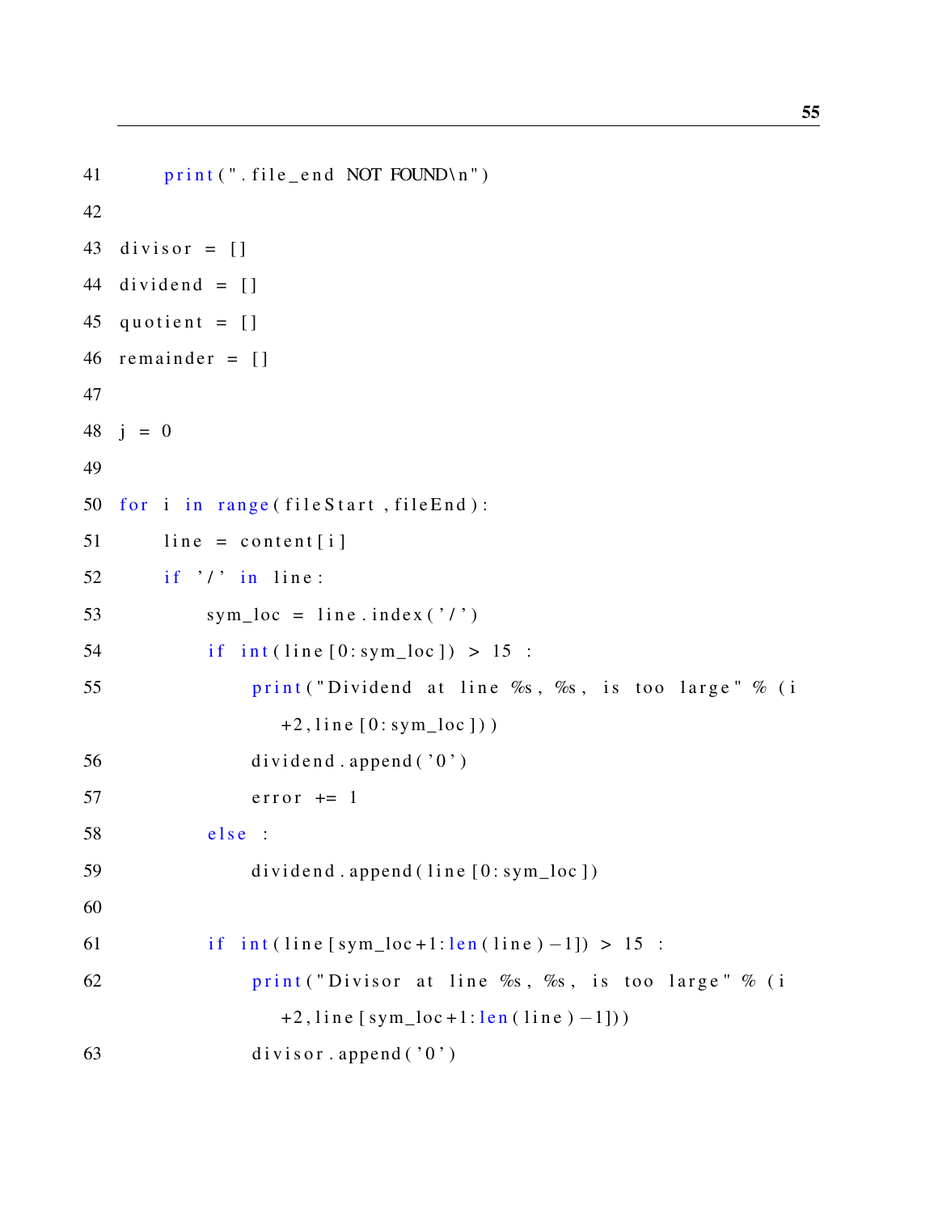```
41     print(".file_end NOT FOUND\n")
42
43 divisor = []
44 dividend = []
45 quotient = []
46 remainder = []
47
48 j = 0
49
50 for i in range(fileStart,fileEnd):
51     line = content[i]
52     if '/' in line:
53         sym_loc = line.index('/')
54         if int(line[0:sym_loc]) > 15 :
55             print("Dividend at line %s, %s, is too large" % (i
                 +2,line[0:sym_loc]))
56             dividend.append('0')
57             error += 1
58         else :
59             dividend.append(line[0:sym_loc])
60
61         if int(line[sym_loc+1:len(line)-1]) > 15 :
62             print("Divisor at line %s, %s, is too large" % (i
                 +2,line[sym_loc+1:len(line)-1]))
63             divisor.append('0')
```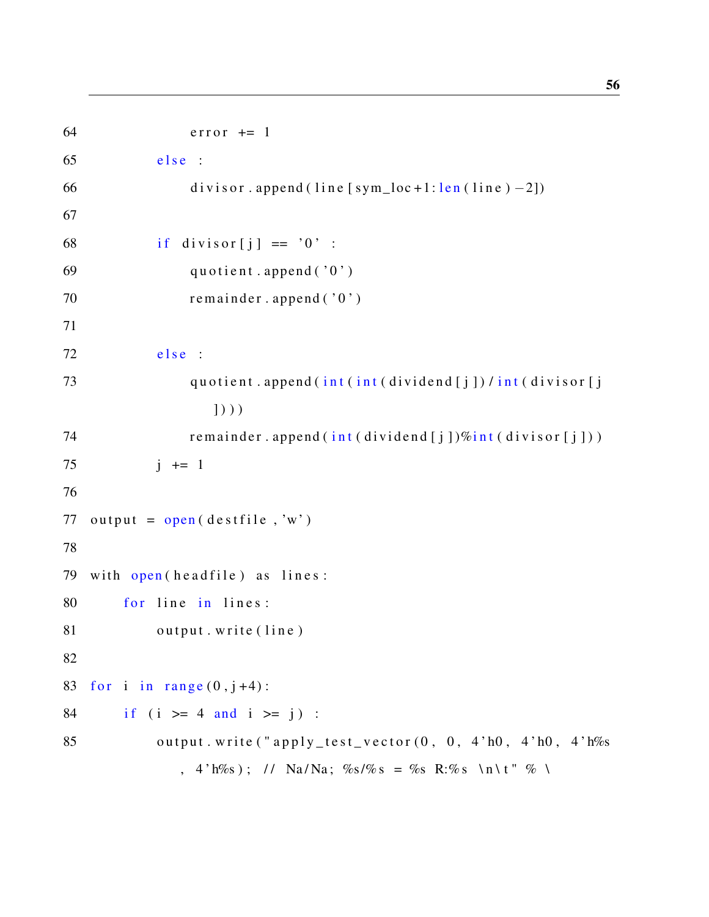```
64                error += 1
65            else :
66                divisor.append(line[sym_loc+1:len(line)-2])
67
68            if divisor[j] == '0' :
69                quotient.append('0')
70                remainder.append('0')
71
72            else :
73                quotient.append(int(int(dividend[j])/int(divisor[j
                     ])))
74                remainder.append(int(dividend[j])%int(divisor[j]))
75            j += 1
76
77 output = open(destfile,'w')
78
79 with open(headfile) as lines:
80     for line in lines:
81         output.write(line)
82
83 for i in range(0,j+4):
84     if (i >= 4 and i >= j) :
85         output.write("apply_test_vector(0, 0, 4'h0, 4'h0, 4'h%s
             , 4'h%s); // Na/Na; %s/%s = %s R:%s \n\t" % \
```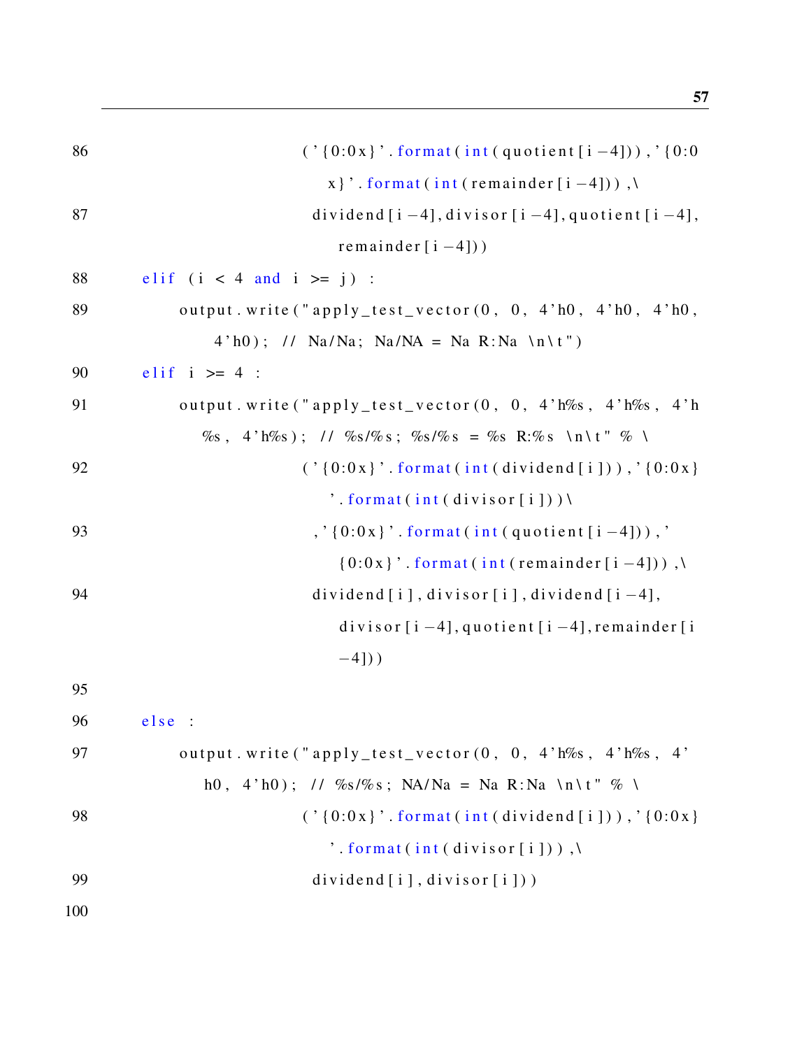```
86                          ('{0:0x}'.format(int(quotient[i-4])),'{0:0x}'.format(int(remainder[i-4])),\
87                          dividend[i-4],divisor[i-4],quotient[i-4],remainder[i-4]))
88      elif (i < 4 and i >= j) :
89          output.write("apply_test_vector(0, 0, 4'h0, 4'h0, 4'h0, 4'h0); // Na/Na; Na/NA = Na R:Na \n\t")
90      elif i >= 4 :
91          output.write("apply_test_vector(0, 0, 4'h%s, 4'h%s, 4'h%s, 4'h%s); // %s/%s; %s/%s = %s R:%s \n\t" % \
92                          ('{0:0x}'.format(int(dividend[i])),'{0:0x}'.format(int(divisor[i]))\
93                          ,'{0:0x}'.format(int(quotient[i-4])),'{0:0x}'.format(int(remainder[i-4])),\
94                          dividend[i],divisor[i],dividend[i-4],divisor[i-4],quotient[i-4],remainder[i-4]))
95
96      else :
97          output.write("apply_test_vector(0, 0, 4'h%s, 4'h%s, 4'h0, 4'h0); // %s/%s; NA/Na = Na R:Na \n\t" % \
98                          ('{0:0x}'.format(int(dividend[i])),'{0:0x}'.format(int(divisor[i])),\
99                          dividend[i],divisor[i]))
100
```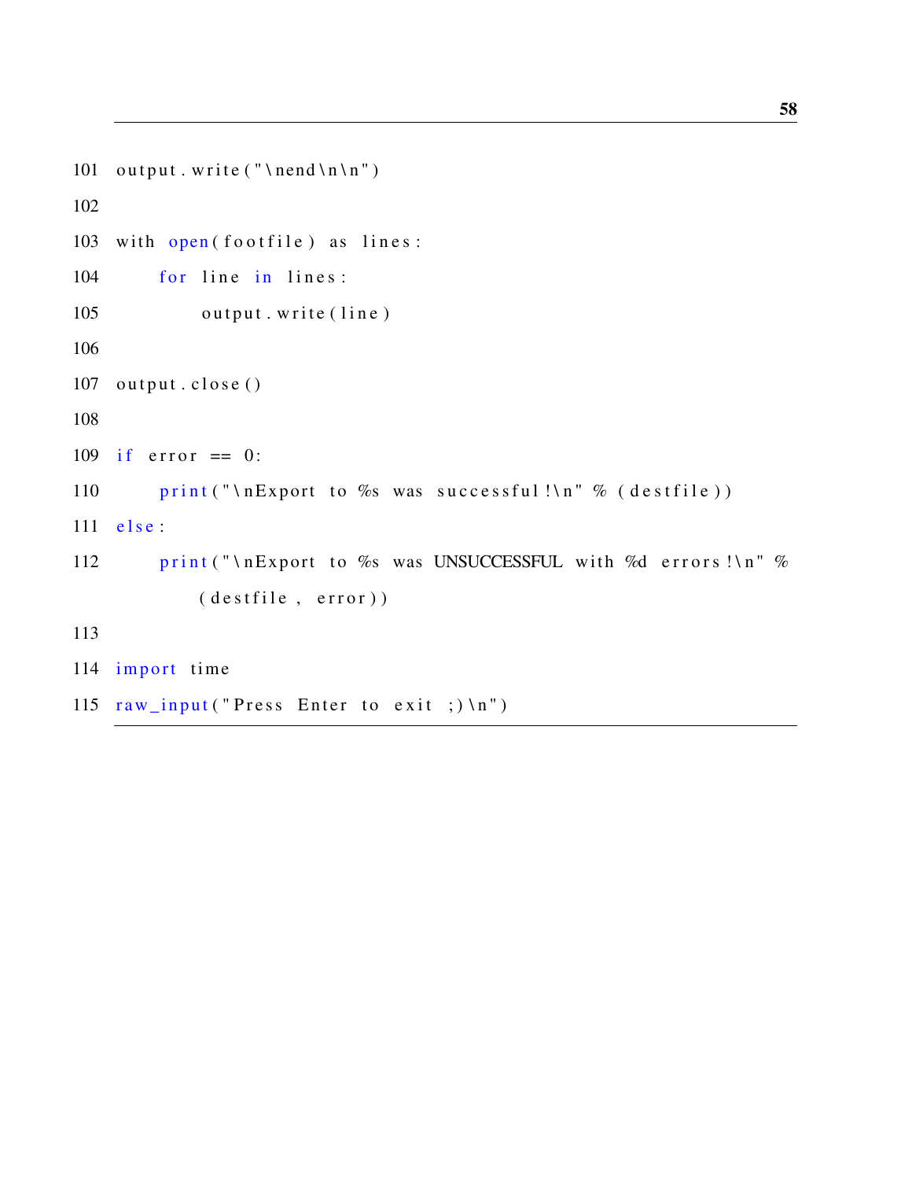```
101 output.write("\nend\n\n")
102 
103 with open(footfile) as lines:
104     for line in lines:
105         output.write(line)
106 
107 output.close()
108 
109 if error == 0:
110     print("\nExport to %s was successful!\n" % (destfile))
111 else:
112     print("\nExport to %s was UNSUCCESSFUL with %d errors!\n" %
          (destfile, error))
113 
114 import time
115 raw_input("Press Enter to exit ;)\n")
```